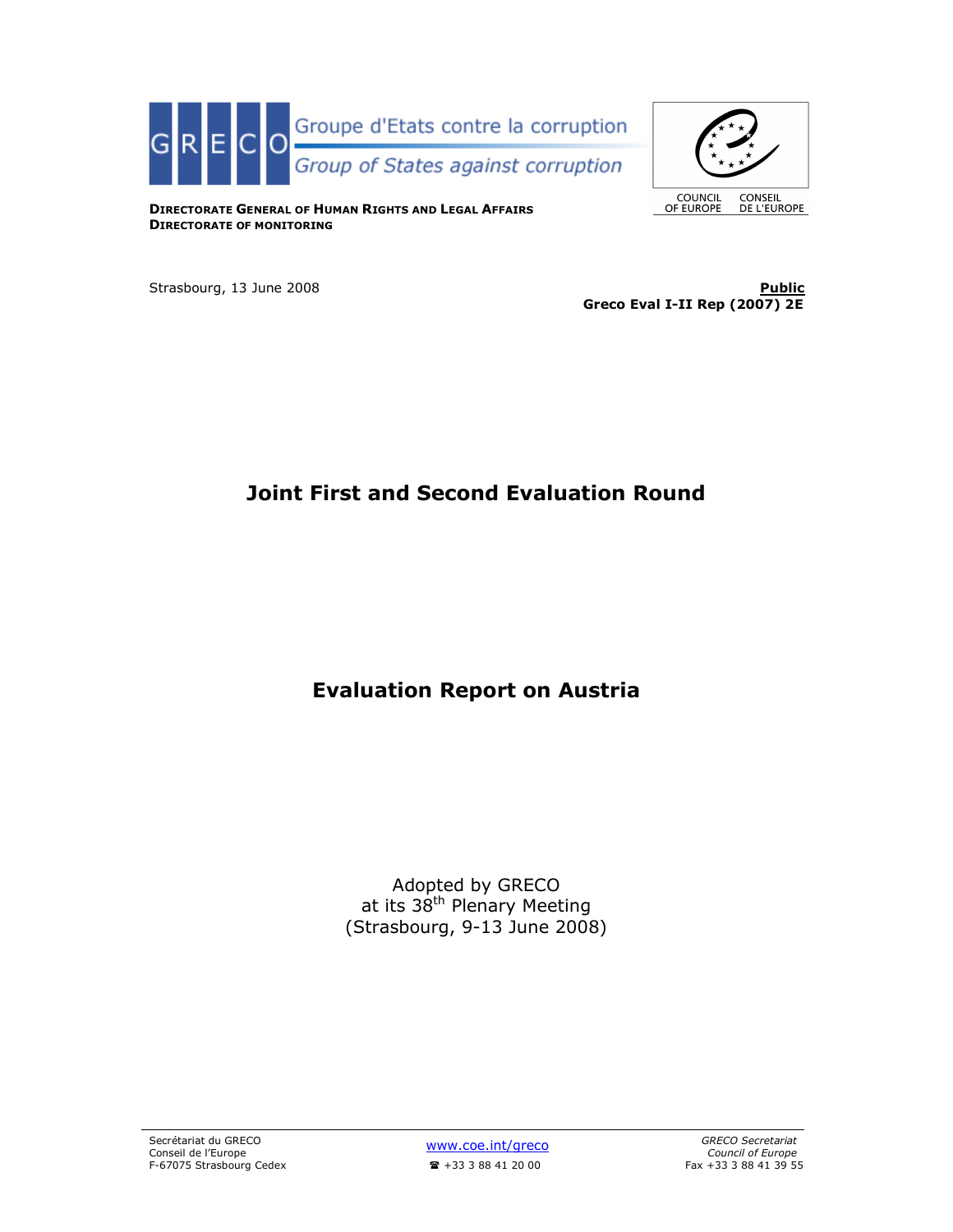Groupe d'Etats contre la corruption

*Group of States against corruption*

COUNCIL OF EUROPE / CONSEIL DE L'EUROPE

**DIRECTORATE GENERAL OF HUMAN RIGHTS AND LEGAL AFFAIRS**
**DIRECTORATE OF MONITORING**

Strasbourg, 13 June 2008

**Public**
**Greco Eval I-II Rep (2007) 2E**

# Joint First and Second Evaluation Round

# Evaluation Report on Austria

Adopted by GRECO
at its 38th Plenary Meeting
(Strasbourg, 9-13 June 2008)

Secrétariat du GRECO
Conseil de l'Europe
F-67075 Strasbourg Cedex

www.coe.int/greco
☎ +33 3 88 41 20 00

*GRECO Secretariat*
*Council of Europe*
Fax +33 3 88 41 39 55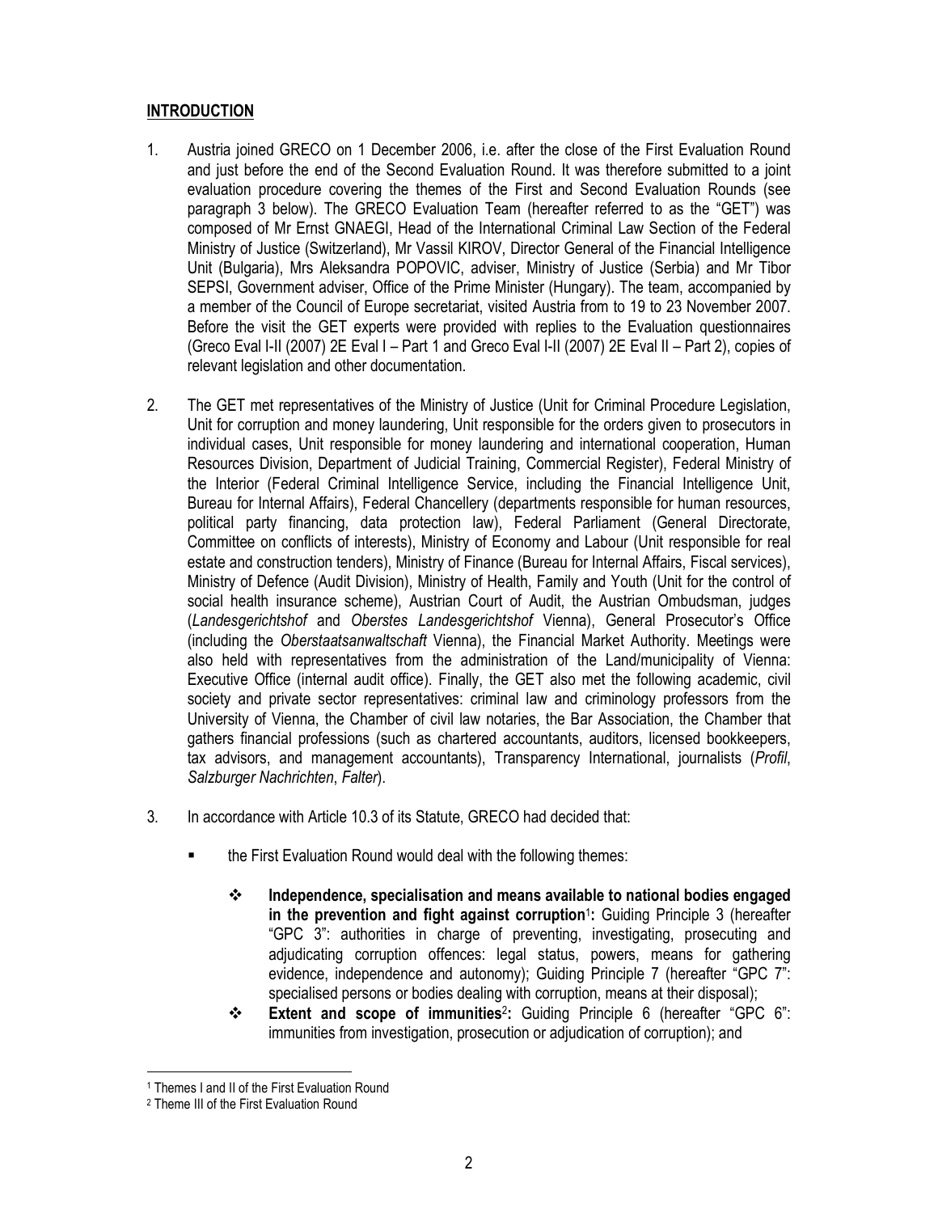## INTRODUCTION

1. Austria joined GRECO on 1 December 2006, i.e. after the close of the First Evaluation Round and just before the end of the Second Evaluation Round. It was therefore submitted to a joint evaluation procedure covering the themes of the First and Second Evaluation Rounds (see paragraph 3 below). The GRECO Evaluation Team (hereafter referred to as the "GET") was composed of Mr Ernst GNAEGI, Head of the International Criminal Law Section of the Federal Ministry of Justice (Switzerland), Mr Vassil KIROV, Director General of the Financial Intelligence Unit (Bulgaria), Mrs Aleksandra POPOVIC, adviser, Ministry of Justice (Serbia) and Mr Tibor SEPSI, Government adviser, Office of the Prime Minister (Hungary). The team, accompanied by a member of the Council of Europe secretariat, visited Austria from to 19 to 23 November 2007. Before the visit the GET experts were provided with replies to the Evaluation questionnaires (Greco Eval I-II (2007) 2E Eval I – Part 1 and Greco Eval I-II (2007) 2E Eval II – Part 2), copies of relevant legislation and other documentation.

2. The GET met representatives of the Ministry of Justice (Unit for Criminal Procedure Legislation, Unit for corruption and money laundering, Unit responsible for the orders given to prosecutors in individual cases, Unit responsible for money laundering and international cooperation, Human Resources Division, Department of Judicial Training, Commercial Register), Federal Ministry of the Interior (Federal Criminal Intelligence Service, including the Financial Intelligence Unit, Bureau for Internal Affairs), Federal Chancellery (departments responsible for human resources, political party financing, data protection law), Federal Parliament (General Directorate, Committee on conflicts of interests), Ministry of Economy and Labour (Unit responsible for real estate and construction tenders), Ministry of Finance (Bureau for Internal Affairs, Fiscal services), Ministry of Defence (Audit Division), Ministry of Health, Family and Youth (Unit for the control of social health insurance scheme), Austrian Court of Audit, the Austrian Ombudsman, judges (*Landesgerichtshof* and *Oberstes Landesgerichtshof* Vienna), General Prosecutor's Office (including the *Oberstaatsanwaltschaft* Vienna), the Financial Market Authority. Meetings were also held with representatives from the administration of the Land/municipality of Vienna: Executive Office (internal audit office). Finally, the GET also met the following academic, civil society and private sector representatives: criminal law and criminology professors from the University of Vienna, the Chamber of civil law notaries, the Bar Association, the Chamber that gathers financial professions (such as chartered accountants, auditors, licensed bookkeepers, tax advisors, and management accountants), Transparency International, journalists (*Profil*, *Salzburger Nachrichten*, *Falter*).

3. In accordance with Article 10.3 of its Statute, GRECO had decided that:

   - the First Evaluation Round would deal with the following themes:

     - **Independence, specialisation and means available to national bodies engaged in the prevention and fight against corruption**[1]**:** Guiding Principle 3 (hereafter "GPC 3": authorities in charge of preventing, investigating, prosecuting and adjudicating corruption offences: legal status, powers, means for gathering evidence, independence and autonomy); Guiding Principle 7 (hereafter "GPC 7": specialised persons or bodies dealing with corruption, means at their disposal);
     - **Extent and scope of immunities**[2]**:** Guiding Principle 6 (hereafter "GPC 6": immunities from investigation, prosecution or adjudication of corruption); and

[1] Themes I and II of the First Evaluation Round

[2] Theme III of the First Evaluation Round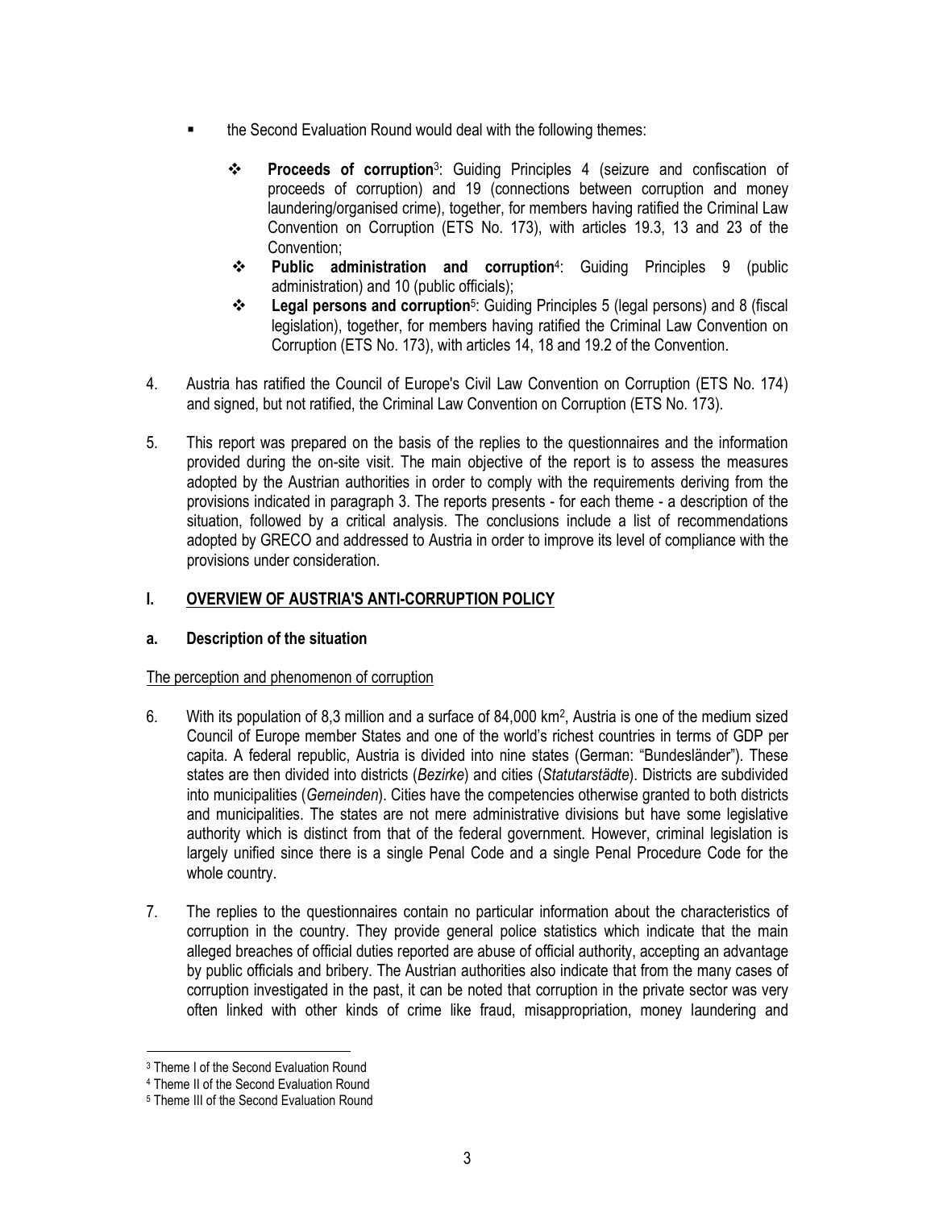- the Second Evaluation Round would deal with the following themes:

  - **Proceeds of corruption**[3]: Guiding Principles 4 (seizure and confiscation of proceeds of corruption) and 19 (connections between corruption and money laundering/organised crime), together, for members having ratified the Criminal Law Convention on Corruption (ETS No. 173), with articles 19.3, 13 and 23 of the Convention;
  - **Public administration and corruption**[4]: Guiding Principles 9 (public administration) and 10 (public officials);
  - **Legal persons and corruption**[5]: Guiding Principles 5 (legal persons) and 8 (fiscal legislation), together, for members having ratified the Criminal Law Convention on Corruption (ETS No. 173), with articles 14, 18 and 19.2 of the Convention.

4. Austria has ratified the Council of Europe's Civil Law Convention on Corruption (ETS No. 174) and signed, but not ratified, the Criminal Law Convention on Corruption (ETS No. 173).

5. This report was prepared on the basis of the replies to the questionnaires and the information provided during the on-site visit. The main objective of the report is to assess the measures adopted by the Austrian authorities in order to comply with the requirements deriving from the provisions indicated in paragraph 3. The reports presents - for each theme - a description of the situation, followed by a critical analysis. The conclusions include a list of recommendations adopted by GRECO and addressed to Austria in order to improve its level of compliance with the provisions under consideration.

## I. OVERVIEW OF AUSTRIA'S ANTI-CORRUPTION POLICY

### a. Description of the situation

The perception and phenomenon of corruption

6. With its population of 8,3 million and a surface of 84,000 km$^2$, Austria is one of the medium sized Council of Europe member States and one of the world's richest countries in terms of GDP per capita. A federal republic, Austria is divided into nine states (German: "Bundesländer"). These states are then divided into districts (*Bezirke*) and cities (*Statutarstädte*). Districts are subdivided into municipalities (*Gemeinden*). Cities have the competencies otherwise granted to both districts and municipalities. The states are not mere administrative divisions but have some legislative authority which is distinct from that of the federal government. However, criminal legislation is largely unified since there is a single Penal Code and a single Penal Procedure Code for the whole country.

7. The replies to the questionnaires contain no particular information about the characteristics of corruption in the country. They provide general police statistics which indicate that the main alleged breaches of official duties reported are abuse of official authority, accepting an advantage by public officials and bribery. The Austrian authorities also indicate that from the many cases of corruption investigated in the past, it can be noted that corruption in the private sector was very often linked with other kinds of crime like fraud, misappropriation, money laundering and

---

[3] Theme I of the Second Evaluation Round

[4] Theme II of the Second Evaluation Round

[5] Theme III of the Second Evaluation Round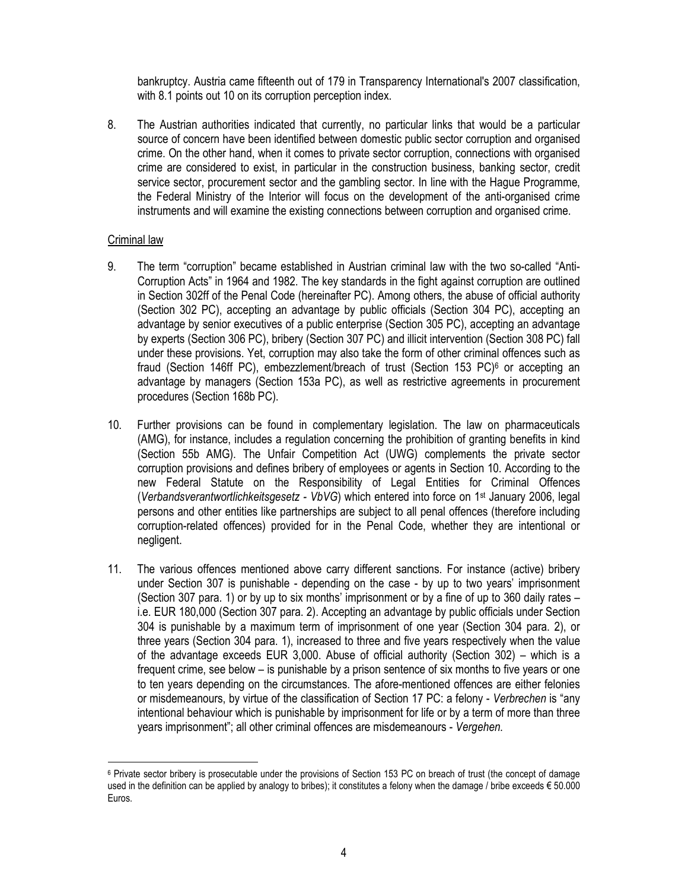bankruptcy. Austria came fifteenth out of 179 in Transparency International's 2007 classification, with 8.1 points out 10 on its corruption perception index.

8. The Austrian authorities indicated that currently, no particular links that would be a particular source of concern have been identified between domestic public sector corruption and organised crime. On the other hand, when it comes to private sector corruption, connections with organised crime are considered to exist, in particular in the construction business, banking sector, credit service sector, procurement sector and the gambling sector. In line with the Hague Programme, the Federal Ministry of the Interior will focus on the development of the anti-organised crime instruments and will examine the existing connections between corruption and organised crime.

Criminal law

9. The term "corruption" became established in Austrian criminal law with the two so-called "Anti-Corruption Acts" in 1964 and 1982. The key standards in the fight against corruption are outlined in Section 302ff of the Penal Code (hereinafter PC). Among others, the abuse of official authority (Section 302 PC), accepting an advantage by public officials (Section 304 PC), accepting an advantage by senior executives of a public enterprise (Section 305 PC), accepting an advantage by experts (Section 306 PC), bribery (Section 307 PC) and illicit intervention (Section 308 PC) fall under these provisions. Yet, corruption may also take the form of other criminal offences such as fraud (Section 146ff PC), embezzlement/breach of trust (Section 153 PC)[6] or accepting an advantage by managers (Section 153a PC), as well as restrictive agreements in procurement procedures (Section 168b PC).

10. Further provisions can be found in complementary legislation. The law on pharmaceuticals (AMG), for instance, includes a regulation concerning the prohibition of granting benefits in kind (Section 55b AMG). The Unfair Competition Act (UWG) complements the private sector corruption provisions and defines bribery of employees or agents in Section 10. According to the new Federal Statute on the Responsibility of Legal Entities for Criminal Offences (*Verbandsverantwortlichkeitsgesetz - VbVG*) which entered into force on 1st January 2006, legal persons and other entities like partnerships are subject to all penal offences (therefore including corruption-related offences) provided for in the Penal Code, whether they are intentional or negligent.

11. The various offences mentioned above carry different sanctions. For instance (active) bribery under Section 307 is punishable - depending on the case - by up to two years' imprisonment (Section 307 para. 1) or by up to six months' imprisonment or by a fine of up to 360 daily rates – i.e. EUR 180,000 (Section 307 para. 2). Accepting an advantage by public officials under Section 304 is punishable by a maximum term of imprisonment of one year (Section 304 para. 2), or three years (Section 304 para. 1), increased to three and five years respectively when the value of the advantage exceeds EUR 3,000. Abuse of official authority (Section 302) – which is a frequent crime, see below – is punishable by a prison sentence of six months to five years or one to ten years depending on the circumstances. The afore-mentioned offences are either felonies or misdemeanours, by virtue of the classification of Section 17 PC: a felony - *Verbrechen* is "any intentional behaviour which is punishable by imprisonment for life or by a term of more than three years imprisonment"; all other criminal offences are misdemeanours - *Vergehen*.

[6] Private sector bribery is prosecutable under the provisions of Section 153 PC on breach of trust (the concept of damage used in the definition can be applied by analogy to bribes); it constitutes a felony when the damage / bribe exceeds € 50.000 Euros.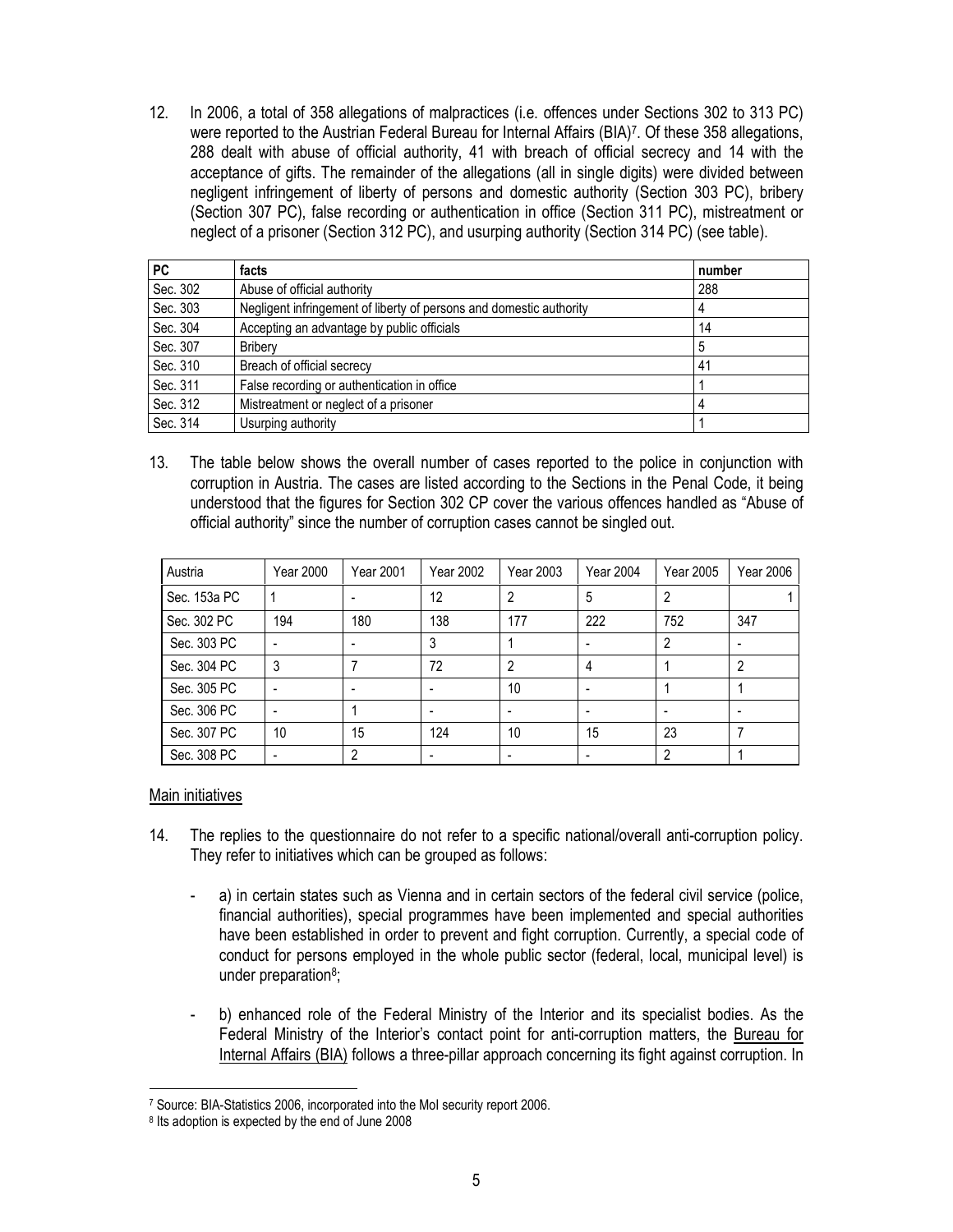12. In 2006, a total of 358 allegations of malpractices (i.e. offences under Sections 302 to 313 PC) were reported to the Austrian Federal Bureau for Internal Affairs (BIA)[7]. Of these 358 allegations, 288 dealt with abuse of official authority, 41 with breach of official secrecy and 14 with the acceptance of gifts. The remainder of the allegations (all in single digits) were divided between negligent infringement of liberty of persons and domestic authority (Section 303 PC), bribery (Section 307 PC), false recording or authentication in office (Section 311 PC), mistreatment or neglect of a prisoner (Section 312 PC), and usurping authority (Section 314 PC) (see table).

| PC | facts | number |
|---|---|---|
| Sec. 302 | Abuse of official authority | 288 |
| Sec. 303 | Negligent infringement of liberty of persons and domestic authority | 4 |
| Sec. 304 | Accepting an advantage by public officials | 14 |
| Sec. 307 | Bribery | 5 |
| Sec. 310 | Breach of official secrecy | 41 |
| Sec. 311 | False recording or authentication in office | 1 |
| Sec. 312 | Mistreatment or neglect of a prisoner | 4 |
| Sec. 314 | Usurping authority | 1 |

13. The table below shows the overall number of cases reported to the police in conjunction with corruption in Austria. The cases are listed according to the Sections in the Penal Code, it being understood that the figures for Section 302 CP cover the various offences handled as "Abuse of official authority" since the number of corruption cases cannot be singled out.

| Austria | Year 2000 | Year 2001 | Year 2002 | Year 2003 | Year 2004 | Year 2005 | Year 2006 |
|---|---|---|---|---|---|---|---|
| Sec. 153a PC | 1 | - | 12 | 2 | 5 | 2 | 1 |
| Sec. 302 PC | 194 | 180 | 138 | 177 | 222 | 752 | 347 |
| Sec. 303 PC | - | - | 3 | 1 | - | 2 | - |
| Sec. 304 PC | 3 | 7 | 72 | 2 | 4 | 1 | 2 |
| Sec. 305 PC | - | - | - | 10 | - | 1 | 1 |
| Sec. 306 PC | - | 1 | - | - | - | - | - |
| Sec. 307 PC | 10 | 15 | 124 | 10 | 15 | 23 | 7 |
| Sec. 308 PC | - | 2 | - | - | - | 2 | 1 |

Main initiatives

14. The replies to the questionnaire do not refer to a specific national/overall anti-corruption policy. They refer to initiatives which can be grouped as follows:

    - a) in certain states such as Vienna and in certain sectors of the federal civil service (police, financial authorities), special programmes have been implemented and special authorities have been established in order to prevent and fight corruption. Currently, a special code of conduct for persons employed in the whole public sector (federal, local, municipal level) is under preparation[8];

    - b) enhanced role of the Federal Ministry of the Interior and its specialist bodies. As the Federal Ministry of the Interior's contact point for anti-corruption matters, the Bureau for Internal Affairs (BIA) follows a three-pillar approach concerning its fight against corruption. In

[7] Source: BIA-Statistics 2006, incorporated into the MoI security report 2006.

[8] Its adoption is expected by the end of June 2008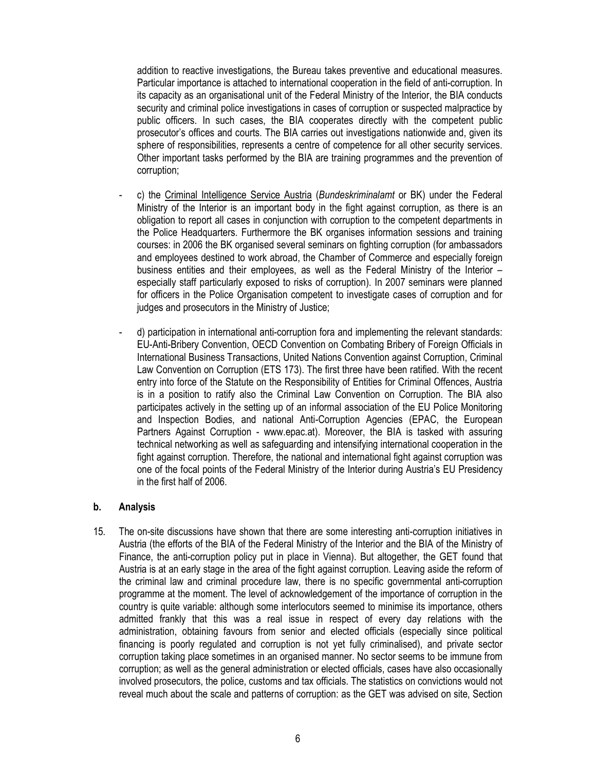addition to reactive investigations, the Bureau takes preventive and educational measures. Particular importance is attached to international cooperation in the field of anti-corruption. In its capacity as an organisational unit of the Federal Ministry of the Interior, the BIA conducts security and criminal police investigations in cases of corruption or suspected malpractice by public officers. In such cases, the BIA cooperates directly with the competent public prosecutor's offices and courts. The BIA carries out investigations nationwide and, given its sphere of responsibilities, represents a centre of competence for all other security services. Other important tasks performed by the BIA are training programmes and the prevention of corruption;

- c) the Criminal Intelligence Service Austria (*Bundeskriminalamt* or BK) under the Federal Ministry of the Interior is an important body in the fight against corruption, as there is an obligation to report all cases in conjunction with corruption to the competent departments in the Police Headquarters. Furthermore the BK organises information sessions and training courses: in 2006 the BK organised several seminars on fighting corruption (for ambassadors and employees destined to work abroad, the Chamber of Commerce and especially foreign business entities and their employees, as well as the Federal Ministry of the Interior – especially staff particularly exposed to risks of corruption). In 2007 seminars were planned for officers in the Police Organisation competent to investigate cases of corruption and for judges and prosecutors in the Ministry of Justice;

- d) participation in international anti-corruption fora and implementing the relevant standards: EU-Anti-Bribery Convention, OECD Convention on Combating Bribery of Foreign Officials in International Business Transactions, United Nations Convention against Corruption, Criminal Law Convention on Corruption (ETS 173). The first three have been ratified. With the recent entry into force of the Statute on the Responsibility of Entities for Criminal Offences, Austria is in a position to ratify also the Criminal Law Convention on Corruption. The BIA also participates actively in the setting up of an informal association of the EU Police Monitoring and Inspection Bodies, and national Anti-Corruption Agencies (EPAC, the European Partners Against Corruption - www.epac.at). Moreover, the BIA is tasked with assuring technical networking as well as safeguarding and intensifying international cooperation in the fight against corruption. Therefore, the national and international fight against corruption was one of the focal points of the Federal Ministry of the Interior during Austria's EU Presidency in the first half of 2006.

### b. Analysis

15. The on-site discussions have shown that there are some interesting anti-corruption initiatives in Austria (the efforts of the BIA of the Federal Ministry of the Interior and the BIA of the Ministry of Finance, the anti-corruption policy put in place in Vienna). But altogether, the GET found that Austria is at an early stage in the area of the fight against corruption. Leaving aside the reform of the criminal law and criminal procedure law, there is no specific governmental anti-corruption programme at the moment. The level of acknowledgement of the importance of corruption in the country is quite variable: although some interlocutors seemed to minimise its importance, others admitted frankly that this was a real issue in respect of every day relations with the administration, obtaining favours from senior and elected officials (especially since political financing is poorly regulated and corruption is not yet fully criminalised), and private sector corruption taking place sometimes in an organised manner. No sector seems to be immune from corruption; as well as the general administration or elected officials, cases have also occasionally involved prosecutors, the police, customs and tax officials. The statistics on convictions would not reveal much about the scale and patterns of corruption: as the GET was advised on site, Section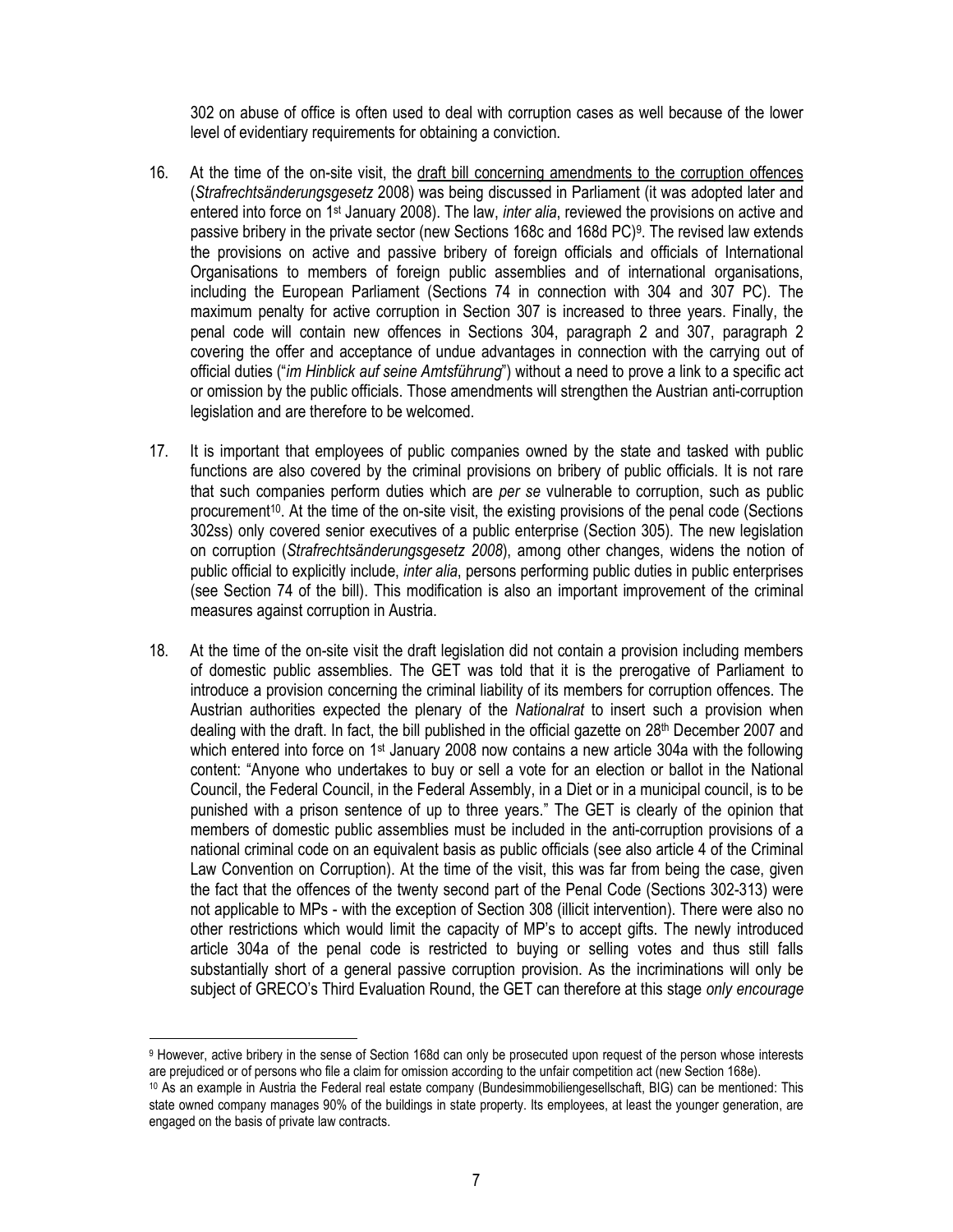302 on abuse of office is often used to deal with corruption cases as well because of the lower level of evidentiary requirements for obtaining a conviction.

16. At the time of the on-site visit, the draft bill concerning amendments to the corruption offences (*Strafrechtsänderungsgesetz* 2008) was being discussed in Parliament (it was adopted later and entered into force on 1st January 2008). The law, *inter alia*, reviewed the provisions on active and passive bribery in the private sector (new Sections 168c and 168d PC)[9]. The revised law extends the provisions on active and passive bribery of foreign officials and officials of International Organisations to members of foreign public assemblies and of international organisations, including the European Parliament (Sections 74 in connection with 304 and 307 PC). The maximum penalty for active corruption in Section 307 is increased to three years. Finally, the penal code will contain new offences in Sections 304, paragraph 2 and 307, paragraph 2 covering the offer and acceptance of undue advantages in connection with the carrying out of official duties ("*im Hinblick auf seine Amtsführung*") without a need to prove a link to a specific act or omission by the public officials. Those amendments will strengthen the Austrian anti-corruption legislation and are therefore to be welcomed.

17. It is important that employees of public companies owned by the state and tasked with public functions are also covered by the criminal provisions on bribery of public officials. It is not rare that such companies perform duties which are *per se* vulnerable to corruption, such as public procurement[10]. At the time of the on-site visit, the existing provisions of the penal code (Sections 302ss) only covered senior executives of a public enterprise (Section 305). The new legislation on corruption (*Strafrechtsänderungsgesetz 2008*), among other changes, widens the notion of public official to explicitly include, *inter alia*, persons performing public duties in public enterprises (see Section 74 of the bill). This modification is also an important improvement of the criminal measures against corruption in Austria.

18. At the time of the on-site visit the draft legislation did not contain a provision including members of domestic public assemblies. The GET was told that it is the prerogative of Parliament to introduce a provision concerning the criminal liability of its members for corruption offences. The Austrian authorities expected the plenary of the *Nationalrat* to insert such a provision when dealing with the draft. In fact, the bill published in the official gazette on 28th December 2007 and which entered into force on 1st January 2008 now contains a new article 304a with the following content: "Anyone who undertakes to buy or sell a vote for an election or ballot in the National Council, the Federal Council, in the Federal Assembly, in a Diet or in a municipal council, is to be punished with a prison sentence of up to three years." The GET is clearly of the opinion that members of domestic public assemblies must be included in the anti-corruption provisions of a national criminal code on an equivalent basis as public officials (see also article 4 of the Criminal Law Convention on Corruption). At the time of the visit, this was far from being the case, given the fact that the offences of the twenty second part of the Penal Code (Sections 302-313) were not applicable to MPs - with the exception of Section 308 (illicit intervention). There were also no other restrictions which would limit the capacity of MP's to accept gifts. The newly introduced article 304a of the penal code is restricted to buying or selling votes and thus still falls substantially short of a general passive corruption provision. As the incriminations will only be subject of GRECO's Third Evaluation Round, the GET can therefore at this stage *only encourage*

---

[9] However, active bribery in the sense of Section 168d can only be prosecuted upon request of the person whose interests are prejudiced or of persons who file a claim for omission according to the unfair competition act (new Section 168e).

[10] As an example in Austria the Federal real estate company (Bundesimmobiliengesellschaft, BIG) can be mentioned: This state owned company manages 90% of the buildings in state property. Its employees, at least the younger generation, are engaged on the basis of private law contracts.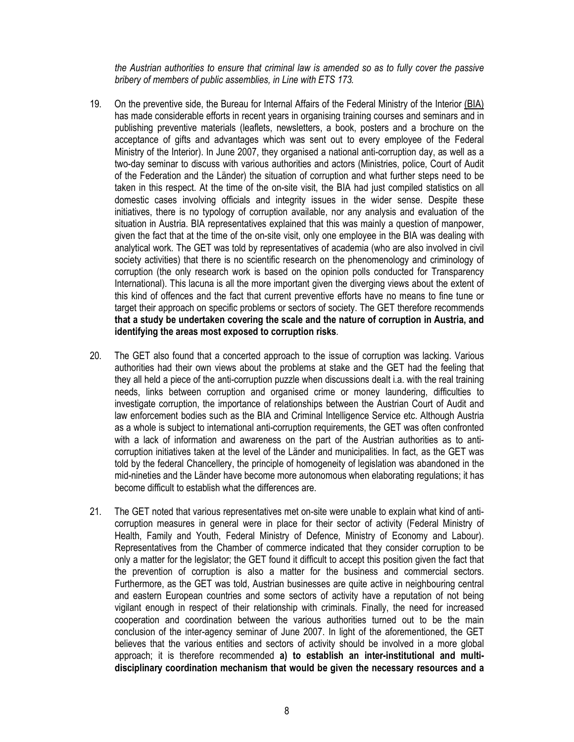*the Austrian authorities to ensure that criminal law is amended so as to fully cover the passive bribery of members of public assemblies, in Line with ETS 173.*

19. On the preventive side, the Bureau for Internal Affairs of the Federal Ministry of the Interior (BIA) has made considerable efforts in recent years in organising training courses and seminars and in publishing preventive materials (leaflets, newsletters, a book, posters and a brochure on the acceptance of gifts and advantages which was sent out to every employee of the Federal Ministry of the Interior). In June 2007, they organised a national anti-corruption day, as well as a two-day seminar to discuss with various authorities and actors (Ministries, police, Court of Audit of the Federation and the Länder) the situation of corruption and what further steps need to be taken in this respect. At the time of the on-site visit, the BIA had just compiled statistics on all domestic cases involving officials and integrity issues in the wider sense. Despite these initiatives, there is no typology of corruption available, nor any analysis and evaluation of the situation in Austria. BIA representatives explained that this was mainly a question of manpower, given the fact that at the time of the on-site visit, only one employee in the BIA was dealing with analytical work. The GET was told by representatives of academia (who are also involved in civil society activities) that there is no scientific research on the phenomenology and criminology of corruption (the only research work is based on the opinion polls conducted for Transparency International). This lacuna is all the more important given the diverging views about the extent of this kind of offences and the fact that current preventive efforts have no means to fine tune or target their approach on specific problems or sectors of society. The GET therefore recommends **that a study be undertaken covering the scale and the nature of corruption in Austria, and identifying the areas most exposed to corruption risks**.

20. The GET also found that a concerted approach to the issue of corruption was lacking. Various authorities had their own views about the problems at stake and the GET had the feeling that they all held a piece of the anti-corruption puzzle when discussions dealt i.a. with the real training needs, links between corruption and organised crime or money laundering, difficulties to investigate corruption, the importance of relationships between the Austrian Court of Audit and law enforcement bodies such as the BIA and Criminal Intelligence Service etc. Although Austria as a whole is subject to international anti-corruption requirements, the GET was often confronted with a lack of information and awareness on the part of the Austrian authorities as to anti-corruption initiatives taken at the level of the Länder and municipalities. In fact, as the GET was told by the federal Chancellery, the principle of homogeneity of legislation was abandoned in the mid-nineties and the Länder have become more autonomous when elaborating regulations; it has become difficult to establish what the differences are.

21. The GET noted that various representatives met on-site were unable to explain what kind of anti-corruption measures in general were in place for their sector of activity (Federal Ministry of Health, Family and Youth, Federal Ministry of Defence, Ministry of Economy and Labour). Representatives from the Chamber of commerce indicated that they consider corruption to be only a matter for the legislator; the GET found it difficult to accept this position given the fact that the prevention of corruption is also a matter for the business and commercial sectors. Furthermore, as the GET was told, Austrian businesses are quite active in neighbouring central and eastern European countries and some sectors of activity have a reputation of not being vigilant enough in respect of their relationship with criminals. Finally, the need for increased cooperation and coordination between the various authorities turned out to be the main conclusion of the inter-agency seminar of June 2007. In light of the aforementioned, the GET believes that the various entities and sectors of activity should be involved in a more global approach; it is therefore recommended **a) to establish an inter-institutional and multi-disciplinary coordination mechanism that would be given the necessary resources and a**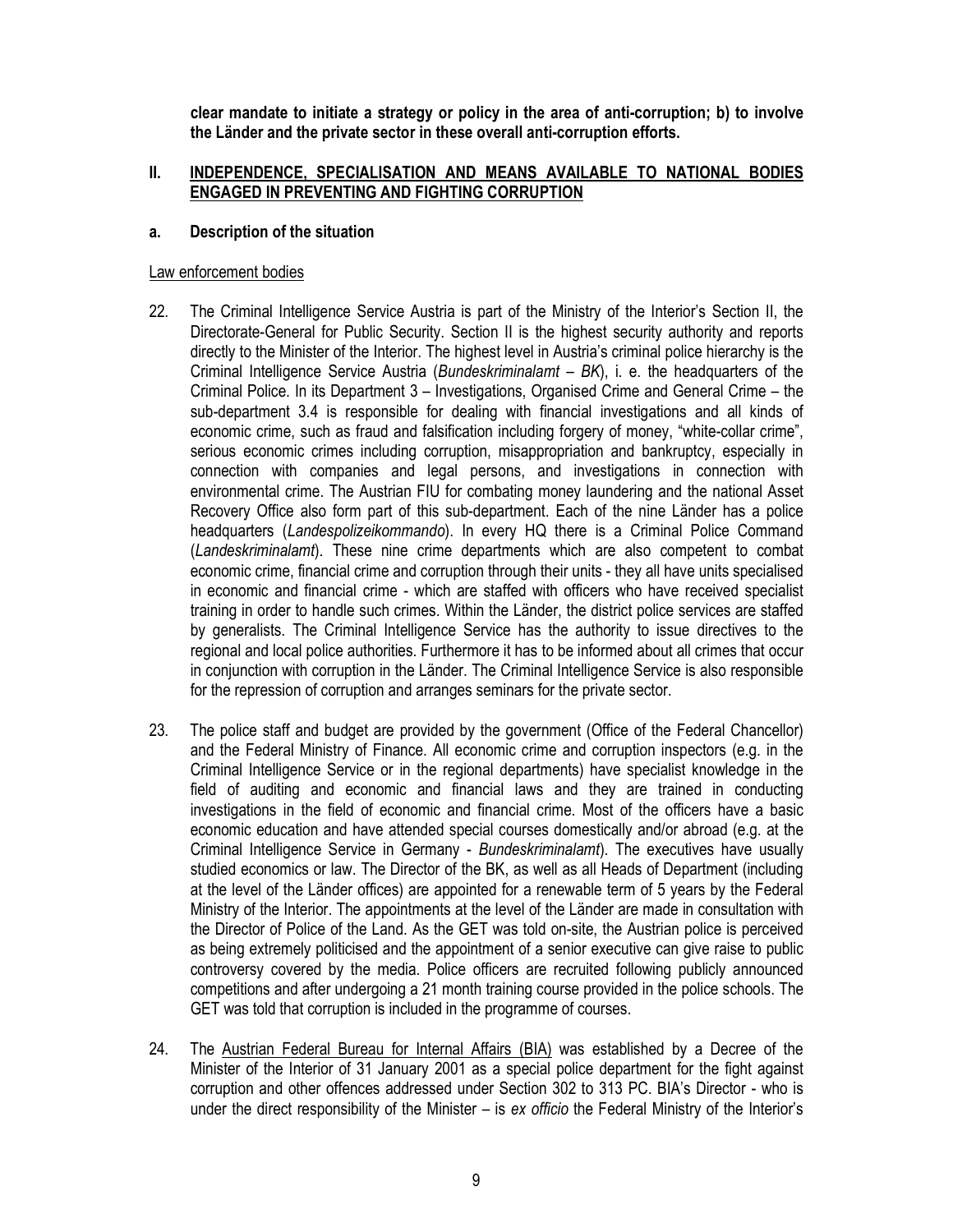**clear mandate to initiate a strategy or policy in the area of anti-corruption; b) to involve the Länder and the private sector in these overall anti-corruption efforts.**

## II. INDEPENDENCE, SPECIALISATION AND MEANS AVAILABLE TO NATIONAL BODIES ENGAGED IN PREVENTING AND FIGHTING CORRUPTION

### a. Description of the situation

Law enforcement bodies

22. The Criminal Intelligence Service Austria is part of the Ministry of the Interior's Section II, the Directorate-General for Public Security. Section II is the highest security authority and reports directly to the Minister of the Interior. The highest level in Austria's criminal police hierarchy is the Criminal Intelligence Service Austria (*Bundeskriminalamt – BK*), i. e. the headquarters of the Criminal Police. In its Department 3 – Investigations, Organised Crime and General Crime – the sub-department 3.4 is responsible for dealing with financial investigations and all kinds of economic crime, such as fraud and falsification including forgery of money, "white-collar crime", serious economic crimes including corruption, misappropriation and bankruptcy, especially in connection with companies and legal persons, and investigations in connection with environmental crime. The Austrian FIU for combating money laundering and the national Asset Recovery Office also form part of this sub-department. Each of the nine Länder has a police headquarters (*Landespolizeikommando*). In every HQ there is a Criminal Police Command (*Landeskriminalamt*). These nine crime departments which are also competent to combat economic crime, financial crime and corruption through their units - they all have units specialised in economic and financial crime - which are staffed with officers who have received specialist training in order to handle such crimes. Within the Länder, the district police services are staffed by generalists. The Criminal Intelligence Service has the authority to issue directives to the regional and local police authorities. Furthermore it has to be informed about all crimes that occur in conjunction with corruption in the Länder. The Criminal Intelligence Service is also responsible for the repression of corruption and arranges seminars for the private sector.

23. The police staff and budget are provided by the government (Office of the Federal Chancellor) and the Federal Ministry of Finance. All economic crime and corruption inspectors (e.g. in the Criminal Intelligence Service or in the regional departments) have specialist knowledge in the field of auditing and economic and financial laws and they are trained in conducting investigations in the field of economic and financial crime. Most of the officers have a basic economic education and have attended special courses domestically and/or abroad (e.g. at the Criminal Intelligence Service in Germany - *Bundeskriminalamt*). The executives have usually studied economics or law. The Director of the BK, as well as all Heads of Department (including at the level of the Länder offices) are appointed for a renewable term of 5 years by the Federal Ministry of the Interior. The appointments at the level of the Länder are made in consultation with the Director of Police of the Land. As the GET was told on-site, the Austrian police is perceived as being extremely politicised and the appointment of a senior executive can give raise to public controversy covered by the media. Police officers are recruited following publicly announced competitions and after undergoing a 21 month training course provided in the police schools. The GET was told that corruption is included in the programme of courses.

24. The Austrian Federal Bureau for Internal Affairs (BIA) was established by a Decree of the Minister of the Interior of 31 January 2001 as a special police department for the fight against corruption and other offences addressed under Section 302 to 313 PC. BIA's Director - who is under the direct responsibility of the Minister – is *ex officio* the Federal Ministry of the Interior's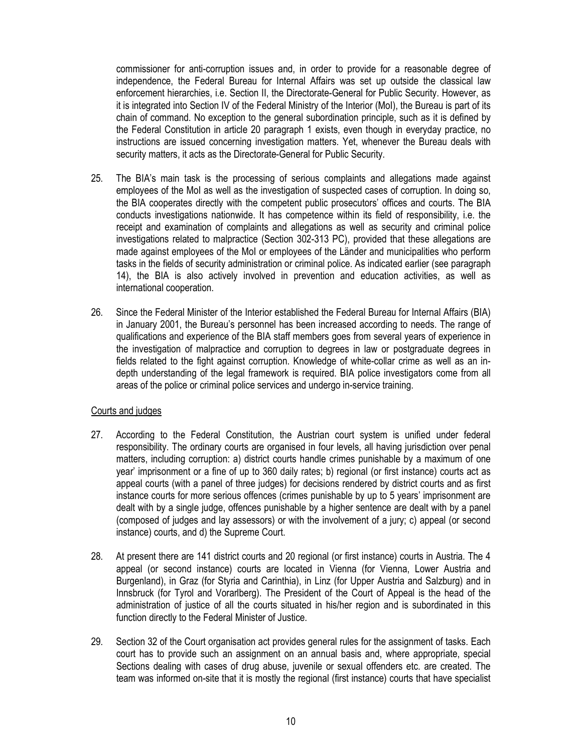commissioner for anti-corruption issues and, in order to provide for a reasonable degree of independence, the Federal Bureau for Internal Affairs was set up outside the classical law enforcement hierarchies, i.e. Section II, the Directorate-General for Public Security. However, as it is integrated into Section IV of the Federal Ministry of the Interior (MoI), the Bureau is part of its chain of command. No exception to the general subordination principle, such as it is defined by the Federal Constitution in article 20 paragraph 1 exists, even though in everyday practice, no instructions are issued concerning investigation matters. Yet, whenever the Bureau deals with security matters, it acts as the Directorate-General for Public Security.

25. The BIA's main task is the processing of serious complaints and allegations made against employees of the MoI as well as the investigation of suspected cases of corruption. In doing so, the BIA cooperates directly with the competent public prosecutors' offices and courts. The BIA conducts investigations nationwide. It has competence within its field of responsibility, i.e. the receipt and examination of complaints and allegations as well as security and criminal police investigations related to malpractice (Section 302-313 PC), provided that these allegations are made against employees of the MoI or employees of the Länder and municipalities who perform tasks in the fields of security administration or criminal police. As indicated earlier (see paragraph 14), the BIA is also actively involved in prevention and education activities, as well as international cooperation.

26. Since the Federal Minister of the Interior established the Federal Bureau for Internal Affairs (BIA) in January 2001, the Bureau's personnel has been increased according to needs. The range of qualifications and experience of the BIA staff members goes from several years of experience in the investigation of malpractice and corruption to degrees in law or postgraduate degrees in fields related to the fight against corruption. Knowledge of white-collar crime as well as an in-depth understanding of the legal framework is required. BIA police investigators come from all areas of the police or criminal police services and undergo in-service training.

Courts and judges

27. According to the Federal Constitution, the Austrian court system is unified under federal responsibility. The ordinary courts are organised in four levels, all having jurisdiction over penal matters, including corruption: a) district courts handle crimes punishable by a maximum of one year' imprisonment or a fine of up to 360 daily rates; b) regional (or first instance) courts act as appeal courts (with a panel of three judges) for decisions rendered by district courts and as first instance courts for more serious offences (crimes punishable by up to 5 years' imprisonment are dealt with by a single judge, offences punishable by a higher sentence are dealt with by a panel (composed of judges and lay assessors) or with the involvement of a jury; c) appeal (or second instance) courts, and d) the Supreme Court.

28. At present there are 141 district courts and 20 regional (or first instance) courts in Austria. The 4 appeal (or second instance) courts are located in Vienna (for Vienna, Lower Austria and Burgenland), in Graz (for Styria and Carinthia), in Linz (for Upper Austria and Salzburg) and in Innsbruck (for Tyrol and Vorarlberg). The President of the Court of Appeal is the head of the administration of justice of all the courts situated in his/her region and is subordinated in this function directly to the Federal Minister of Justice.

29. Section 32 of the Court organisation act provides general rules for the assignment of tasks. Each court has to provide such an assignment on an annual basis and, where appropriate, special Sections dealing with cases of drug abuse, juvenile or sexual offenders etc. are created. The team was informed on-site that it is mostly the regional (first instance) courts that have specialist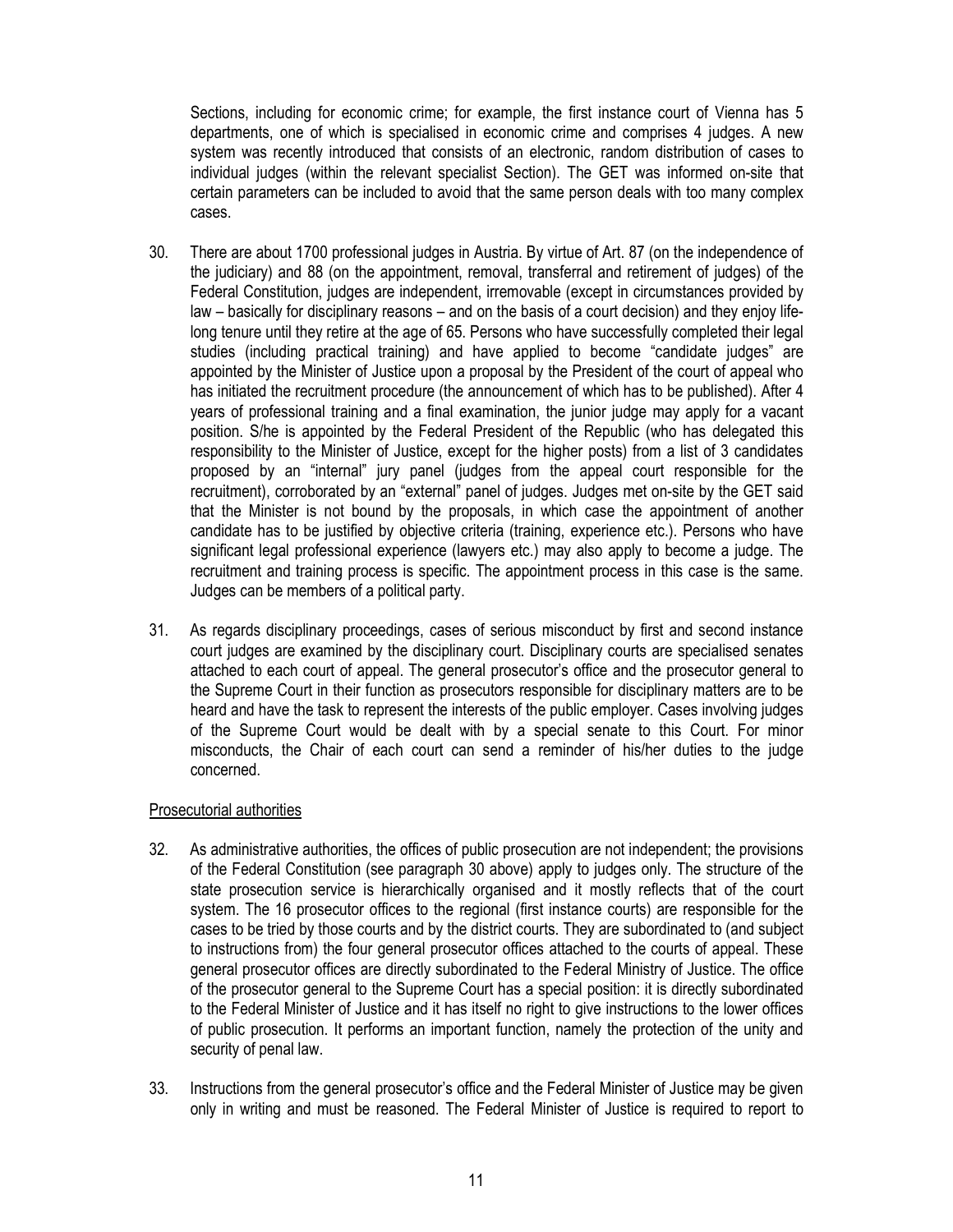Sections, including for economic crime; for example, the first instance court of Vienna has 5 departments, one of which is specialised in economic crime and comprises 4 judges. A new system was recently introduced that consists of an electronic, random distribution of cases to individual judges (within the relevant specialist Section). The GET was informed on-site that certain parameters can be included to avoid that the same person deals with too many complex cases.

30. There are about 1700 professional judges in Austria. By virtue of Art. 87 (on the independence of the judiciary) and 88 (on the appointment, removal, transferral and retirement of judges) of the Federal Constitution, judges are independent, irremovable (except in circumstances provided by law – basically for disciplinary reasons – and on the basis of a court decision) and they enjoy life-long tenure until they retire at the age of 65. Persons who have successfully completed their legal studies (including practical training) and have applied to become "candidate judges" are appointed by the Minister of Justice upon a proposal by the President of the court of appeal who has initiated the recruitment procedure (the announcement of which has to be published). After 4 years of professional training and a final examination, the junior judge may apply for a vacant position. S/he is appointed by the Federal President of the Republic (who has delegated this responsibility to the Minister of Justice, except for the higher posts) from a list of 3 candidates proposed by an "internal" jury panel (judges from the appeal court responsible for the recruitment), corroborated by an "external" panel of judges. Judges met on-site by the GET said that the Minister is not bound by the proposals, in which case the appointment of another candidate has to be justified by objective criteria (training, experience etc.). Persons who have significant legal professional experience (lawyers etc.) may also apply to become a judge. The recruitment and training process is specific. The appointment process in this case is the same. Judges can be members of a political party.

31. As regards disciplinary proceedings, cases of serious misconduct by first and second instance court judges are examined by the disciplinary court. Disciplinary courts are specialised senates attached to each court of appeal. The general prosecutor's office and the prosecutor general to the Supreme Court in their function as prosecutors responsible for disciplinary matters are to be heard and have the task to represent the interests of the public employer. Cases involving judges of the Supreme Court would be dealt with by a special senate to this Court. For minor misconducts, the Chair of each court can send a reminder of his/her duties to the judge concerned.

Prosecutorial authorities

32. As administrative authorities, the offices of public prosecution are not independent; the provisions of the Federal Constitution (see paragraph 30 above) apply to judges only. The structure of the state prosecution service is hierarchically organised and it mostly reflects that of the court system. The 16 prosecutor offices to the regional (first instance courts) are responsible for the cases to be tried by those courts and by the district courts. They are subordinated to (and subject to instructions from) the four general prosecutor offices attached to the courts of appeal. These general prosecutor offices are directly subordinated to the Federal Ministry of Justice. The office of the prosecutor general to the Supreme Court has a special position: it is directly subordinated to the Federal Minister of Justice and it has itself no right to give instructions to the lower offices of public prosecution. It performs an important function, namely the protection of the unity and security of penal law.

33. Instructions from the general prosecutor's office and the Federal Minister of Justice may be given only in writing and must be reasoned. The Federal Minister of Justice is required to report to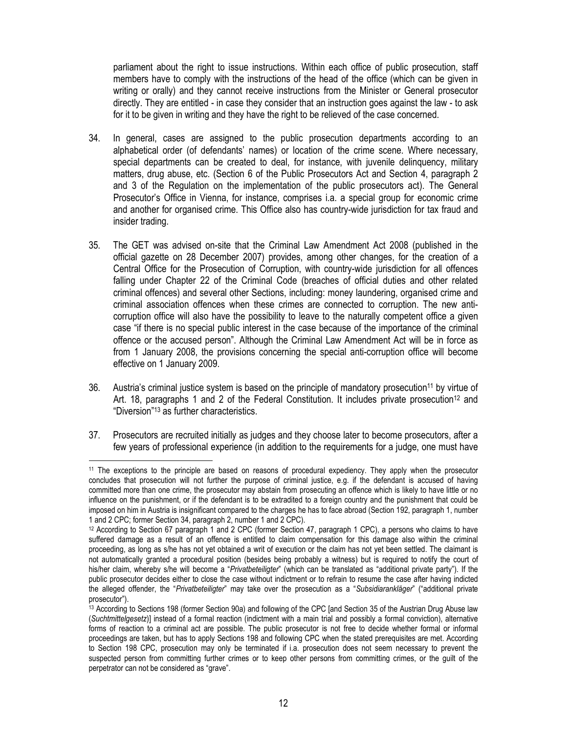parliament about the right to issue instructions. Within each office of public prosecution, staff members have to comply with the instructions of the head of the office (which can be given in writing or orally) and they cannot receive instructions from the Minister or General prosecutor directly. They are entitled - in case they consider that an instruction goes against the law - to ask for it to be given in writing and they have the right to be relieved of the case concerned.

34. In general, cases are assigned to the public prosecution departments according to an alphabetical order (of defendants' names) or location of the crime scene. Where necessary, special departments can be created to deal, for instance, with juvenile delinquency, military matters, drug abuse, etc. (Section 6 of the Public Prosecutors Act and Section 4, paragraph 2 and 3 of the Regulation on the implementation of the public prosecutors act). The General Prosecutor's Office in Vienna, for instance, comprises i.a. a special group for economic crime and another for organised crime. This Office also has country-wide jurisdiction for tax fraud and insider trading.

35. The GET was advised on-site that the Criminal Law Amendment Act 2008 (published in the official gazette on 28 December 2007) provides, among other changes, for the creation of a Central Office for the Prosecution of Corruption, with country-wide jurisdiction for all offences falling under Chapter 22 of the Criminal Code (breaches of official duties and other related criminal offences) and several other Sections, including: money laundering, organised crime and criminal association offences when these crimes are connected to corruption. The new anti-corruption office will also have the possibility to leave to the naturally competent office a given case "if there is no special public interest in the case because of the importance of the criminal offence or the accused person". Although the Criminal Law Amendment Act will be in force as from 1 January 2008, the provisions concerning the special anti-corruption office will become effective on 1 January 2009.

36. Austria's criminal justice system is based on the principle of mandatory prosecution[11] by virtue of Art. 18, paragraphs 1 and 2 of the Federal Constitution. It includes private prosecution[12] and "Diversion"[13] as further characteristics.

37. Prosecutors are recruited initially as judges and they choose later to become prosecutors, after a few years of professional experience (in addition to the requirements for a judge, one must have

---

[11] The exceptions to the principle are based on reasons of procedural expediency. They apply when the prosecutor concludes that prosecution will not further the purpose of criminal justice, e.g. if the defendant is accused of having committed more than one crime, the prosecutor may abstain from prosecuting an offence which is likely to have little or no influence on the punishment, or if the defendant is to be extradited to a foreign country and the punishment that could be imposed on him in Austria is insignificant compared to the charges he has to face abroad (Section 192, paragraph 1, number 1 and 2 CPC; former Section 34, paragraph 2, number 1 and 2 CPC).

[12] According to Section 67 paragraph 1 and 2 CPC (former Section 47, paragraph 1 CPC), a persons who claims to have suffered damage as a result of an offence is entitled to claim compensation for this damage also within the criminal proceeding, as long as s/he has not yet obtained a writ of execution or the claim has not yet been settled. The claimant is not automatically granted a procedural position (besides being probably a witness) but is required to notify the court of his/her claim, whereby s/he will become a "*Privatbeteiligter*" (which can be translated as "additional private party"). If the public prosecutor decides either to close the case without indictment or to refrain to resume the case after having indicted the alleged offender, the "*Privatbeteiligter*" may take over the prosecution as a "*Subsidiarankläger*" ("additional private prosecutor").

[13] According to Sections 198 (former Section 90a) and following of the CPC [and Section 35 of the Austrian Drug Abuse law (*Suchtmittelgesetz*)] instead of a formal reaction (indictment with a main trial and possibly a formal conviction), alternative forms of reaction to a criminal act are possible. The public prosecutor is not free to decide whether formal or informal proceedings are taken, but has to apply Sections 198 and following CPC when the stated prerequisites are met. According to Section 198 CPC, prosecution may only be terminated if i.a. prosecution does not seem necessary to prevent the suspected person from committing further crimes or to keep other persons from committing crimes, or the guilt of the perpetrator can not be considered as "grave".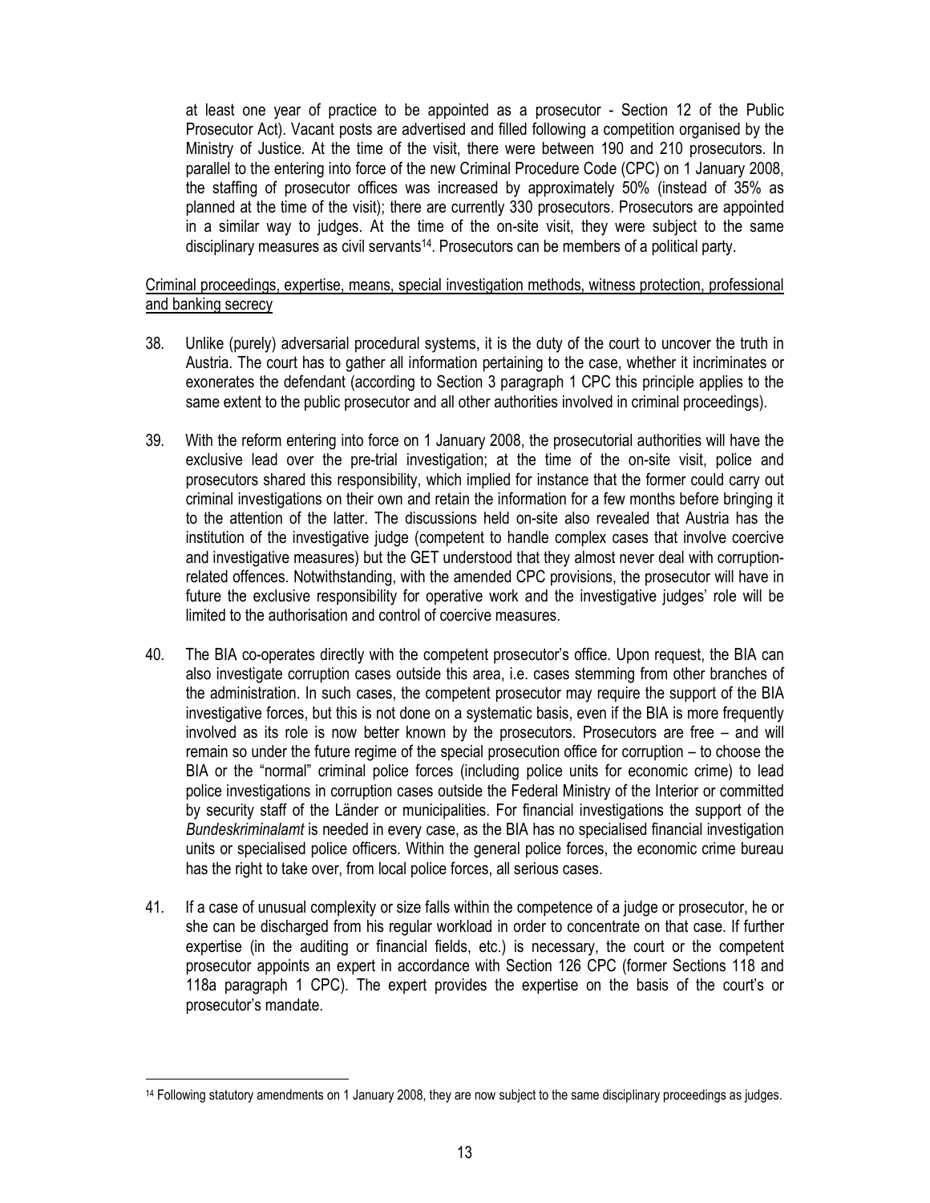at least one year of practice to be appointed as a prosecutor - Section 12 of the Public Prosecutor Act). Vacant posts are advertised and filled following a competition organised by the Ministry of Justice. At the time of the visit, there were between 190 and 210 prosecutors. In parallel to the entering into force of the new Criminal Procedure Code (CPC) on 1 January 2008, the staffing of prosecutor offices was increased by approximately 50% (instead of 35% as planned at the time of the visit); there are currently 330 prosecutors. Prosecutors are appointed in a similar way to judges. At the time of the on-site visit, they were subject to the same disciplinary measures as civil servants[14]. Prosecutors can be members of a political party.

Criminal proceedings, expertise, means, special investigation methods, witness protection, professional and banking secrecy

38. Unlike (purely) adversarial procedural systems, it is the duty of the court to uncover the truth in Austria. The court has to gather all information pertaining to the case, whether it incriminates or exonerates the defendant (according to Section 3 paragraph 1 CPC this principle applies to the same extent to the public prosecutor and all other authorities involved in criminal proceedings).

39. With the reform entering into force on 1 January 2008, the prosecutorial authorities will have the exclusive lead over the pre-trial investigation; at the time of the on-site visit, police and prosecutors shared this responsibility, which implied for instance that the former could carry out criminal investigations on their own and retain the information for a few months before bringing it to the attention of the latter. The discussions held on-site also revealed that Austria has the institution of the investigative judge (competent to handle complex cases that involve coercive and investigative measures) but the GET understood that they almost never deal with corruption-related offences. Notwithstanding, with the amended CPC provisions, the prosecutor will have in future the exclusive responsibility for operative work and the investigative judges' role will be limited to the authorisation and control of coercive measures.

40. The BIA co-operates directly with the competent prosecutor's office. Upon request, the BIA can also investigate corruption cases outside this area, i.e. cases stemming from other branches of the administration. In such cases, the competent prosecutor may require the support of the BIA investigative forces, but this is not done on a systematic basis, even if the BIA is more frequently involved as its role is now better known by the prosecutors. Prosecutors are free – and will remain so under the future regime of the special prosecution office for corruption – to choose the BIA or the "normal" criminal police forces (including police units for economic crime) to lead police investigations in corruption cases outside the Federal Ministry of the Interior or committed by security staff of the Länder or municipalities. For financial investigations the support of the *Bundeskriminalamt* is needed in every case, as the BIA has no specialised financial investigation units or specialised police officers. Within the general police forces, the economic crime bureau has the right to take over, from local police forces, all serious cases.

41. If a case of unusual complexity or size falls within the competence of a judge or prosecutor, he or she can be discharged from his regular workload in order to concentrate on that case. If further expertise (in the auditing or financial fields, etc.) is necessary, the court or the competent prosecutor appoints an expert in accordance with Section 126 CPC (former Sections 118 and 118a paragraph 1 CPC). The expert provides the expertise on the basis of the court's or prosecutor's mandate.

[14] Following statutory amendments on 1 January 2008, they are now subject to the same disciplinary proceedings as judges.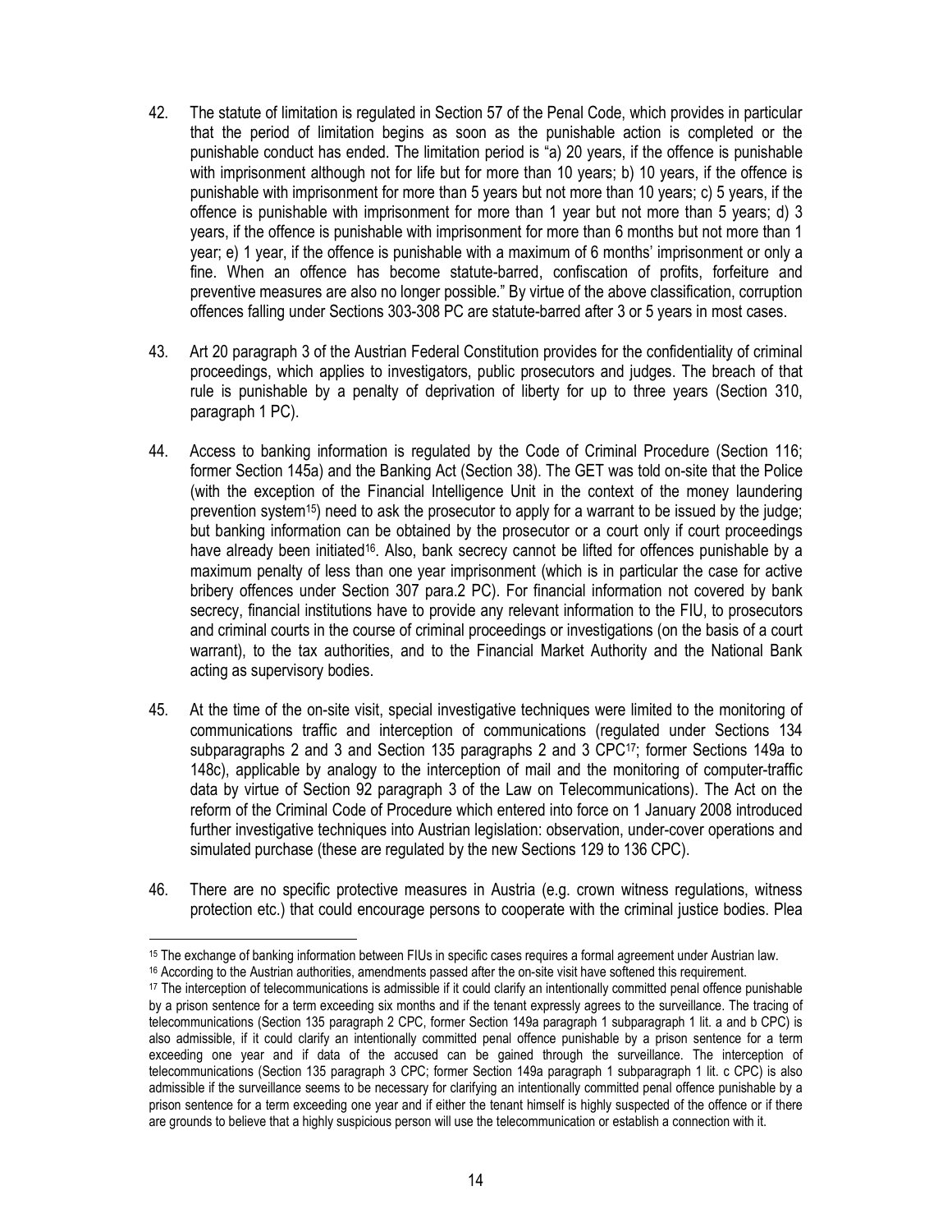42. The statute of limitation is regulated in Section 57 of the Penal Code, which provides in particular that the period of limitation begins as soon as the punishable action is completed or the punishable conduct has ended. The limitation period is "a) 20 years, if the offence is punishable with imprisonment although not for life but for more than 10 years; b) 10 years, if the offence is punishable with imprisonment for more than 5 years but not more than 10 years; c) 5 years, if the offence is punishable with imprisonment for more than 1 year but not more than 5 years; d) 3 years, if the offence is punishable with imprisonment for more than 6 months but not more than 1 year; e) 1 year, if the offence is punishable with a maximum of 6 months' imprisonment or only a fine. When an offence has become statute-barred, confiscation of profits, forfeiture and preventive measures are also no longer possible." By virtue of the above classification, corruption offences falling under Sections 303-308 PC are statute-barred after 3 or 5 years in most cases.

43. Art 20 paragraph 3 of the Austrian Federal Constitution provides for the confidentiality of criminal proceedings, which applies to investigators, public prosecutors and judges. The breach of that rule is punishable by a penalty of deprivation of liberty for up to three years (Section 310, paragraph 1 PC).

44. Access to banking information is regulated by the Code of Criminal Procedure (Section 116; former Section 145a) and the Banking Act (Section 38). The GET was told on-site that the Police (with the exception of the Financial Intelligence Unit in the context of the money laundering prevention system[15]) need to ask the prosecutor to apply for a warrant to be issued by the judge; but banking information can be obtained by the prosecutor or a court only if court proceedings have already been initiated[16]. Also, bank secrecy cannot be lifted for offences punishable by a maximum penalty of less than one year imprisonment (which is in particular the case for active bribery offences under Section 307 para.2 PC). For financial information not covered by bank secrecy, financial institutions have to provide any relevant information to the FIU, to prosecutors and criminal courts in the course of criminal proceedings or investigations (on the basis of a court warrant), to the tax authorities, and to the Financial Market Authority and the National Bank acting as supervisory bodies.

45. At the time of the on-site visit, special investigative techniques were limited to the monitoring of communications traffic and interception of communications (regulated under Sections 134 subparagraphs 2 and 3 and Section 135 paragraphs 2 and 3 CPC[17]; former Sections 149a to 148c), applicable by analogy to the interception of mail and the monitoring of computer-traffic data by virtue of Section 92 paragraph 3 of the Law on Telecommunications). The Act on the reform of the Criminal Code of Procedure which entered into force on 1 January 2008 introduced further investigative techniques into Austrian legislation: observation, under-cover operations and simulated purchase (these are regulated by the new Sections 129 to 136 CPC).

46. There are no specific protective measures in Austria (e.g. crown witness regulations, witness protection etc.) that could encourage persons to cooperate with the criminal justice bodies. Plea

---

[15] The exchange of banking information between FIUs in specific cases requires a formal agreement under Austrian law.

[16] According to the Austrian authorities, amendments passed after the on-site visit have softened this requirement.

[17] The interception of telecommunications is admissible if it could clarify an intentionally committed penal offence punishable by a prison sentence for a term exceeding six months and if the tenant expressly agrees to the surveillance. The tracing of telecommunications (Section 135 paragraph 2 CPC, former Section 149a paragraph 1 subparagraph 1 lit. a and b CPC) is also admissible, if it could clarify an intentionally committed penal offence punishable by a prison sentence for a term exceeding one year and if data of the accused can be gained through the surveillance. The interception of telecommunications (Section 135 paragraph 3 CPC; former Section 149a paragraph 1 subparagraph 1 lit. c CPC) is also admissible if the surveillance seems to be necessary for clarifying an intentionally committed penal offence punishable by a prison sentence for a term exceeding one year and if either the tenant himself is highly suspected of the offence or if there are grounds to believe that a highly suspicious person will use the telecommunication or establish a connection with it.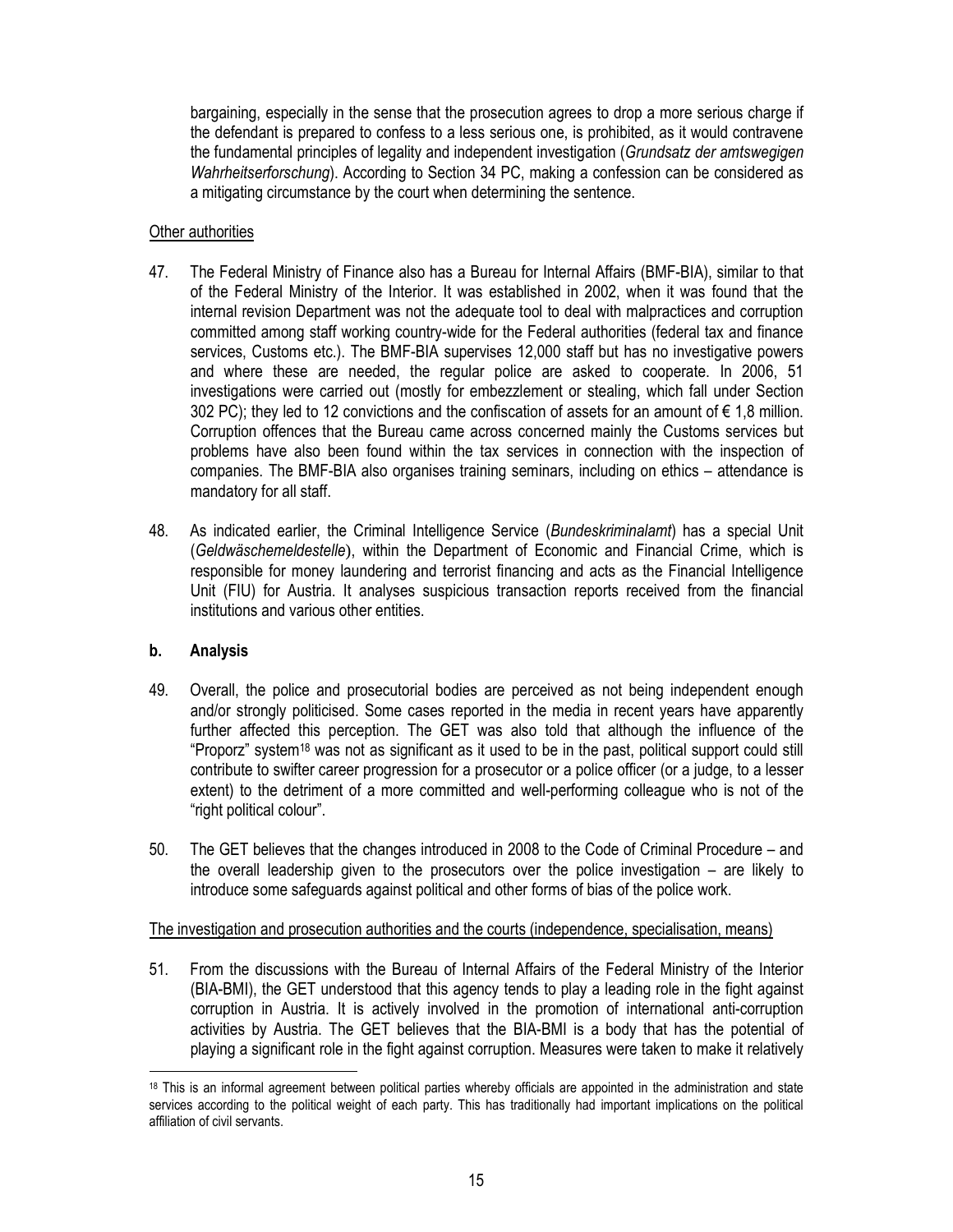bargaining, especially in the sense that the prosecution agrees to drop a more serious charge if the defendant is prepared to confess to a less serious one, is prohibited, as it would contravene the fundamental principles of legality and independent investigation (*Grundsatz der amtswegigen Wahrheitserforschung*). According to Section 34 PC, making a confession can be considered as a mitigating circumstance by the court when determining the sentence.

Other authorities

47. The Federal Ministry of Finance also has a Bureau for Internal Affairs (BMF-BIA), similar to that of the Federal Ministry of the Interior. It was established in 2002, when it was found that the internal revision Department was not the adequate tool to deal with malpractices and corruption committed among staff working country-wide for the Federal authorities (federal tax and finance services, Customs etc.). The BMF-BIA supervises 12,000 staff but has no investigative powers and where these are needed, the regular police are asked to cooperate. In 2006, 51 investigations were carried out (mostly for embezzlement or stealing, which fall under Section 302 PC); they led to 12 convictions and the confiscation of assets for an amount of € 1,8 million. Corruption offences that the Bureau came across concerned mainly the Customs services but problems have also been found within the tax services in connection with the inspection of companies. The BMF-BIA also organises training seminars, including on ethics – attendance is mandatory for all staff.

48. As indicated earlier, the Criminal Intelligence Service (*Bundeskriminalamt*) has a special Unit (*Geldwäschemeldestelle*), within the Department of Economic and Financial Crime, which is responsible for money laundering and terrorist financing and acts as the Financial Intelligence Unit (FIU) for Austria. It analyses suspicious transaction reports received from the financial institutions and various other entities.

### b. Analysis

49. Overall, the police and prosecutorial bodies are perceived as not being independent enough and/or strongly politicised. Some cases reported in the media in recent years have apparently further affected this perception. The GET was also told that although the influence of the "Proporz" system[18] was not as significant as it used to be in the past, political support could still contribute to swifter career progression for a prosecutor or a police officer (or a judge, to a lesser extent) to the detriment of a more committed and well-performing colleague who is not of the "right political colour".

50. The GET believes that the changes introduced in 2008 to the Code of Criminal Procedure – and the overall leadership given to the prosecutors over the police investigation – are likely to introduce some safeguards against political and other forms of bias of the police work.

The investigation and prosecution authorities and the courts (independence, specialisation, means)

51. From the discussions with the Bureau of Internal Affairs of the Federal Ministry of the Interior (BIA-BMI), the GET understood that this agency tends to play a leading role in the fight against corruption in Austria. It is actively involved in the promotion of international anti-corruption activities by Austria. The GET believes that the BIA-BMI is a body that has the potential of playing a significant role in the fight against corruption. Measures were taken to make it relatively

---

[18] This is an informal agreement between political parties whereby officials are appointed in the administration and state services according to the political weight of each party. This has traditionally had important implications on the political affiliation of civil servants.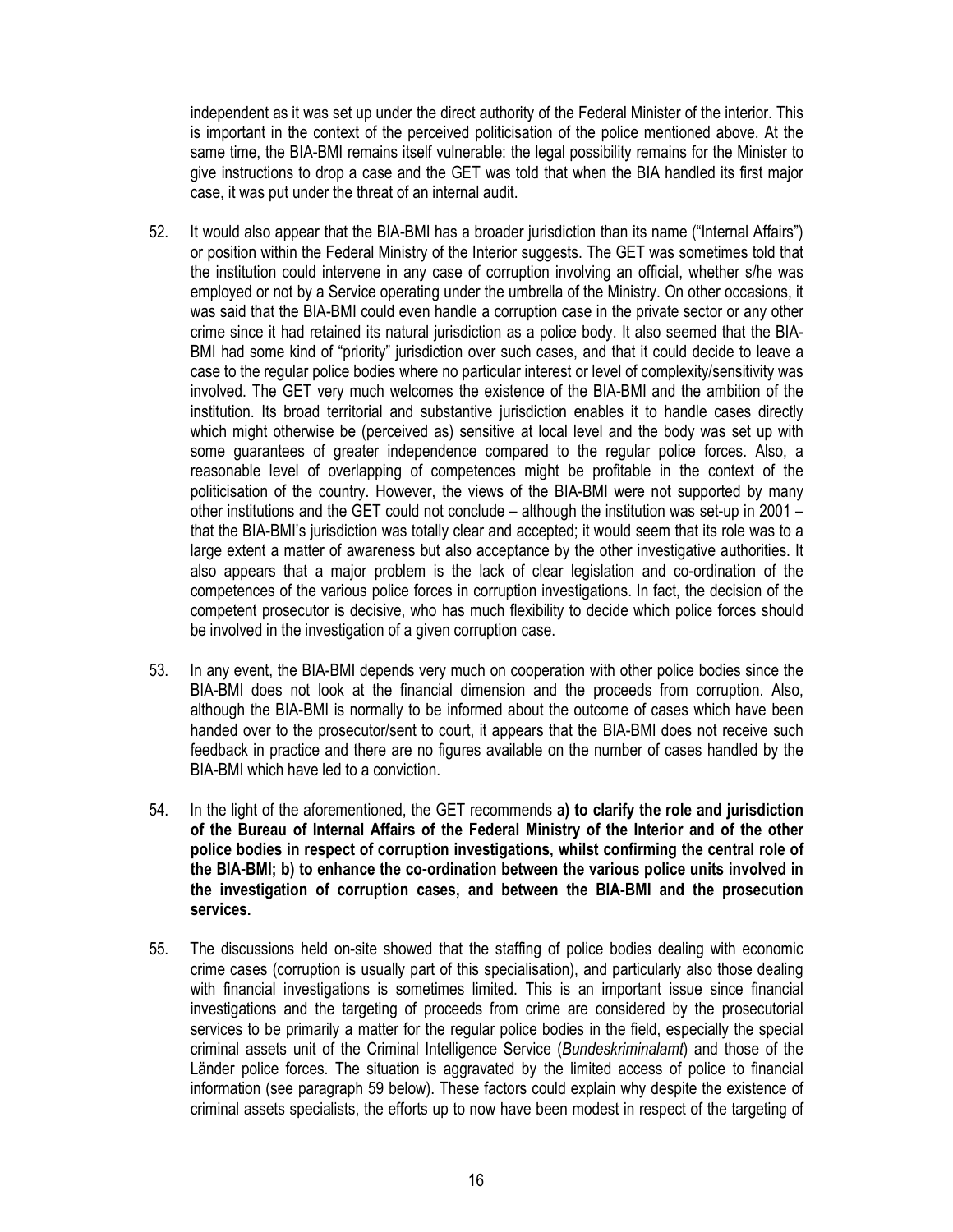independent as it was set up under the direct authority of the Federal Minister of the interior. This is important in the context of the perceived politicisation of the police mentioned above. At the same time, the BIA-BMI remains itself vulnerable: the legal possibility remains for the Minister to give instructions to drop a case and the GET was told that when the BIA handled its first major case, it was put under the threat of an internal audit.

52. It would also appear that the BIA-BMI has a broader jurisdiction than its name ("Internal Affairs") or position within the Federal Ministry of the Interior suggests. The GET was sometimes told that the institution could intervene in any case of corruption involving an official, whether s/he was employed or not by a Service operating under the umbrella of the Ministry. On other occasions, it was said that the BIA-BMI could even handle a corruption case in the private sector or any other crime since it had retained its natural jurisdiction as a police body. It also seemed that the BIA-BMI had some kind of "priority" jurisdiction over such cases, and that it could decide to leave a case to the regular police bodies where no particular interest or level of complexity/sensitivity was involved. The GET very much welcomes the existence of the BIA-BMI and the ambition of the institution. Its broad territorial and substantive jurisdiction enables it to handle cases directly which might otherwise be (perceived as) sensitive at local level and the body was set up with some guarantees of greater independence compared to the regular police forces. Also, a reasonable level of overlapping of competences might be profitable in the context of the politicisation of the country. However, the views of the BIA-BMI were not supported by many other institutions and the GET could not conclude – although the institution was set-up in 2001 – that the BIA-BMI's jurisdiction was totally clear and accepted; it would seem that its role was to a large extent a matter of awareness but also acceptance by the other investigative authorities. It also appears that a major problem is the lack of clear legislation and co-ordination of the competences of the various police forces in corruption investigations. In fact, the decision of the competent prosecutor is decisive, who has much flexibility to decide which police forces should be involved in the investigation of a given corruption case.

53. In any event, the BIA-BMI depends very much on cooperation with other police bodies since the BIA-BMI does not look at the financial dimension and the proceeds from corruption. Also, although the BIA-BMI is normally to be informed about the outcome of cases which have been handed over to the prosecutor/sent to court, it appears that the BIA-BMI does not receive such feedback in practice and there are no figures available on the number of cases handled by the BIA-BMI which have led to a conviction.

54. In the light of the aforementioned, the GET recommends **a) to clarify the role and jurisdiction of the Bureau of Internal Affairs of the Federal Ministry of the Interior and of the other police bodies in respect of corruption investigations, whilst confirming the central role of the BIA-BMI; b) to enhance the co-ordination between the various police units involved in the investigation of corruption cases, and between the BIA-BMI and the prosecution services.**

55. The discussions held on-site showed that the staffing of police bodies dealing with economic crime cases (corruption is usually part of this specialisation), and particularly also those dealing with financial investigations is sometimes limited. This is an important issue since financial investigations and the targeting of proceeds from crime are considered by the prosecutorial services to be primarily a matter for the regular police bodies in the field, especially the special criminal assets unit of the Criminal Intelligence Service (*Bundeskriminalamt*) and those of the Länder police forces. The situation is aggravated by the limited access of police to financial information (see paragraph 59 below). These factors could explain why despite the existence of criminal assets specialists, the efforts up to now have been modest in respect of the targeting of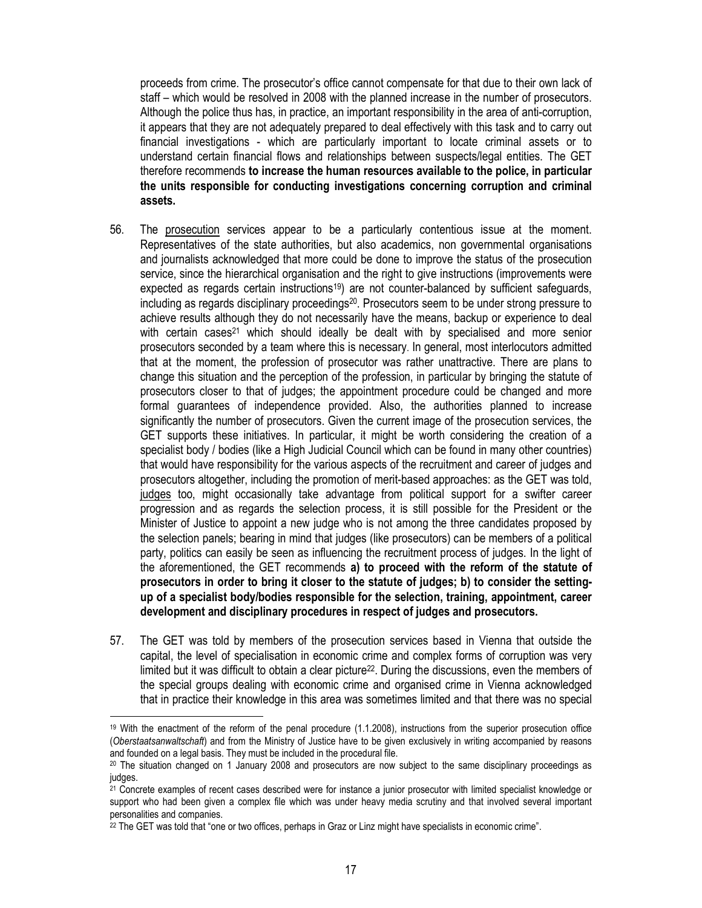proceeds from crime. The prosecutor's office cannot compensate for that due to their own lack of staff – which would be resolved in 2008 with the planned increase in the number of prosecutors. Although the police thus has, in practice, an important responsibility in the area of anti-corruption, it appears that they are not adequately prepared to deal effectively with this task and to carry out financial investigations - which are particularly important to locate criminal assets or to understand certain financial flows and relationships between suspects/legal entities. The GET therefore recommends **to increase the human resources available to the police, in particular the units responsible for conducting investigations concerning corruption and criminal assets.**

56. The prosecution services appear to be a particularly contentious issue at the moment. Representatives of the state authorities, but also academics, non governmental organisations and journalists acknowledged that more could be done to improve the status of the prosecution service, since the hierarchical organisation and the right to give instructions (improvements were expected as regards certain instructions[19]) are not counter-balanced by sufficient safeguards, including as regards disciplinary proceedings[20]. Prosecutors seem to be under strong pressure to achieve results although they do not necessarily have the means, backup or experience to deal with certain cases[21] which should ideally be dealt with by specialised and more senior prosecutors seconded by a team where this is necessary. In general, most interlocutors admitted that at the moment, the profession of prosecutor was rather unattractive. There are plans to change this situation and the perception of the profession, in particular by bringing the statute of prosecutors closer to that of judges; the appointment procedure could be changed and more formal guarantees of independence provided. Also, the authorities planned to increase significantly the number of prosecutors. Given the current image of the prosecution services, the GET supports these initiatives. In particular, it might be worth considering the creation of a specialist body / bodies (like a High Judicial Council which can be found in many other countries) that would have responsibility for the various aspects of the recruitment and career of judges and prosecutors altogether, including the promotion of merit-based approaches: as the GET was told, judges too, might occasionally take advantage from political support for a swifter career progression and as regards the selection process, it is still possible for the President or the Minister of Justice to appoint a new judge who is not among the three candidates proposed by the selection panels; bearing in mind that judges (like prosecutors) can be members of a political party, politics can easily be seen as influencing the recruitment process of judges. In the light of the aforementioned, the GET recommends **a) to proceed with the reform of the statute of prosecutors in order to bring it closer to the statute of judges; b) to consider the setting-up of a specialist body/bodies responsible for the selection, training, appointment, career development and disciplinary procedures in respect of judges and prosecutors.**

57. The GET was told by members of the prosecution services based in Vienna that outside the capital, the level of specialisation in economic crime and complex forms of corruption was very limited but it was difficult to obtain a clear picture[22]. During the discussions, even the members of the special groups dealing with economic crime and organised crime in Vienna acknowledged that in practice their knowledge in this area was sometimes limited and that there was no special

[19] With the enactment of the reform of the penal procedure (1.1.2008), instructions from the superior prosecution office (*Oberstaatsanwaltschaft*) and from the Ministry of Justice have to be given exclusively in writing accompanied by reasons and founded on a legal basis. They must be included in the procedural file.

[20] The situation changed on 1 January 2008 and prosecutors are now subject to the same disciplinary proceedings as judges.

[21] Concrete examples of recent cases described were for instance a junior prosecutor with limited specialist knowledge or support who had been given a complex file which was under heavy media scrutiny and that involved several important personalities and companies.

[22] The GET was told that "one or two offices, perhaps in Graz or Linz might have specialists in economic crime".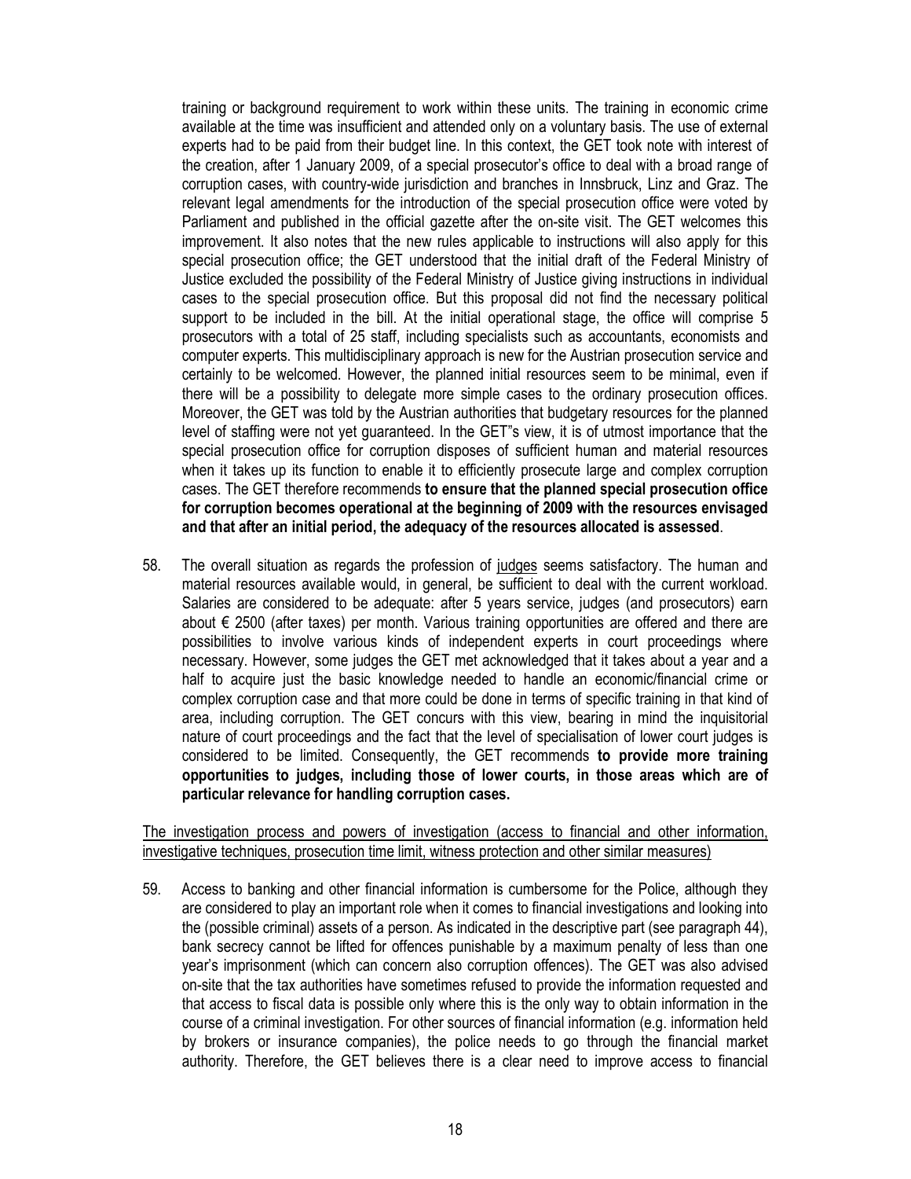training or background requirement to work within these units. The training in economic crime available at the time was insufficient and attended only on a voluntary basis. The use of external experts had to be paid from their budget line. In this context, the GET took note with interest of the creation, after 1 January 2009, of a special prosecutor's office to deal with a broad range of corruption cases, with country-wide jurisdiction and branches in Innsbruck, Linz and Graz. The relevant legal amendments for the introduction of the special prosecution office were voted by Parliament and published in the official gazette after the on-site visit. The GET welcomes this improvement. It also notes that the new rules applicable to instructions will also apply for this special prosecution office; the GET understood that the initial draft of the Federal Ministry of Justice excluded the possibility of the Federal Ministry of Justice giving instructions in individual cases to the special prosecution office. But this proposal did not find the necessary political support to be included in the bill. At the initial operational stage, the office will comprise 5 prosecutors with a total of 25 staff, including specialists such as accountants, economists and computer experts. This multidisciplinary approach is new for the Austrian prosecution service and certainly to be welcomed. However, the planned initial resources seem to be minimal, even if there will be a possibility to delegate more simple cases to the ordinary prosecution offices. Moreover, the GET was told by the Austrian authorities that budgetary resources for the planned level of staffing were not yet guaranteed. In the GET"s view, it is of utmost importance that the special prosecution office for corruption disposes of sufficient human and material resources when it takes up its function to enable it to efficiently prosecute large and complex corruption cases. The GET therefore recommends **to ensure that the planned special prosecution office for corruption becomes operational at the beginning of 2009 with the resources envisaged and that after an initial period, the adequacy of the resources allocated is assessed**.

58. The overall situation as regards the profession of judges seems satisfactory. The human and material resources available would, in general, be sufficient to deal with the current workload. Salaries are considered to be adequate: after 5 years service, judges (and prosecutors) earn about € 2500 (after taxes) per month. Various training opportunities are offered and there are possibilities to involve various kinds of independent experts in court proceedings where necessary. However, some judges the GET met acknowledged that it takes about a year and a half to acquire just the basic knowledge needed to handle an economic/financial crime or complex corruption case and that more could be done in terms of specific training in that kind of area, including corruption. The GET concurs with this view, bearing in mind the inquisitorial nature of court proceedings and the fact that the level of specialisation of lower court judges is considered to be limited. Consequently, the GET recommends **to provide more training opportunities to judges, including those of lower courts, in those areas which are of particular relevance for handling corruption cases.**

The investigation process and powers of investigation (access to financial and other information, investigative techniques, prosecution time limit, witness protection and other similar measures)

59. Access to banking and other financial information is cumbersome for the Police, although they are considered to play an important role when it comes to financial investigations and looking into the (possible criminal) assets of a person. As indicated in the descriptive part (see paragraph 44), bank secrecy cannot be lifted for offences punishable by a maximum penalty of less than one year's imprisonment (which can concern also corruption offences). The GET was also advised on-site that the tax authorities have sometimes refused to provide the information requested and that access to fiscal data is possible only where this is the only way to obtain information in the course of a criminal investigation. For other sources of financial information (e.g. information held by brokers or insurance companies), the police needs to go through the financial market authority. Therefore, the GET believes there is a clear need to improve access to financial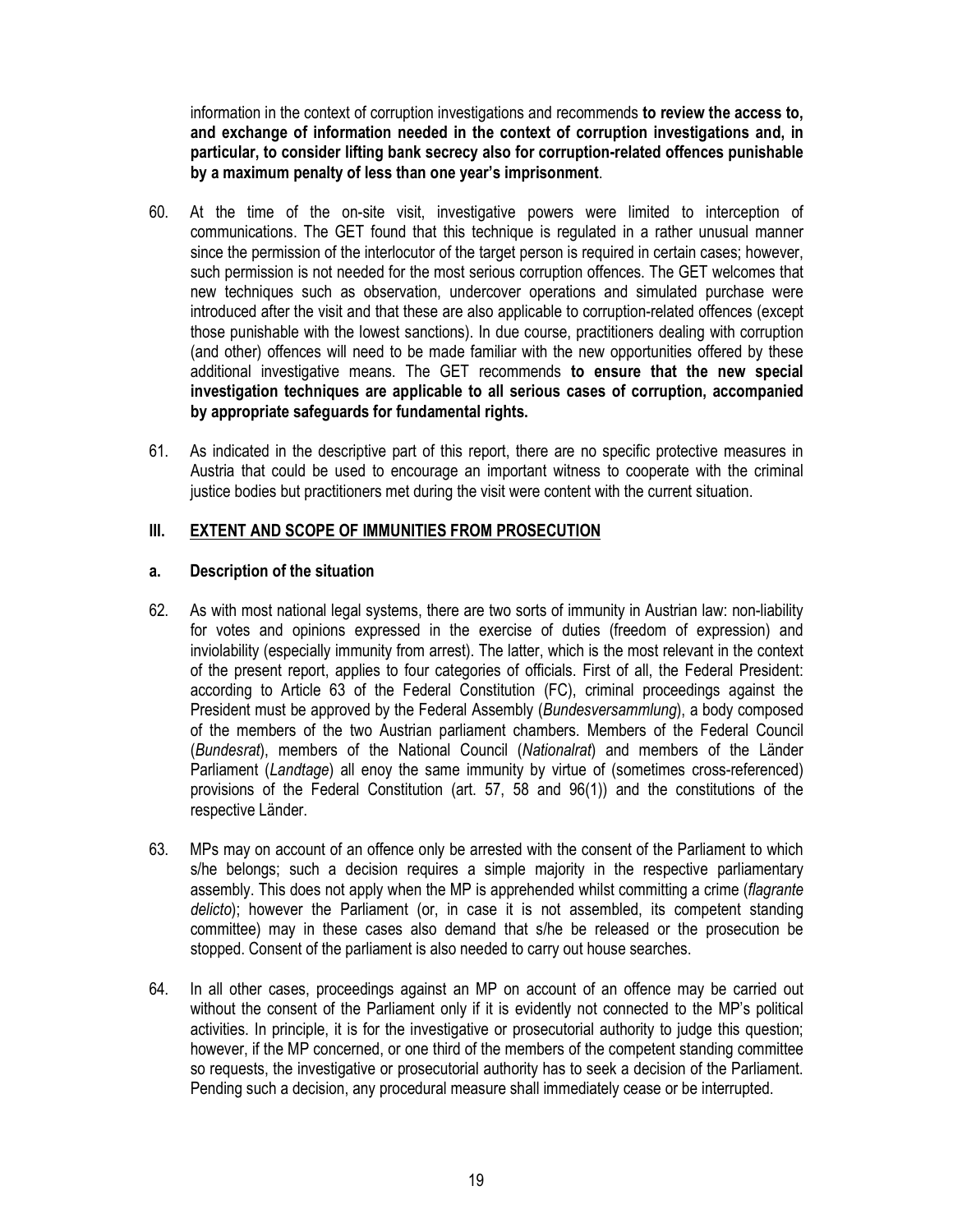information in the context of corruption investigations and recommends **to review the access to, and exchange of information needed in the context of corruption investigations and, in particular, to consider lifting bank secrecy also for corruption-related offences punishable by a maximum penalty of less than one year's imprisonment**.

60. At the time of the on-site visit, investigative powers were limited to interception of communications. The GET found that this technique is regulated in a rather unusual manner since the permission of the interlocutor of the target person is required in certain cases; however, such permission is not needed for the most serious corruption offences. The GET welcomes that new techniques such as observation, undercover operations and simulated purchase were introduced after the visit and that these are also applicable to corruption-related offences (except those punishable with the lowest sanctions). In due course, practitioners dealing with corruption (and other) offences will need to be made familiar with the new opportunities offered by these additional investigative means. The GET recommends **to ensure that the new special investigation techniques are applicable to all serious cases of corruption, accompanied by appropriate safeguards for fundamental rights.**

61. As indicated in the descriptive part of this report, there are no specific protective measures in Austria that could be used to encourage an important witness to cooperate with the criminal justice bodies but practitioners met during the visit were content with the current situation.

## III. EXTENT AND SCOPE OF IMMUNITIES FROM PROSECUTION

### a. Description of the situation

62. As with most national legal systems, there are two sorts of immunity in Austrian law: non-liability for votes and opinions expressed in the exercise of duties (freedom of expression) and inviolability (especially immunity from arrest). The latter, which is the most relevant in the context of the present report, applies to four categories of officials. First of all, the Federal President: according to Article 63 of the Federal Constitution (FC), criminal proceedings against the President must be approved by the Federal Assembly (*Bundesversammlung*), a body composed of the members of the two Austrian parliament chambers. Members of the Federal Council (*Bundesrat*), members of the National Council (*Nationalrat*) and members of the Länder Parliament (*Landtage*) all enoy the same immunity by virtue of (sometimes cross-referenced) provisions of the Federal Constitution (art. 57, 58 and 96(1)) and the constitutions of the respective Länder.

63. MPs may on account of an offence only be arrested with the consent of the Parliament to which s/he belongs; such a decision requires a simple majority in the respective parliamentary assembly. This does not apply when the MP is apprehended whilst committing a crime (*flagrante delicto*); however the Parliament (or, in case it is not assembled, its competent standing committee) may in these cases also demand that s/he be released or the prosecution be stopped. Consent of the parliament is also needed to carry out house searches.

64. In all other cases, proceedings against an MP on account of an offence may be carried out without the consent of the Parliament only if it is evidently not connected to the MP's political activities. In principle, it is for the investigative or prosecutorial authority to judge this question; however, if the MP concerned, or one third of the members of the competent standing committee so requests, the investigative or prosecutorial authority has to seek a decision of the Parliament. Pending such a decision, any procedural measure shall immediately cease or be interrupted.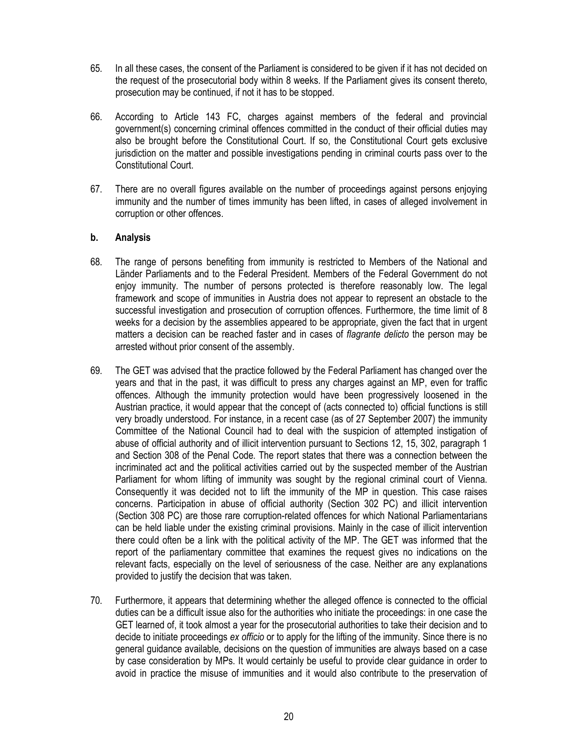65. In all these cases, the consent of the Parliament is considered to be given if it has not decided on the request of the prosecutorial body within 8 weeks. If the Parliament gives its consent thereto, prosecution may be continued, if not it has to be stopped.

66. According to Article 143 FC, charges against members of the federal and provincial government(s) concerning criminal offences committed in the conduct of their official duties may also be brought before the Constitutional Court. If so, the Constitutional Court gets exclusive jurisdiction on the matter and possible investigations pending in criminal courts pass over to the Constitutional Court.

67. There are no overall figures available on the number of proceedings against persons enjoying immunity and the number of times immunity has been lifted, in cases of alleged involvement in corruption or other offences.

### b. Analysis

68. The range of persons benefiting from immunity is restricted to Members of the National and Länder Parliaments and to the Federal President. Members of the Federal Government do not enjoy immunity. The number of persons protected is therefore reasonably low. The legal framework and scope of immunities in Austria does not appear to represent an obstacle to the successful investigation and prosecution of corruption offences. Furthermore, the time limit of 8 weeks for a decision by the assemblies appeared to be appropriate, given the fact that in urgent matters a decision can be reached faster and in cases of *flagrante delicto* the person may be arrested without prior consent of the assembly.

69. The GET was advised that the practice followed by the Federal Parliament has changed over the years and that in the past, it was difficult to press any charges against an MP, even for traffic offences. Although the immunity protection would have been progressively loosened in the Austrian practice, it would appear that the concept of (acts connected to) official functions is still very broadly understood. For instance, in a recent case (as of 27 September 2007) the immunity Committee of the National Council had to deal with the suspicion of attempted instigation of abuse of official authority and of illicit intervention pursuant to Sections 12, 15, 302, paragraph 1 and Section 308 of the Penal Code. The report states that there was a connection between the incriminated act and the political activities carried out by the suspected member of the Austrian Parliament for whom lifting of immunity was sought by the regional criminal court of Vienna. Consequently it was decided not to lift the immunity of the MP in question. This case raises concerns. Participation in abuse of official authority (Section 302 PC) and illicit intervention (Section 308 PC) are those rare corruption-related offences for which National Parliamentarians can be held liable under the existing criminal provisions. Mainly in the case of illicit intervention there could often be a link with the political activity of the MP. The GET was informed that the report of the parliamentary committee that examines the request gives no indications on the relevant facts, especially on the level of seriousness of the case. Neither are any explanations provided to justify the decision that was taken.

70. Furthermore, it appears that determining whether the alleged offence is connected to the official duties can be a difficult issue also for the authorities who initiate the proceedings: in one case the GET learned of, it took almost a year for the prosecutorial authorities to take their decision and to decide to initiate proceedings *ex officio* or to apply for the lifting of the immunity. Since there is no general guidance available, decisions on the question of immunities are always based on a case by case consideration by MPs. It would certainly be useful to provide clear guidance in order to avoid in practice the misuse of immunities and it would also contribute to the preservation of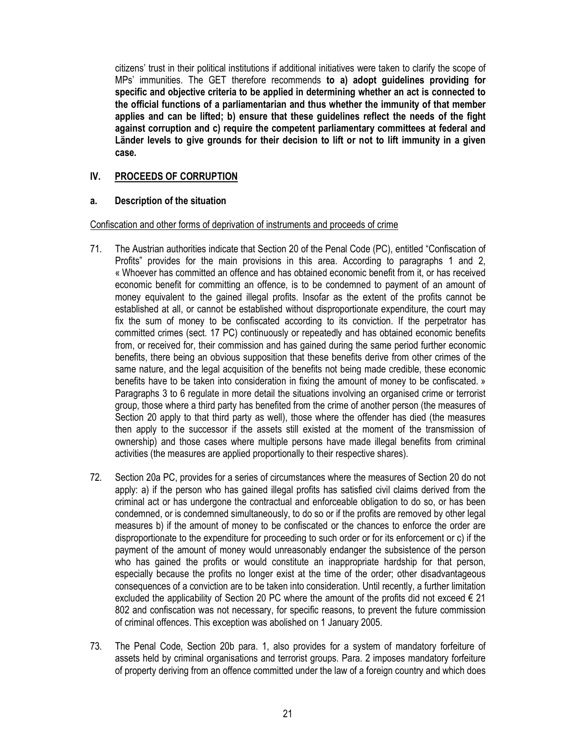citizens' trust in their political institutions if additional initiatives were taken to clarify the scope of MPs' immunities. The GET therefore recommends **to a) adopt guidelines providing for specific and objective criteria to be applied in determining whether an act is connected to the official functions of a parliamentarian and thus whether the immunity of that member applies and can be lifted; b) ensure that these guidelines reflect the needs of the fight against corruption and c) require the competent parliamentary committees at federal and Länder levels to give grounds for their decision to lift or not to lift immunity in a given case.**

## IV. PROCEEDS OF CORRUPTION

### a. Description of the situation

Confiscation and other forms of deprivation of instruments and proceeds of crime

71. The Austrian authorities indicate that Section 20 of the Penal Code (PC), entitled "Confiscation of Profits" provides for the main provisions in this area. According to paragraphs 1 and 2, « Whoever has committed an offence and has obtained economic benefit from it, or has received economic benefit for committing an offence, is to be condemned to payment of an amount of money equivalent to the gained illegal profits. Insofar as the extent of the profits cannot be established at all, or cannot be established without disproportionate expenditure, the court may fix the sum of money to be confiscated according to its conviction. If the perpetrator has committed crimes (sect. 17 PC) continuously or repeatedly and has obtained economic benefits from, or received for, their commission and has gained during the same period further economic benefits, there being an obvious supposition that these benefits derive from other crimes of the same nature, and the legal acquisition of the benefits not being made credible, these economic benefits have to be taken into consideration in fixing the amount of money to be confiscated. » Paragraphs 3 to 6 regulate in more detail the situations involving an organised crime or terrorist group, those where a third party has benefited from the crime of another person (the measures of Section 20 apply to that third party as well), those where the offender has died (the measures then apply to the successor if the assets still existed at the moment of the transmission of ownership) and those cases where multiple persons have made illegal benefits from criminal activities (the measures are applied proportionally to their respective shares).

72. Section 20a PC, provides for a series of circumstances where the measures of Section 20 do not apply: a) if the person who has gained illegal profits has satisfied civil claims derived from the criminal act or has undergone the contractual and enforceable obligation to do so, or has been condemned, or is condemned simultaneously, to do so or if the profits are removed by other legal measures b) if the amount of money to be confiscated or the chances to enforce the order are disproportionate to the expenditure for proceeding to such order or for its enforcement or c) if the payment of the amount of money would unreasonably endanger the subsistence of the person who has gained the profits or would constitute an inappropriate hardship for that person, especially because the profits no longer exist at the time of the order; other disadvantageous consequences of a conviction are to be taken into consideration. Until recently, a further limitation excluded the applicability of Section 20 PC where the amount of the profits did not exceed € 21 802 and confiscation was not necessary, for specific reasons, to prevent the future commission of criminal offences. This exception was abolished on 1 January 2005.

73. The Penal Code, Section 20b para. 1, also provides for a system of mandatory forfeiture of assets held by criminal organisations and terrorist groups. Para. 2 imposes mandatory forfeiture of property deriving from an offence committed under the law of a foreign country and which does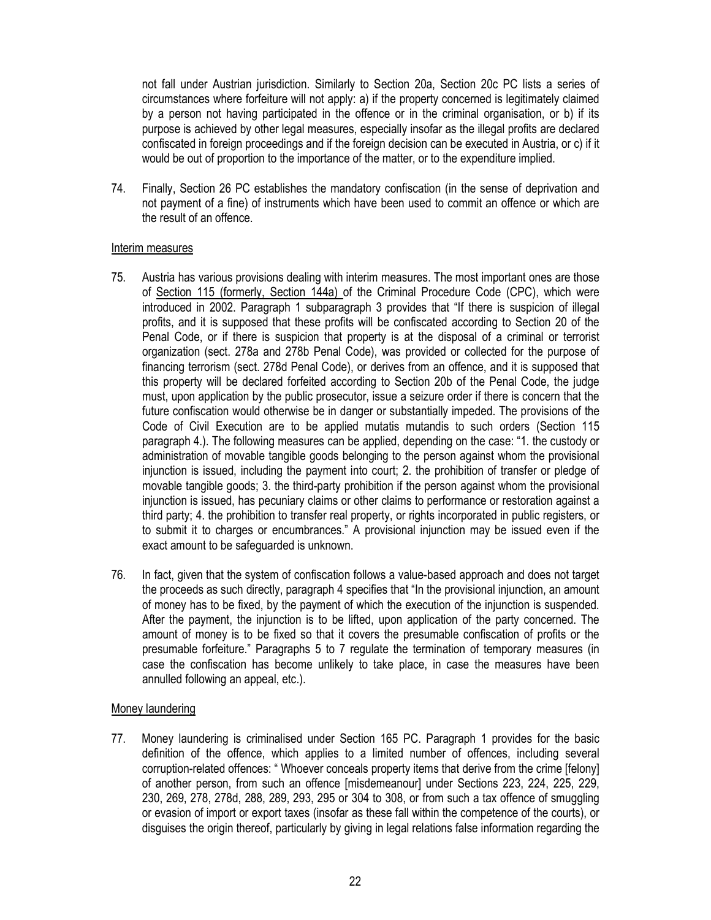not fall under Austrian jurisdiction. Similarly to Section 20a, Section 20c PC lists a series of circumstances where forfeiture will not apply: a) if the property concerned is legitimately claimed by a person not having participated in the offence or in the criminal organisation, or b) if its purpose is achieved by other legal measures, especially insofar as the illegal profits are declared confiscated in foreign proceedings and if the foreign decision can be executed in Austria, or c) if it would be out of proportion to the importance of the matter, or to the expenditure implied.

74. Finally, Section 26 PC establishes the mandatory confiscation (in the sense of deprivation and not payment of a fine) of instruments which have been used to commit an offence or which are the result of an offence.

Interim measures

75. Austria has various provisions dealing with interim measures. The most important ones are those of Section 115 (formerly, Section 144a) of the Criminal Procedure Code (CPC), which were introduced in 2002. Paragraph 1 subparagraph 3 provides that "If there is suspicion of illegal profits, and it is supposed that these profits will be confiscated according to Section 20 of the Penal Code, or if there is suspicion that property is at the disposal of a criminal or terrorist organization (sect. 278a and 278b Penal Code), was provided or collected for the purpose of financing terrorism (sect. 278d Penal Code), or derives from an offence, and it is supposed that this property will be declared forfeited according to Section 20b of the Penal Code, the judge must, upon application by the public prosecutor, issue a seizure order if there is concern that the future confiscation would otherwise be in danger or substantially impeded. The provisions of the Code of Civil Execution are to be applied mutatis mutandis to such orders (Section 115 paragraph 4.). The following measures can be applied, depending on the case: "1. the custody or administration of movable tangible goods belonging to the person against whom the provisional injunction is issued, including the payment into court; 2. the prohibition of transfer or pledge of movable tangible goods; 3. the third-party prohibition if the person against whom the provisional injunction is issued, has pecuniary claims or other claims to performance or restoration against a third party; 4. the prohibition to transfer real property, or rights incorporated in public registers, or to submit it to charges or encumbrances." A provisional injunction may be issued even if the exact amount to be safeguarded is unknown.

76. In fact, given that the system of confiscation follows a value-based approach and does not target the proceeds as such directly, paragraph 4 specifies that "In the provisional injunction, an amount of money has to be fixed, by the payment of which the execution of the injunction is suspended. After the payment, the injunction is to be lifted, upon application of the party concerned. The amount of money is to be fixed so that it covers the presumable confiscation of profits or the presumable forfeiture." Paragraphs 5 to 7 regulate the termination of temporary measures (in case the confiscation has become unlikely to take place, in case the measures have been annulled following an appeal, etc.).

Money laundering

77. Money laundering is criminalised under Section 165 PC. Paragraph 1 provides for the basic definition of the offence, which applies to a limited number of offences, including several corruption-related offences: " Whoever conceals property items that derive from the crime [felony] of another person, from such an offence [misdemeanour] under Sections 223, 224, 225, 229, 230, 269, 278, 278d, 288, 289, 293, 295 or 304 to 308, or from such a tax offence of smuggling or evasion of import or export taxes (insofar as these fall within the competence of the courts), or disguises the origin thereof, particularly by giving in legal relations false information regarding the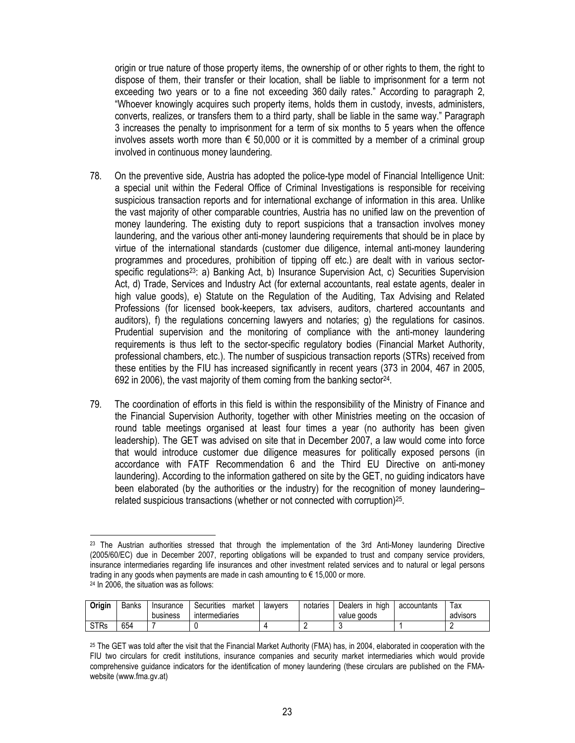origin or true nature of those property items, the ownership of or other rights to them, the right to dispose of them, their transfer or their location, shall be liable to imprisonment for a term not exceeding two years or to a fine not exceeding 360 daily rates." According to paragraph 2, "Whoever knowingly acquires such property items, holds them in custody, invests, administers, converts, realizes, or transfers them to a third party, shall be liable in the same way." Paragraph 3 increases the penalty to imprisonment for a term of six months to 5 years when the offence involves assets worth more than € 50,000 or it is committed by a member of a criminal group involved in continuous money laundering.

78. On the preventive side, Austria has adopted the police-type model of Financial Intelligence Unit: a special unit within the Federal Office of Criminal Investigations is responsible for receiving suspicious transaction reports and for international exchange of information in this area. Unlike the vast majority of other comparable countries, Austria has no unified law on the prevention of money laundering. The existing duty to report suspicions that a transaction involves money laundering, and the various other anti-money laundering requirements that should be in place by virtue of the international standards (customer due diligence, internal anti-money laundering programmes and procedures, prohibition of tipping off etc.) are dealt with in various sector-specific regulations[23]: a) Banking Act, b) Insurance Supervision Act, c) Securities Supervision Act, d) Trade, Services and Industry Act (for external accountants, real estate agents, dealer in high value goods), e) Statute on the Regulation of the Auditing, Tax Advising and Related Professions (for licensed book-keepers, tax advisers, auditors, chartered accountants and auditors), f) the regulations concerning lawyers and notaries; g) the regulations for casinos. Prudential supervision and the monitoring of compliance with the anti-money laundering requirements is thus left to the sector-specific regulatory bodies (Financial Market Authority, professional chambers, etc.). The number of suspicious transaction reports (STRs) received from these entities by the FIU has increased significantly in recent years (373 in 2004, 467 in 2005, 692 in 2006), the vast majority of them coming from the banking sector[24].

79. The coordination of efforts in this field is within the responsibility of the Ministry of Finance and the Financial Supervision Authority, together with other Ministries meeting on the occasion of round table meetings organised at least four times a year (no authority has been given leadership). The GET was advised on site that in December 2007, a law would come into force that would introduce customer due diligence measures for politically exposed persons (in accordance with FATF Recommendation 6 and the Third EU Directive on anti-money laundering). According to the information gathered on site by the GET, no guiding indicators have been elaborated (by the authorities or the industry) for the recognition of money laundering–related suspicious transactions (whether or not connected with corruption)[25].

---

[23] The Austrian authorities stressed that through the implementation of the 3rd Anti-Money laundering Directive (2005/60/EC) due in December 2007, reporting obligations will be expanded to trust and company service providers, insurance intermediaries regarding life insurances and other investment related services and to natural or legal persons trading in any goods when payments are made in cash amounting to € 15,000 or more.

[24] In 2006, the situation was as follows:

| Origin | Banks | Insurance business | Securities market intermediaries | lawyers | notaries | Dealers in high value goods | accountants | Tax advisors |
|---|---|---|---|---|---|---|---|---|
| STRs | 654 | 7 | 0 | 4 | 2 | 3 | 1 | 2 |

[25] The GET was told after the visit that the Financial Market Authority (FMA) has, in 2004, elaborated in cooperation with the FIU two circulars for credit institutions, insurance companies and security market intermediaries which would provide comprehensive guidance indicators for the identification of money laundering (these circulars are published on the FMA-website (www.fma.gv.at)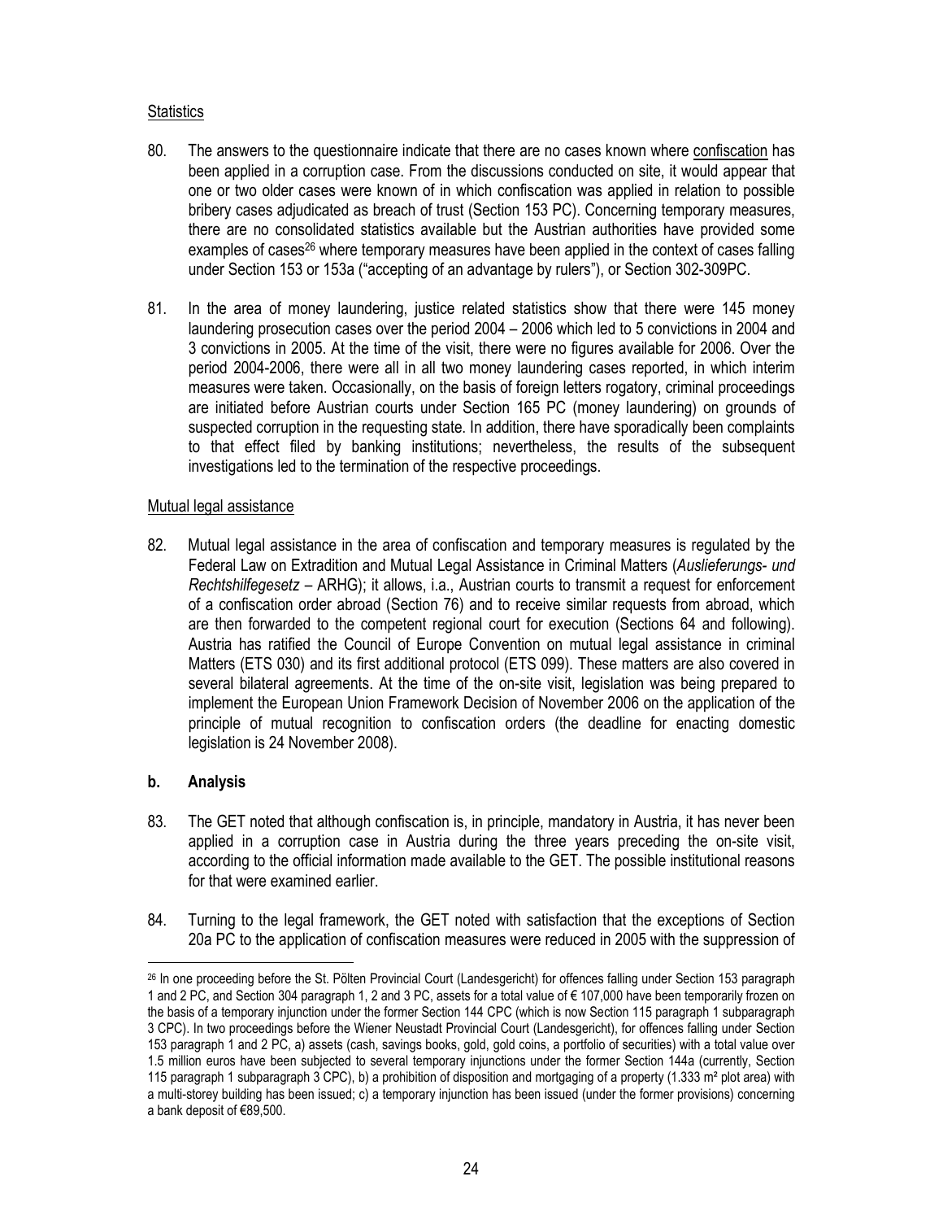Statistics

80. The answers to the questionnaire indicate that there are no cases known where confiscation has been applied in a corruption case. From the discussions conducted on site, it would appear that one or two older cases were known of in which confiscation was applied in relation to possible bribery cases adjudicated as breach of trust (Section 153 PC). Concerning temporary measures, there are no consolidated statistics available but the Austrian authorities have provided some examples of cases[26] where temporary measures have been applied in the context of cases falling under Section 153 or 153a ("accepting of an advantage by rulers"), or Section 302-309PC.

81. In the area of money laundering, justice related statistics show that there were 145 money laundering prosecution cases over the period 2004 – 2006 which led to 5 convictions in 2004 and 3 convictions in 2005. At the time of the visit, there were no figures available for 2006. Over the period 2004-2006, there were all in all two money laundering cases reported, in which interim measures were taken. Occasionally, on the basis of foreign letters rogatory, criminal proceedings are initiated before Austrian courts under Section 165 PC (money laundering) on grounds of suspected corruption in the requesting state. In addition, there have sporadically been complaints to that effect filed by banking institutions; nevertheless, the results of the subsequent investigations led to the termination of the respective proceedings.

Mutual legal assistance

82. Mutual legal assistance in the area of confiscation and temporary measures is regulated by the Federal Law on Extradition and Mutual Legal Assistance in Criminal Matters (*Auslieferungs- und Rechtshilfegesetz* – ARHG); it allows, i.a., Austrian courts to transmit a request for enforcement of a confiscation order abroad (Section 76) and to receive similar requests from abroad, which are then forwarded to the competent regional court for execution (Sections 64 and following). Austria has ratified the Council of Europe Convention on mutual legal assistance in criminal Matters (ETS 030) and its first additional protocol (ETS 099). These matters are also covered in several bilateral agreements. At the time of the on-site visit, legislation was being prepared to implement the European Union Framework Decision of November 2006 on the application of the principle of mutual recognition to confiscation orders (the deadline for enacting domestic legislation is 24 November 2008).

**b. Analysis**

83. The GET noted that although confiscation is, in principle, mandatory in Austria, it has never been applied in a corruption case in Austria during the three years preceding the on-site visit, according to the official information made available to the GET. The possible institutional reasons for that were examined earlier.

84. Turning to the legal framework, the GET noted with satisfaction that the exceptions of Section 20a PC to the application of confiscation measures were reduced in 2005 with the suppression of

[26] In one proceeding before the St. Pölten Provincial Court (Landesgericht) for offences falling under Section 153 paragraph 1 and 2 PC, and Section 304 paragraph 1, 2 and 3 PC, assets for a total value of € 107,000 have been temporarily frozen on the basis of a temporary injunction under the former Section 144 CPC (which is now Section 115 paragraph 1 subparagraph 3 CPC). In two proceedings before the Wiener Neustadt Provincial Court (Landesgericht), for offences falling under Section 153 paragraph 1 and 2 PC, a) assets (cash, savings books, gold, gold coins, a portfolio of securities) with a total value over 1.5 million euros have been subjected to several temporary injunctions under the former Section 144a (currently, Section 115 paragraph 1 subparagraph 3 CPC), b) a prohibition of disposition and mortgaging of a property (1.333 m² plot area) with a multi-storey building has been issued; c) a temporary injunction has been issued (under the former provisions) concerning a bank deposit of €89,500.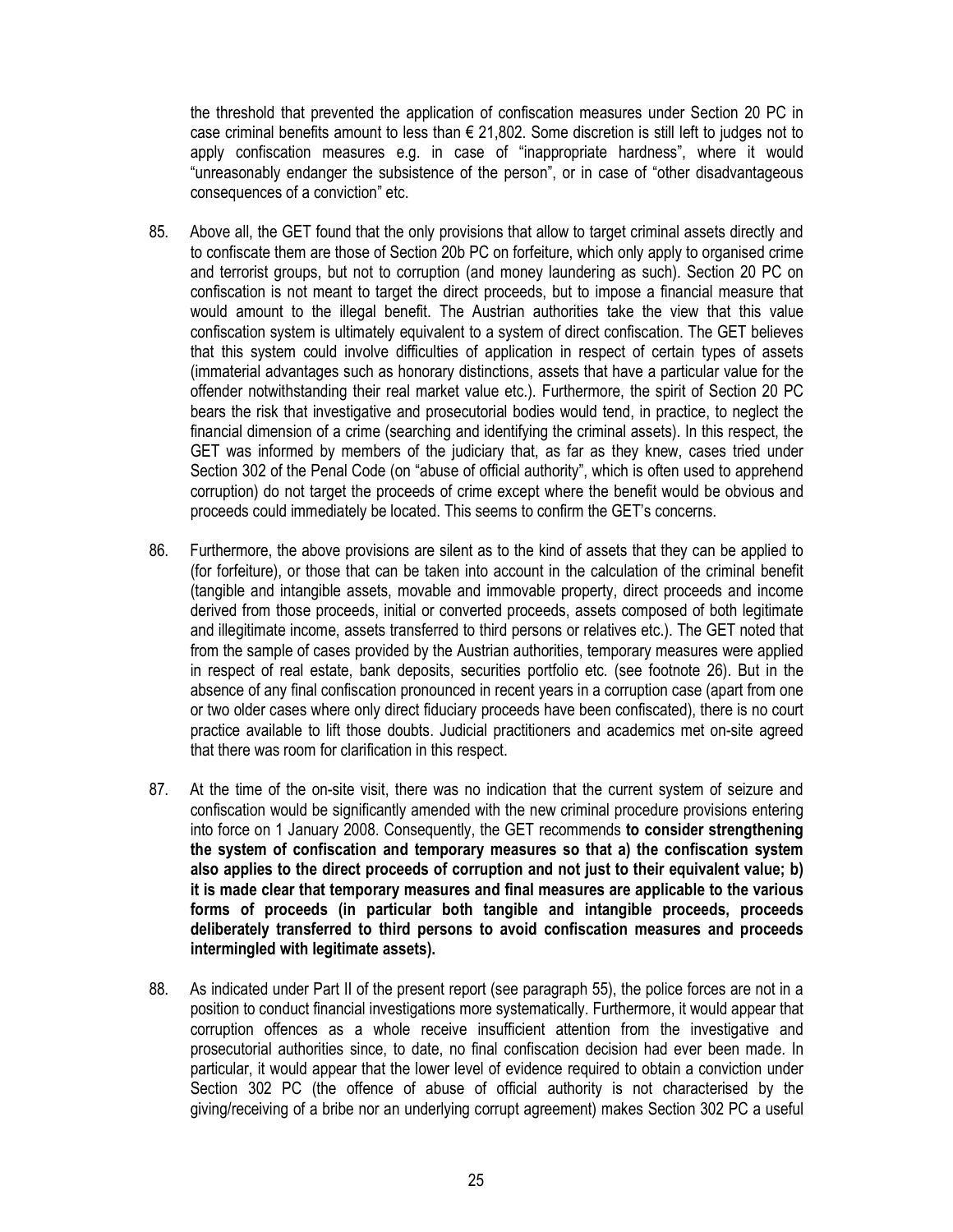the threshold that prevented the application of confiscation measures under Section 20 PC in case criminal benefits amount to less than € 21,802. Some discretion is still left to judges not to apply confiscation measures e.g. in case of "inappropriate hardness", where it would "unreasonably endanger the subsistence of the person", or in case of "other disadvantageous consequences of a conviction" etc.

85. Above all, the GET found that the only provisions that allow to target criminal assets directly and to confiscate them are those of Section 20b PC on forfeiture, which only apply to organised crime and terrorist groups, but not to corruption (and money laundering as such). Section 20 PC on confiscation is not meant to target the direct proceeds, but to impose a financial measure that would amount to the illegal benefit. The Austrian authorities take the view that this value confiscation system is ultimately equivalent to a system of direct confiscation. The GET believes that this system could involve difficulties of application in respect of certain types of assets (immaterial advantages such as honorary distinctions, assets that have a particular value for the offender notwithstanding their real market value etc.). Furthermore, the spirit of Section 20 PC bears the risk that investigative and prosecutorial bodies would tend, in practice, to neglect the financial dimension of a crime (searching and identifying the criminal assets). In this respect, the GET was informed by members of the judiciary that, as far as they knew, cases tried under Section 302 of the Penal Code (on "abuse of official authority", which is often used to apprehend corruption) do not target the proceeds of crime except where the benefit would be obvious and proceeds could immediately be located. This seems to confirm the GET's concerns.

86. Furthermore, the above provisions are silent as to the kind of assets that they can be applied to (for forfeiture), or those that can be taken into account in the calculation of the criminal benefit (tangible and intangible assets, movable and immovable property, direct proceeds and income derived from those proceeds, initial or converted proceeds, assets composed of both legitimate and illegitimate income, assets transferred to third persons or relatives etc.). The GET noted that from the sample of cases provided by the Austrian authorities, temporary measures were applied in respect of real estate, bank deposits, securities portfolio etc. (see footnote 26). But in the absence of any final confiscation pronounced in recent years in a corruption case (apart from one or two older cases where only direct fiduciary proceeds have been confiscated), there is no court practice available to lift those doubts. Judicial practitioners and academics met on-site agreed that there was room for clarification in this respect.

87. At the time of the on-site visit, there was no indication that the current system of seizure and confiscation would be significantly amended with the new criminal procedure provisions entering into force on 1 January 2008. Consequently, the GET recommends **to consider strengthening the system of confiscation and temporary measures so that a) the confiscation system also applies to the direct proceeds of corruption and not just to their equivalent value; b) it is made clear that temporary measures and final measures are applicable to the various forms of proceeds (in particular both tangible and intangible proceeds, proceeds deliberately transferred to third persons to avoid confiscation measures and proceeds intermingled with legitimate assets).**

88. As indicated under Part II of the present report (see paragraph 55), the police forces are not in a position to conduct financial investigations more systematically. Furthermore, it would appear that corruption offences as a whole receive insufficient attention from the investigative and prosecutorial authorities since, to date, no final confiscation decision had ever been made. In particular, it would appear that the lower level of evidence required to obtain a conviction under Section 302 PC (the offence of abuse of official authority is not characterised by the giving/receiving of a bribe nor an underlying corrupt agreement) makes Section 302 PC a useful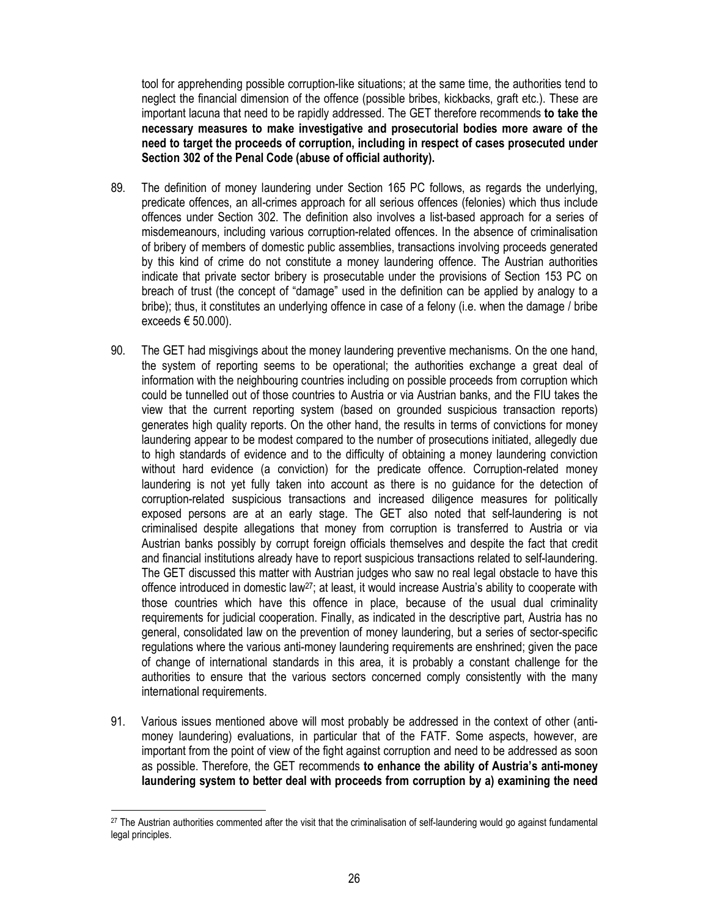tool for apprehending possible corruption-like situations; at the same time, the authorities tend to neglect the financial dimension of the offence (possible bribes, kickbacks, graft etc.). These are important lacuna that need to be rapidly addressed. The GET therefore recommends **to take the necessary measures to make investigative and prosecutorial bodies more aware of the need to target the proceeds of corruption, including in respect of cases prosecuted under Section 302 of the Penal Code (abuse of official authority).**

89. The definition of money laundering under Section 165 PC follows, as regards the underlying, predicate offences, an all-crimes approach for all serious offences (felonies) which thus include offences under Section 302. The definition also involves a list-based approach for a series of misdemeanours, including various corruption-related offences. In the absence of criminalisation of bribery of members of domestic public assemblies, transactions involving proceeds generated by this kind of crime do not constitute a money laundering offence. The Austrian authorities indicate that private sector bribery is prosecutable under the provisions of Section 153 PC on breach of trust (the concept of "damage" used in the definition can be applied by analogy to a bribe); thus, it constitutes an underlying offence in case of a felony (i.e. when the damage / bribe exceeds € 50.000).

90. The GET had misgivings about the money laundering preventive mechanisms. On the one hand, the system of reporting seems to be operational; the authorities exchange a great deal of information with the neighbouring countries including on possible proceeds from corruption which could be tunnelled out of those countries to Austria or via Austrian banks, and the FIU takes the view that the current reporting system (based on grounded suspicious transaction reports) generates high quality reports. On the other hand, the results in terms of convictions for money laundering appear to be modest compared to the number of prosecutions initiated, allegedly due to high standards of evidence and to the difficulty of obtaining a money laundering conviction without hard evidence (a conviction) for the predicate offence. Corruption-related money laundering is not yet fully taken into account as there is no guidance for the detection of corruption-related suspicious transactions and increased diligence measures for politically exposed persons are at an early stage. The GET also noted that self-laundering is not criminalised despite allegations that money from corruption is transferred to Austria or via Austrian banks possibly by corrupt foreign officials themselves and despite the fact that credit and financial institutions already have to report suspicious transactions related to self-laundering. The GET discussed this matter with Austrian judges who saw no real legal obstacle to have this offence introduced in domestic law[27]; at least, it would increase Austria's ability to cooperate with those countries which have this offence in place, because of the usual dual criminality requirements for judicial cooperation. Finally, as indicated in the descriptive part, Austria has no general, consolidated law on the prevention of money laundering, but a series of sector-specific regulations where the various anti-money laundering requirements are enshrined; given the pace of change of international standards in this area, it is probably a constant challenge for the authorities to ensure that the various sectors concerned comply consistently with the many international requirements.

91. Various issues mentioned above will most probably be addressed in the context of other (anti-money laundering) evaluations, in particular that of the FATF. Some aspects, however, are important from the point of view of the fight against corruption and need to be addressed as soon as possible. Therefore, the GET recommends **to enhance the ability of Austria's anti-money laundering system to better deal with proceeds from corruption by a) examining the need**

[27] The Austrian authorities commented after the visit that the criminalisation of self-laundering would go against fundamental legal principles.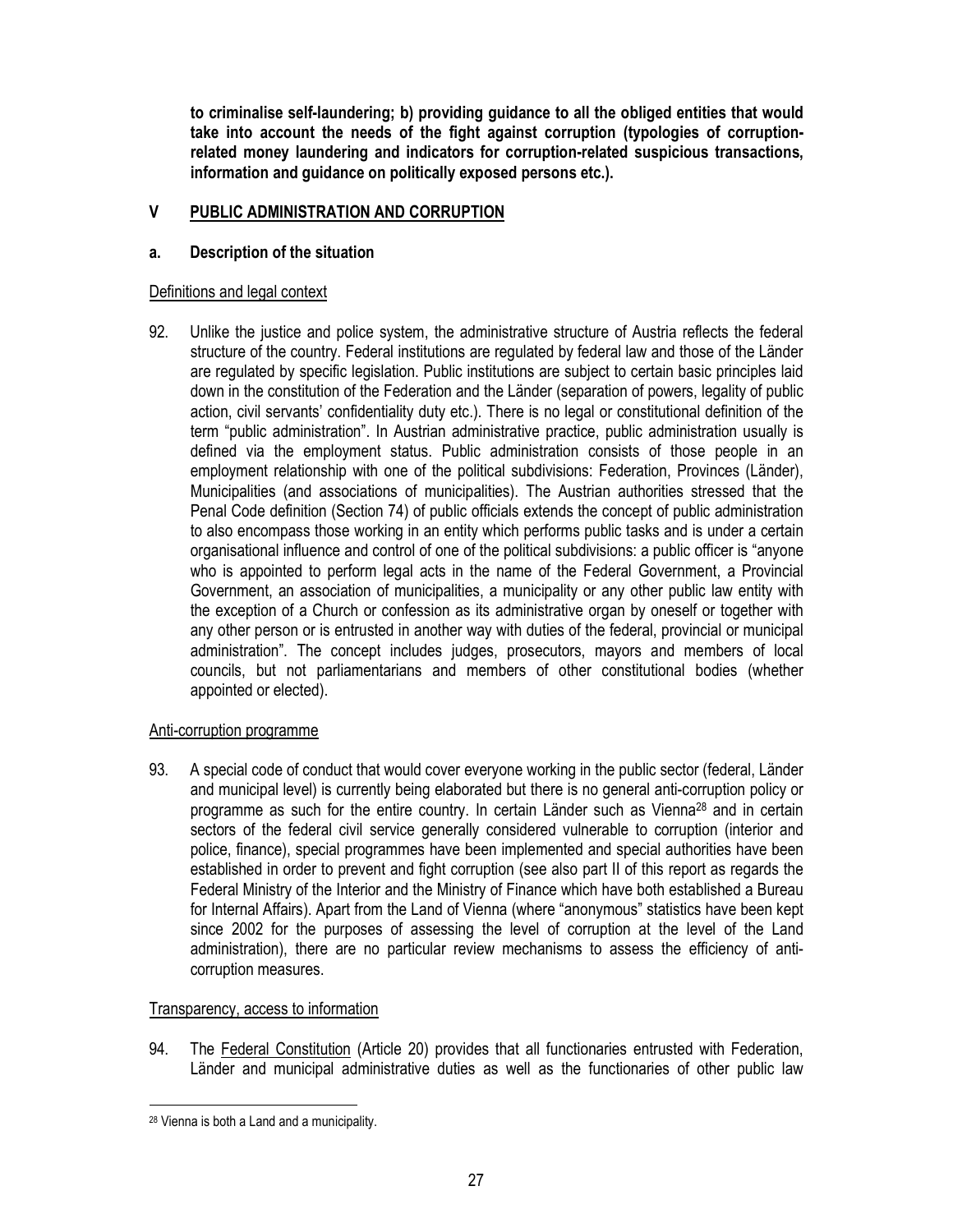**to criminalise self-laundering; b) providing guidance to all the obliged entities that would take into account the needs of the fight against corruption (typologies of corruption-related money laundering and indicators for corruption-related suspicious transactions, information and guidance on politically exposed persons etc.).**

## V PUBLIC ADMINISTRATION AND CORRUPTION

### a. Description of the situation

Definitions and legal context

92. Unlike the justice and police system, the administrative structure of Austria reflects the federal structure of the country. Federal institutions are regulated by federal law and those of the Länder are regulated by specific legislation. Public institutions are subject to certain basic principles laid down in the constitution of the Federation and the Länder (separation of powers, legality of public action, civil servants' confidentiality duty etc.). There is no legal or constitutional definition of the term "public administration". In Austrian administrative practice, public administration usually is defined via the employment status. Public administration consists of those people in an employment relationship with one of the political subdivisions: Federation, Provinces (Länder), Municipalities (and associations of municipalities). The Austrian authorities stressed that the Penal Code definition (Section 74) of public officials extends the concept of public administration to also encompass those working in an entity which performs public tasks and is under a certain organisational influence and control of one of the political subdivisions: a public officer is "anyone who is appointed to perform legal acts in the name of the Federal Government, a Provincial Government, an association of municipalities, a municipality or any other public law entity with the exception of a Church or confession as its administrative organ by oneself or together with any other person or is entrusted in another way with duties of the federal, provincial or municipal administration". The concept includes judges, prosecutors, mayors and members of local councils, but not parliamentarians and members of other constitutional bodies (whether appointed or elected).

Anti-corruption programme

93. A special code of conduct that would cover everyone working in the public sector (federal, Länder and municipal level) is currently being elaborated but there is no general anti-corruption policy or programme as such for the entire country. In certain Länder such as Vienna[28] and in certain sectors of the federal civil service generally considered vulnerable to corruption (interior and police, finance), special programmes have been implemented and special authorities have been established in order to prevent and fight corruption (see also part II of this report as regards the Federal Ministry of the Interior and the Ministry of Finance which have both established a Bureau for Internal Affairs). Apart from the Land of Vienna (where "anonymous" statistics have been kept since 2002 for the purposes of assessing the level of corruption at the level of the Land administration), there are no particular review mechanisms to assess the efficiency of anti-corruption measures.

Transparency, access to information

94. The Federal Constitution (Article 20) provides that all functionaries entrusted with Federation, Länder and municipal administrative duties as well as the functionaries of other public law

[28] Vienna is both a Land and a municipality.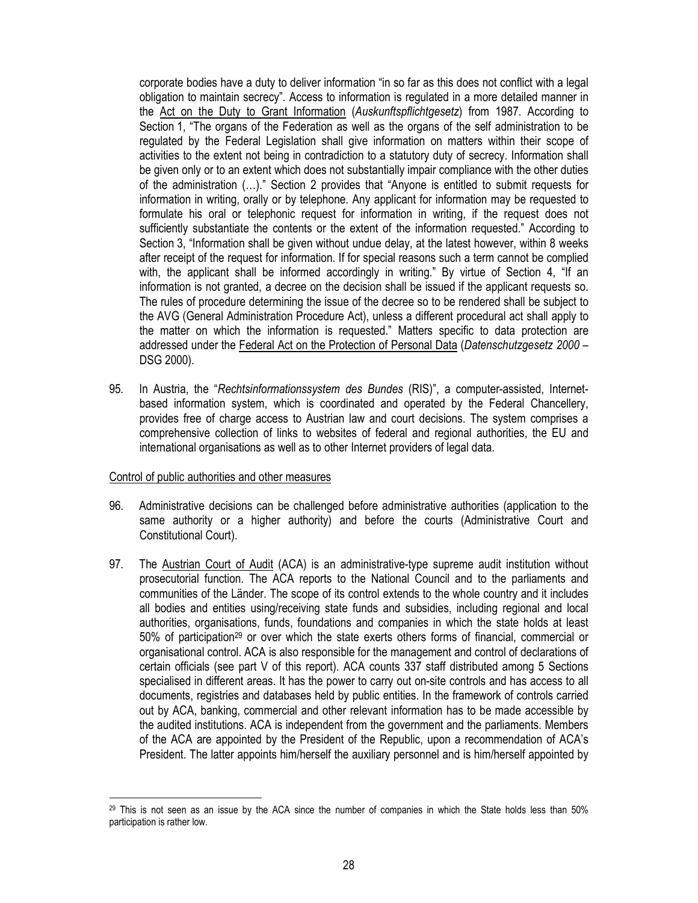corporate bodies have a duty to deliver information "in so far as this does not conflict with a legal obligation to maintain secrecy". Access to information is regulated in a more detailed manner in the Act on the Duty to Grant Information (*Auskunftspflichtgesetz*) from 1987. According to Section 1, "The organs of the Federation as well as the organs of the self administration to be regulated by the Federal Legislation shall give information on matters within their scope of activities to the extent not being in contradiction to a statutory duty of secrecy. Information shall be given only or to an extent which does not substantially impair compliance with the other duties of the administration (…)." Section 2 provides that "Anyone is entitled to submit requests for information in writing, orally or by telephone. Any applicant for information may be requested to formulate his oral or telephonic request for information in writing, if the request does not sufficiently substantiate the contents or the extent of the information requested." According to Section 3, "Information shall be given without undue delay, at the latest however, within 8 weeks after receipt of the request for information. If for special reasons such a term cannot be complied with, the applicant shall be informed accordingly in writing." By virtue of Section 4, "If an information is not granted, a decree on the decision shall be issued if the applicant requests so. The rules of procedure determining the issue of the decree so to be rendered shall be subject to the AVG (General Administration Procedure Act), unless a different procedural act shall apply to the matter on which the information is requested." Matters specific to data protection are addressed under the Federal Act on the Protection of Personal Data (*Datenschutzgesetz 2000* – DSG 2000).

95. In Austria, the "*Rechtsinformationssystem des Bundes* (RIS)", a computer-assisted, Internet-based information system, which is coordinated and operated by the Federal Chancellery, provides free of charge access to Austrian law and court decisions. The system comprises a comprehensive collection of links to websites of federal and regional authorities, the EU and international organisations as well as to other Internet providers of legal data.

Control of public authorities and other measures

96. Administrative decisions can be challenged before administrative authorities (application to the same authority or a higher authority) and before the courts (Administrative Court and Constitutional Court).

97. The Austrian Court of Audit (ACA) is an administrative-type supreme audit institution without prosecutorial function. The ACA reports to the National Council and to the parliaments and communities of the Länder. The scope of its control extends to the whole country and it includes all bodies and entities using/receiving state funds and subsidies, including regional and local authorities, organisations, funds, foundations and companies in which the state holds at least 50% of participation[29] or over which the state exerts others forms of financial, commercial or organisational control. ACA is also responsible for the management and control of declarations of certain officials (see part V of this report). ACA counts 337 staff distributed among 5 Sections specialised in different areas. It has the power to carry out on-site controls and has access to all documents, registries and databases held by public entities. In the framework of controls carried out by ACA, banking, commercial and other relevant information has to be made accessible by the audited institutions. ACA is independent from the government and the parliaments. Members of the ACA are appointed by the President of the Republic, upon a recommendation of ACA's President. The latter appoints him/herself the auxiliary personnel and is him/herself appointed by

[29] This is not seen as an issue by the ACA since the number of companies in which the State holds less than 50% participation is rather low.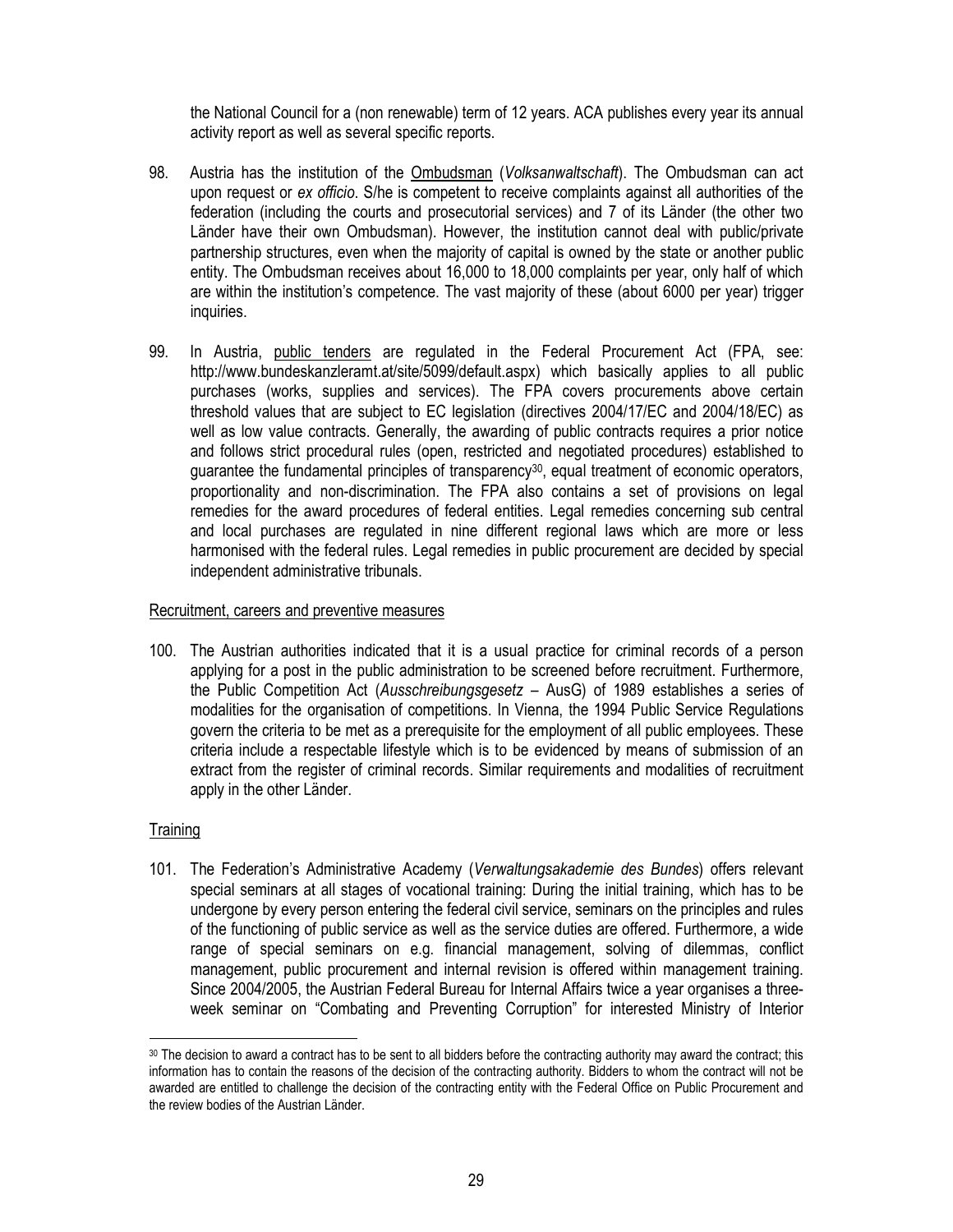the National Council for a (non renewable) term of 12 years. ACA publishes every year its annual activity report as well as several specific reports.

98. Austria has the institution of the Ombudsman (*Volksanwaltschaft*). The Ombudsman can act upon request or *ex officio*. S/he is competent to receive complaints against all authorities of the federation (including the courts and prosecutorial services) and 7 of its Länder (the other two Länder have their own Ombudsman). However, the institution cannot deal with public/private partnership structures, even when the majority of capital is owned by the state or another public entity. The Ombudsman receives about 16,000 to 18,000 complaints per year, only half of which are within the institution's competence. The vast majority of these (about 6000 per year) trigger inquiries.

99. In Austria, public tenders are regulated in the Federal Procurement Act (FPA, see: http://www.bundeskanzleramt.at/site/5099/default.aspx) which basically applies to all public purchases (works, supplies and services). The FPA covers procurements above certain threshold values that are subject to EC legislation (directives 2004/17/EC and 2004/18/EC) as well as low value contracts. Generally, the awarding of public contracts requires a prior notice and follows strict procedural rules (open, restricted and negotiated procedures) established to guarantee the fundamental principles of transparency[30], equal treatment of economic operators, proportionality and non-discrimination. The FPA also contains a set of provisions on legal remedies for the award procedures of federal entities. Legal remedies concerning sub central and local purchases are regulated in nine different regional laws which are more or less harmonised with the federal rules. Legal remedies in public procurement are decided by special independent administrative tribunals.

Recruitment, careers and preventive measures

100. The Austrian authorities indicated that it is a usual practice for criminal records of a person applying for a post in the public administration to be screened before recruitment. Furthermore, the Public Competition Act (*Ausschreibungsgesetz* – AusG) of 1989 establishes a series of modalities for the organisation of competitions. In Vienna, the 1994 Public Service Regulations govern the criteria to be met as a prerequisite for the employment of all public employees. These criteria include a respectable lifestyle which is to be evidenced by means of submission of an extract from the register of criminal records. Similar requirements and modalities of recruitment apply in the other Länder.

Training

101. The Federation's Administrative Academy (*Verwaltungsakademie des Bundes*) offers relevant special seminars at all stages of vocational training: During the initial training, which has to be undergone by every person entering the federal civil service, seminars on the principles and rules of the functioning of public service as well as the service duties are offered. Furthermore, a wide range of special seminars on e.g. financial management, solving of dilemmas, conflict management, public procurement and internal revision is offered within management training. Since 2004/2005, the Austrian Federal Bureau for Internal Affairs twice a year organises a three-week seminar on "Combating and Preventing Corruption" for interested Ministry of Interior

[30] The decision to award a contract has to be sent to all bidders before the contracting authority may award the contract; this information has to contain the reasons of the decision of the contracting authority. Bidders to whom the contract will not be awarded are entitled to challenge the decision of the contracting entity with the Federal Office on Public Procurement and the review bodies of the Austrian Länder.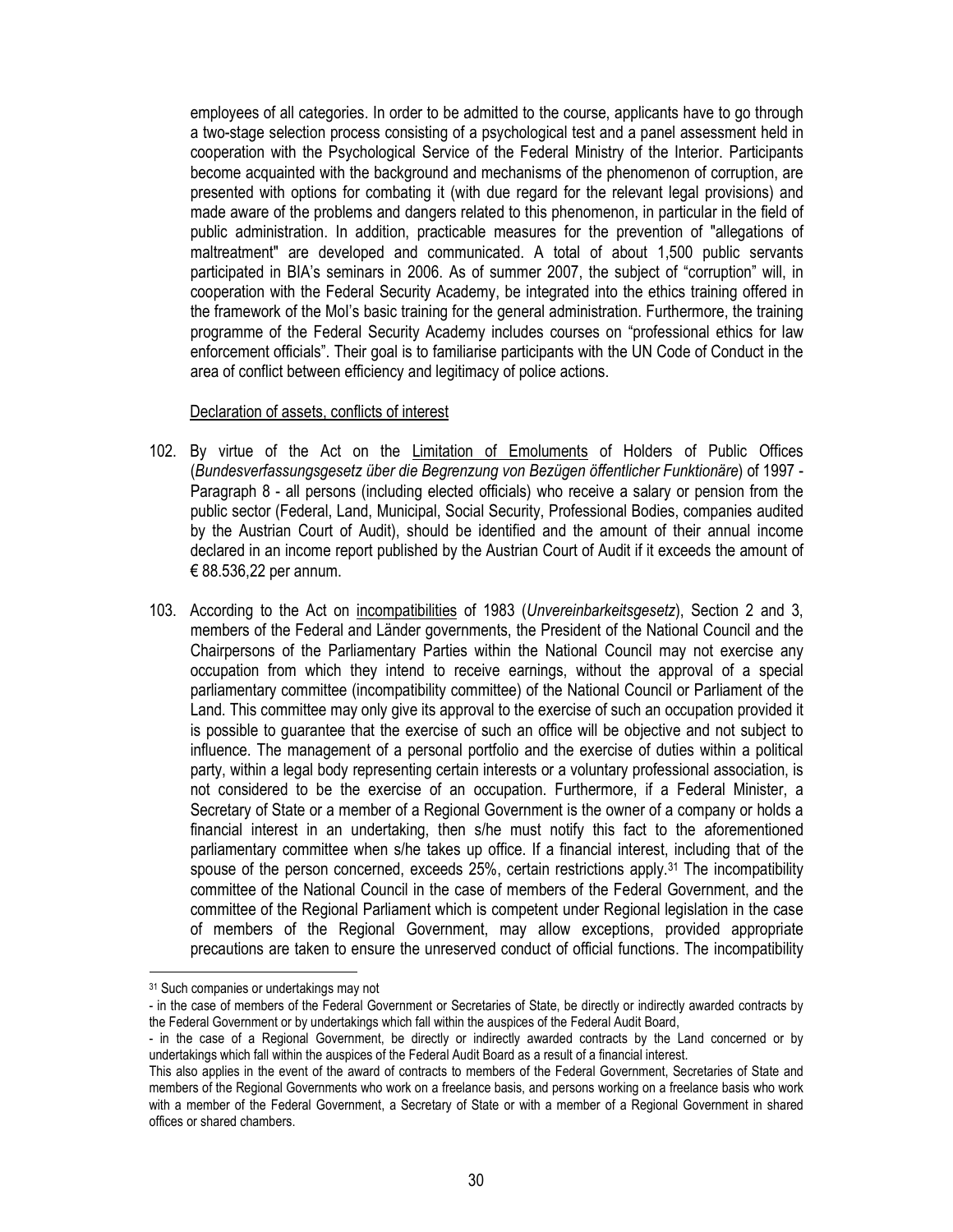employees of all categories. In order to be admitted to the course, applicants have to go through a two-stage selection process consisting of a psychological test and a panel assessment held in cooperation with the Psychological Service of the Federal Ministry of the Interior. Participants become acquainted with the background and mechanisms of the phenomenon of corruption, are presented with options for combating it (with due regard for the relevant legal provisions) and made aware of the problems and dangers related to this phenomenon, in particular in the field of public administration. In addition, practicable measures for the prevention of "allegations of maltreatment" are developed and communicated. A total of about 1,500 public servants participated in BIA's seminars in 2006. As of summer 2007, the subject of "corruption" will, in cooperation with the Federal Security Academy, be integrated into the ethics training offered in the framework of the MoI's basic training for the general administration. Furthermore, the training programme of the Federal Security Academy includes courses on "professional ethics for law enforcement officials". Their goal is to familiarise participants with the UN Code of Conduct in the area of conflict between efficiency and legitimacy of police actions.

Declaration of assets, conflicts of interest

102. By virtue of the Act on the Limitation of Emoluments of Holders of Public Offices (*Bundesverfassungsgesetz über die Begrenzung von Bezügen öffentlicher Funktionäre*) of 1997 - Paragraph 8 - all persons (including elected officials) who receive a salary or pension from the public sector (Federal, Land, Municipal, Social Security, Professional Bodies, companies audited by the Austrian Court of Audit), should be identified and the amount of their annual income declared in an income report published by the Austrian Court of Audit if it exceeds the amount of € 88.536,22 per annum.

103. According to the Act on incompatibilities of 1983 (*Unvereinbarkeitsgesetz*), Section 2 and 3, members of the Federal and Länder governments, the President of the National Council and the Chairpersons of the Parliamentary Parties within the National Council may not exercise any occupation from which they intend to receive earnings, without the approval of a special parliamentary committee (incompatibility committee) of the National Council or Parliament of the Land. This committee may only give its approval to the exercise of such an occupation provided it is possible to guarantee that the exercise of such an office will be objective and not subject to influence. The management of a personal portfolio and the exercise of duties within a political party, within a legal body representing certain interests or a voluntary professional association, is not considered to be the exercise of an occupation. Furthermore, if a Federal Minister, a Secretary of State or a member of a Regional Government is the owner of a company or holds a financial interest in an undertaking, then s/he must notify this fact to the aforementioned parliamentary committee when s/he takes up office. If a financial interest, including that of the spouse of the person concerned, exceeds 25%, certain restrictions apply.[31] The incompatibility committee of the National Council in the case of members of the Federal Government, and the committee of the Regional Parliament which is competent under Regional legislation in the case of members of the Regional Government, may allow exceptions, provided appropriate precautions are taken to ensure the unreserved conduct of official functions. The incompatibility

[31] Such companies or undertakings may not
- in the case of members of the Federal Government or Secretaries of State, be directly or indirectly awarded contracts by the Federal Government or by undertakings which fall within the auspices of the Federal Audit Board,
- in the case of a Regional Government, be directly or indirectly awarded contracts by the Land concerned or by undertakings which fall within the auspices of the Federal Audit Board as a result of a financial interest.
This also applies in the event of the award of contracts to members of the Federal Government, Secretaries of State and members of the Regional Governments who work on a freelance basis, and persons working on a freelance basis who work with a member of the Federal Government, a Secretary of State or with a member of a Regional Government in shared offices or shared chambers.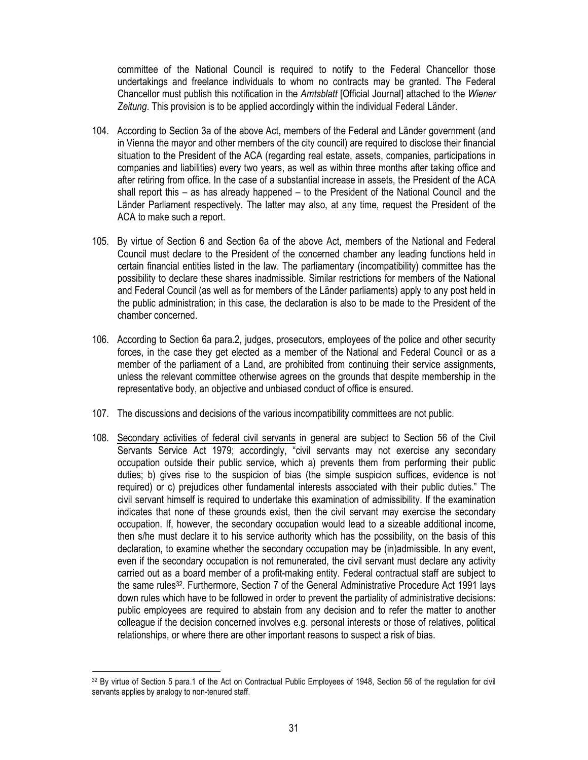committee of the National Council is required to notify to the Federal Chancellor those undertakings and freelance individuals to whom no contracts may be granted. The Federal Chancellor must publish this notification in the *Amtsblatt* [Official Journal] attached to the *Wiener Zeitung*. This provision is to be applied accordingly within the individual Federal Länder.

104. According to Section 3a of the above Act, members of the Federal and Länder government (and in Vienna the mayor and other members of the city council) are required to disclose their financial situation to the President of the ACA (regarding real estate, assets, companies, participations in companies and liabilities) every two years, as well as within three months after taking office and after retiring from office. In the case of a substantial increase in assets, the President of the ACA shall report this – as has already happened – to the President of the National Council and the Länder Parliament respectively. The latter may also, at any time, request the President of the ACA to make such a report.

105. By virtue of Section 6 and Section 6a of the above Act, members of the National and Federal Council must declare to the President of the concerned chamber any leading functions held in certain financial entities listed in the law. The parliamentary (incompatibility) committee has the possibility to declare these shares inadmissible. Similar restrictions for members of the National and Federal Council (as well as for members of the Länder parliaments) apply to any post held in the public administration; in this case, the declaration is also to be made to the President of the chamber concerned.

106. According to Section 6a para.2, judges, prosecutors, employees of the police and other security forces, in the case they get elected as a member of the National and Federal Council or as a member of the parliament of a Land, are prohibited from continuing their service assignments, unless the relevant committee otherwise agrees on the grounds that despite membership in the representative body, an objective and unbiased conduct of office is ensured.

107. The discussions and decisions of the various incompatibility committees are not public.

108. Secondary activities of federal civil servants in general are subject to Section 56 of the Civil Servants Service Act 1979; accordingly, "civil servants may not exercise any secondary occupation outside their public service, which a) prevents them from performing their public duties; b) gives rise to the suspicion of bias (the simple suspicion suffices, evidence is not required) or c) prejudices other fundamental interests associated with their public duties." The civil servant himself is required to undertake this examination of admissibility. If the examination indicates that none of these grounds exist, then the civil servant may exercise the secondary occupation. If, however, the secondary occupation would lead to a sizeable additional income, then s/he must declare it to his service authority which has the possibility, on the basis of this declaration, to examine whether the secondary occupation may be (in)admissible. In any event, even if the secondary occupation is not remunerated, the civil servant must declare any activity carried out as a board member of a profit-making entity. Federal contractual staff are subject to the same rules[32]. Furthermore, Section 7 of the General Administrative Procedure Act 1991 lays down rules which have to be followed in order to prevent the partiality of administrative decisions: public employees are required to abstain from any decision and to refer the matter to another colleague if the decision concerned involves e.g. personal interests or those of relatives, political relationships, or where there are other important reasons to suspect a risk of bias.

[32] By virtue of Section 5 para.1 of the Act on Contractual Public Employees of 1948, Section 56 of the regulation for civil servants applies by analogy to non-tenured staff.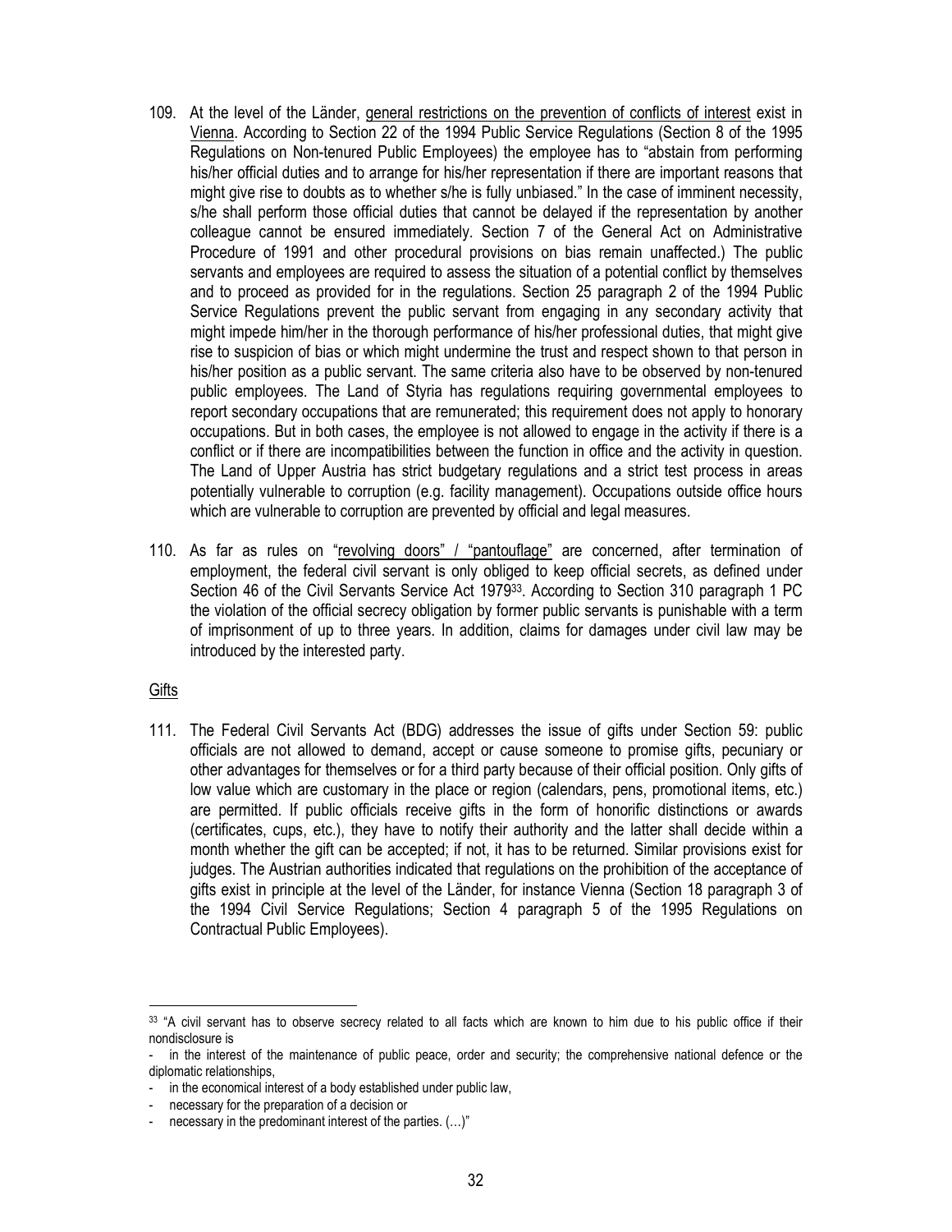109. At the level of the Länder, general restrictions on the prevention of conflicts of interest exist in Vienna. According to Section 22 of the 1994 Public Service Regulations (Section 8 of the 1995 Regulations on Non-tenured Public Employees) the employee has to "abstain from performing his/her official duties and to arrange for his/her representation if there are important reasons that might give rise to doubts as to whether s/he is fully unbiased." In the case of imminent necessity, s/he shall perform those official duties that cannot be delayed if the representation by another colleague cannot be ensured immediately. Section 7 of the General Act on Administrative Procedure of 1991 and other procedural provisions on bias remain unaffected.) The public servants and employees are required to assess the situation of a potential conflict by themselves and to proceed as provided for in the regulations. Section 25 paragraph 2 of the 1994 Public Service Regulations prevent the public servant from engaging in any secondary activity that might impede him/her in the thorough performance of his/her professional duties, that might give rise to suspicion of bias or which might undermine the trust and respect shown to that person in his/her position as a public servant. The same criteria also have to be observed by non-tenured public employees. The Land of Styria has regulations requiring governmental employees to report secondary occupations that are remunerated; this requirement does not apply to honorary occupations. But in both cases, the employee is not allowed to engage in the activity if there is a conflict or if there are incompatibilities between the function in office and the activity in question. The Land of Upper Austria has strict budgetary regulations and a strict test process in areas potentially vulnerable to corruption (e.g. facility management). Occupations outside office hours which are vulnerable to corruption are prevented by official and legal measures.

110. As far as rules on "revolving doors" / "pantouflage" are concerned, after termination of employment, the federal civil servant is only obliged to keep official secrets, as defined under Section 46 of the Civil Servants Service Act 1979[33]. According to Section 310 paragraph 1 PC the violation of the official secrecy obligation by former public servants is punishable with a term of imprisonment of up to three years. In addition, claims for damages under civil law may be introduced by the interested party.

Gifts

111. The Federal Civil Servants Act (BDG) addresses the issue of gifts under Section 59: public officials are not allowed to demand, accept or cause someone to promise gifts, pecuniary or other advantages for themselves or for a third party because of their official position. Only gifts of low value which are customary in the place or region (calendars, pens, promotional items, etc.) are permitted. If public officials receive gifts in the form of honorific distinctions or awards (certificates, cups, etc.), they have to notify their authority and the latter shall decide within a month whether the gift can be accepted; if not, it has to be returned. Similar provisions exist for judges. The Austrian authorities indicated that regulations on the prohibition of the acceptance of gifts exist in principle at the level of the Länder, for instance Vienna (Section 18 paragraph 3 of the 1994 Civil Service Regulations; Section 4 paragraph 5 of the 1995 Regulations on Contractual Public Employees).

---

[33] "A civil servant has to observe secrecy related to all facts which are known to him due to his public office if their nondisclosure is

- in the interest of the maintenance of public peace, order and security; the comprehensive national defence or the diplomatic relationships,
- in the economical interest of a body established under public law,
- necessary for the preparation of a decision or
- necessary in the predominant interest of the parties. (…)"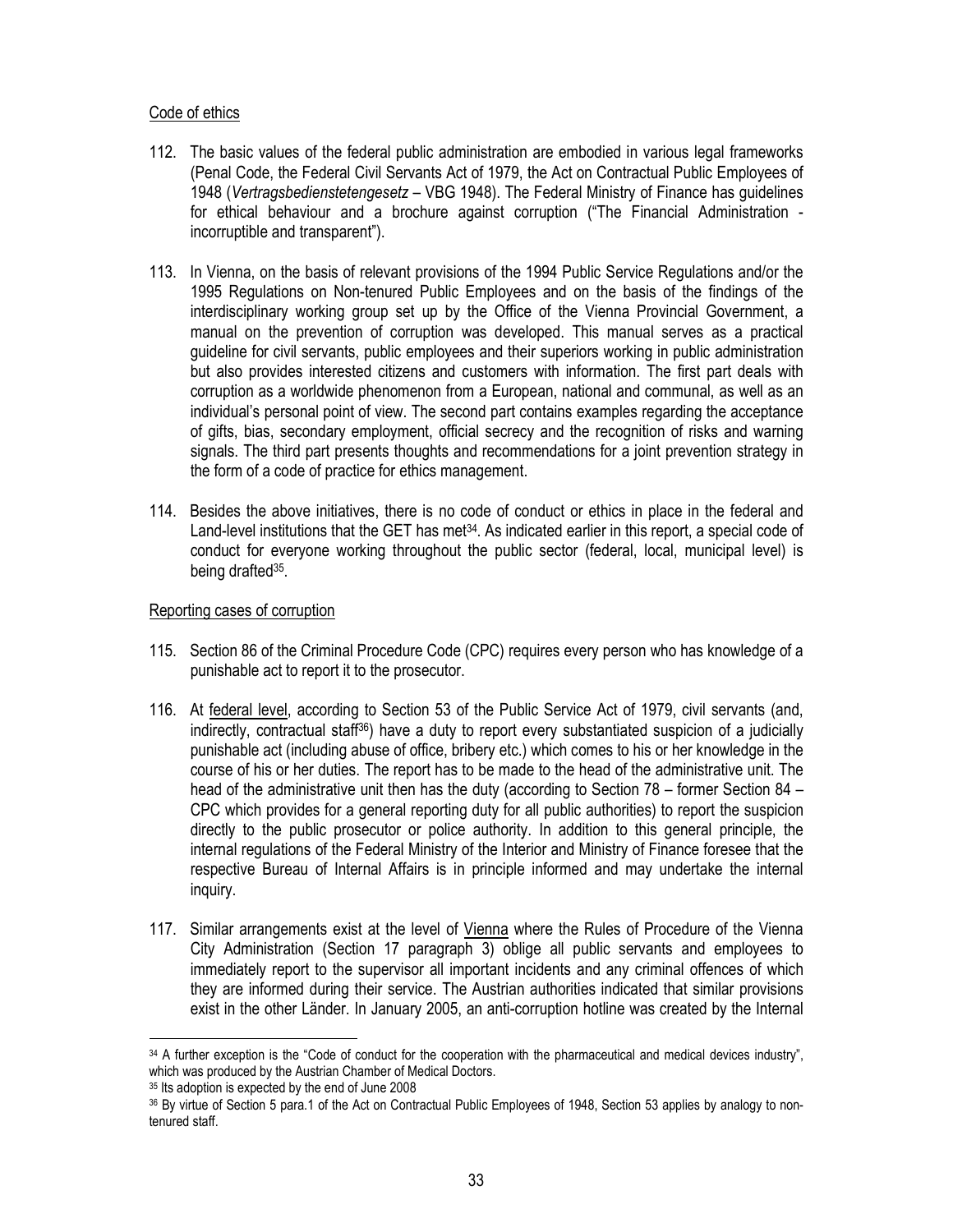Code of ethics

112. The basic values of the federal public administration are embodied in various legal frameworks (Penal Code, the Federal Civil Servants Act of 1979, the Act on Contractual Public Employees of 1948 (*Vertragsbedienstetengesetz* – VBG 1948). The Federal Ministry of Finance has guidelines for ethical behaviour and a brochure against corruption ("The Financial Administration - incorruptible and transparent").

113. In Vienna, on the basis of relevant provisions of the 1994 Public Service Regulations and/or the 1995 Regulations on Non-tenured Public Employees and on the basis of the findings of the interdisciplinary working group set up by the Office of the Vienna Provincial Government, a manual on the prevention of corruption was developed. This manual serves as a practical guideline for civil servants, public employees and their superiors working in public administration but also provides interested citizens and customers with information. The first part deals with corruption as a worldwide phenomenon from a European, national and communal, as well as an individual's personal point of view. The second part contains examples regarding the acceptance of gifts, bias, secondary employment, official secrecy and the recognition of risks and warning signals. The third part presents thoughts and recommendations for a joint prevention strategy in the form of a code of practice for ethics management.

114. Besides the above initiatives, there is no code of conduct or ethics in place in the federal and Land-level institutions that the GET has met[34]. As indicated earlier in this report, a special code of conduct for everyone working throughout the public sector (federal, local, municipal level) is being drafted[35].

Reporting cases of corruption

115. Section 86 of the Criminal Procedure Code (CPC) requires every person who has knowledge of a punishable act to report it to the prosecutor.

116. At federal level, according to Section 53 of the Public Service Act of 1979, civil servants (and, indirectly, contractual staff[36]) have a duty to report every substantiated suspicion of a judicially punishable act (including abuse of office, bribery etc.) which comes to his or her knowledge in the course of his or her duties. The report has to be made to the head of the administrative unit. The head of the administrative unit then has the duty (according to Section 78 – former Section 84 – CPC which provides for a general reporting duty for all public authorities) to report the suspicion directly to the public prosecutor or police authority. In addition to this general principle, the internal regulations of the Federal Ministry of the Interior and Ministry of Finance foresee that the respective Bureau of Internal Affairs is in principle informed and may undertake the internal inquiry.

117. Similar arrangements exist at the level of Vienna where the Rules of Procedure of the Vienna City Administration (Section 17 paragraph 3) oblige all public servants and employees to immediately report to the supervisor all important incidents and any criminal offences of which they are informed during their service. The Austrian authorities indicated that similar provisions exist in the other Länder. In January 2005, an anti-corruption hotline was created by the Internal

---

[34] A further exception is the "Code of conduct for the cooperation with the pharmaceutical and medical devices industry", which was produced by the Austrian Chamber of Medical Doctors.

[35] Its adoption is expected by the end of June 2008

[36] By virtue of Section 5 para.1 of the Act on Contractual Public Employees of 1948, Section 53 applies by analogy to non-tenured staff.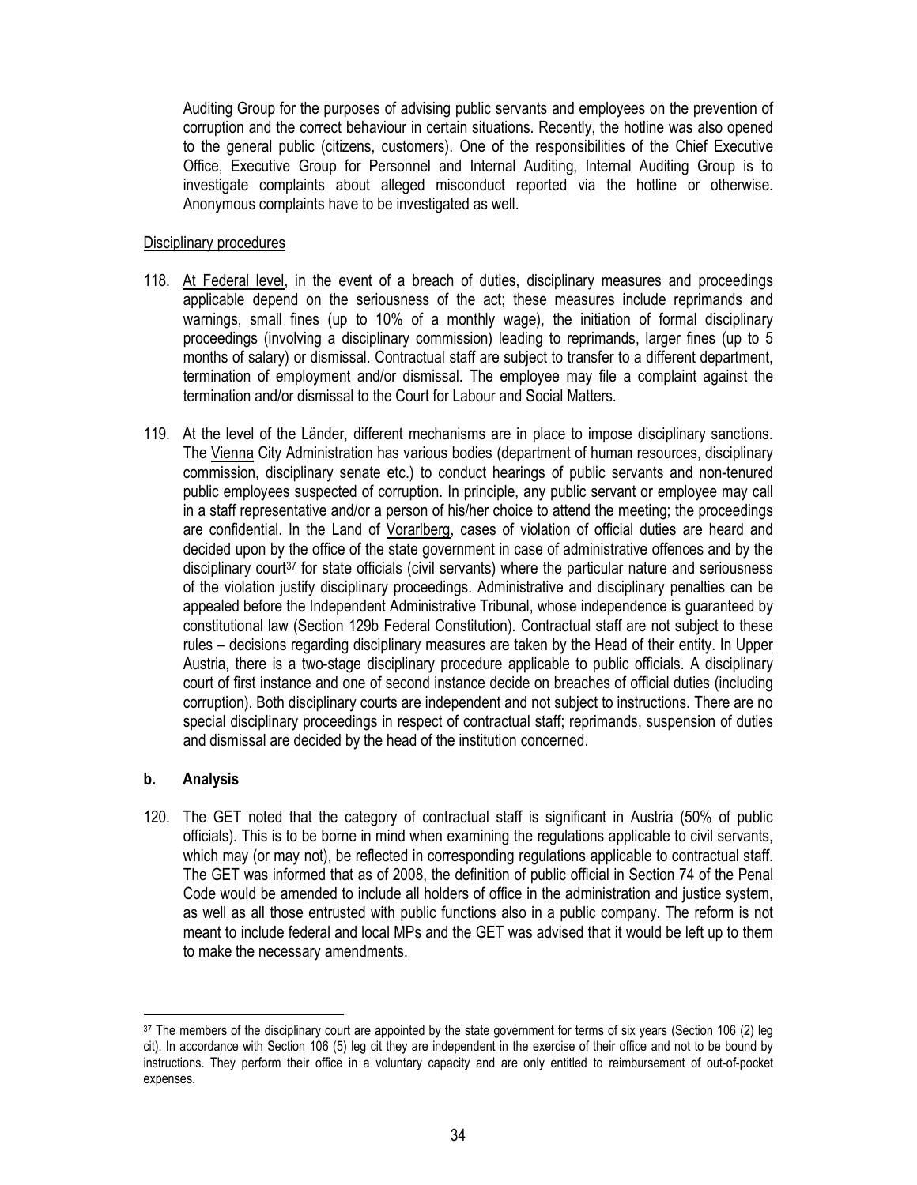Auditing Group for the purposes of advising public servants and employees on the prevention of corruption and the correct behaviour in certain situations. Recently, the hotline was also opened to the general public (citizens, customers). One of the responsibilities of the Chief Executive Office, Executive Group for Personnel and Internal Auditing, Internal Auditing Group is to investigate complaints about alleged misconduct reported via the hotline or otherwise. Anonymous complaints have to be investigated as well.

Disciplinary procedures

118. At Federal level, in the event of a breach of duties, disciplinary measures and proceedings applicable depend on the seriousness of the act; these measures include reprimands and warnings, small fines (up to 10% of a monthly wage), the initiation of formal disciplinary proceedings (involving a disciplinary commission) leading to reprimands, larger fines (up to 5 months of salary) or dismissal. Contractual staff are subject to transfer to a different department, termination of employment and/or dismissal. The employee may file a complaint against the termination and/or dismissal to the Court for Labour and Social Matters.

119. At the level of the Länder, different mechanisms are in place to impose disciplinary sanctions. The Vienna City Administration has various bodies (department of human resources, disciplinary commission, disciplinary senate etc.) to conduct hearings of public servants and non-tenured public employees suspected of corruption. In principle, any public servant or employee may call in a staff representative and/or a person of his/her choice to attend the meeting; the proceedings are confidential. In the Land of Vorarlberg, cases of violation of official duties are heard and decided upon by the office of the state government in case of administrative offences and by the disciplinary court[37] for state officials (civil servants) where the particular nature and seriousness of the violation justify disciplinary proceedings. Administrative and disciplinary penalties can be appealed before the Independent Administrative Tribunal, whose independence is guaranteed by constitutional law (Section 129b Federal Constitution). Contractual staff are not subject to these rules – decisions regarding disciplinary measures are taken by the Head of their entity. In Upper Austria, there is a two-stage disciplinary procedure applicable to public officials. A disciplinary court of first instance and one of second instance decide on breaches of official duties (including corruption). Both disciplinary courts are independent and not subject to instructions. There are no special disciplinary proceedings in respect of contractual staff; reprimands, suspension of duties and dismissal are decided by the head of the institution concerned.

### b. Analysis

120. The GET noted that the category of contractual staff is significant in Austria (50% of public officials). This is to be borne in mind when examining the regulations applicable to civil servants, which may (or may not), be reflected in corresponding regulations applicable to contractual staff. The GET was informed that as of 2008, the definition of public official in Section 74 of the Penal Code would be amended to include all holders of office in the administration and justice system, as well as all those entrusted with public functions also in a public company. The reform is not meant to include federal and local MPs and the GET was advised that it would be left up to them to make the necessary amendments.

[37] The members of the disciplinary court are appointed by the state government for terms of six years (Section 106 (2) leg cit). In accordance with Section 106 (5) leg cit they are independent in the exercise of their office and not to be bound by instructions. They perform their office in a voluntary capacity and are only entitled to reimbursement of out-of-pocket expenses.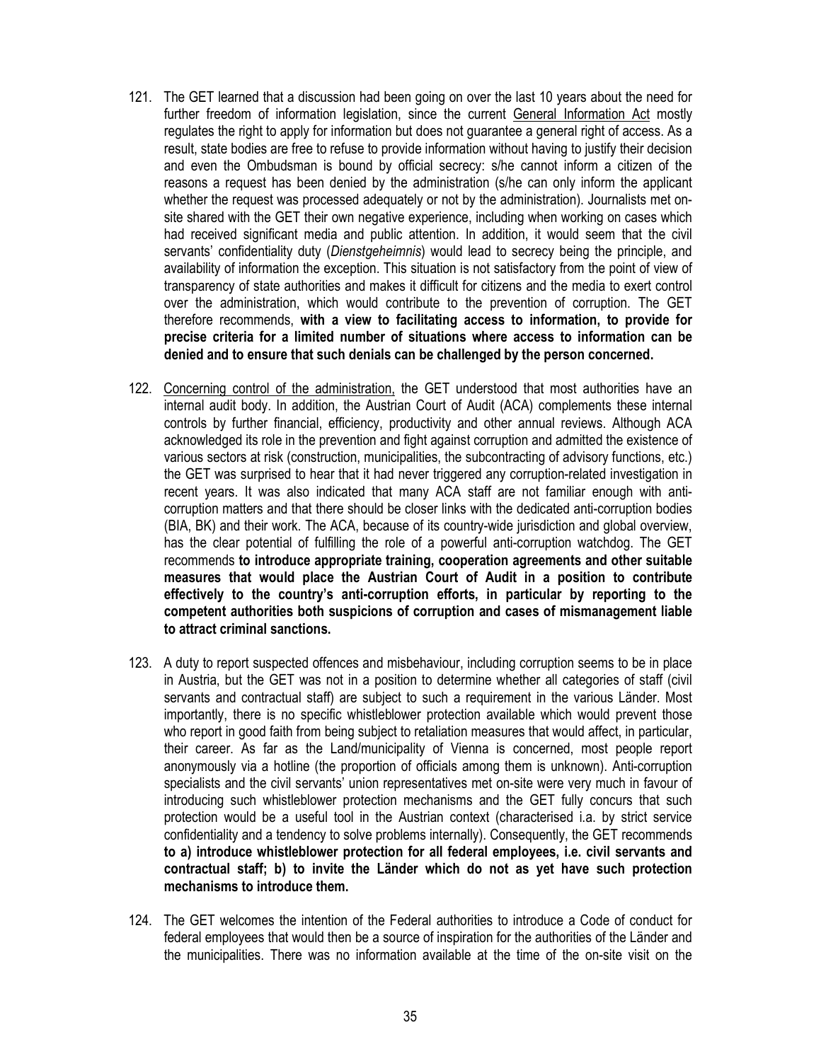121. The GET learned that a discussion had been going on over the last 10 years about the need for further freedom of information legislation, since the current General Information Act mostly regulates the right to apply for information but does not guarantee a general right of access. As a result, state bodies are free to refuse to provide information without having to justify their decision and even the Ombudsman is bound by official secrecy: s/he cannot inform a citizen of the reasons a request has been denied by the administration (s/he can only inform the applicant whether the request was processed adequately or not by the administration). Journalists met on-site shared with the GET their own negative experience, including when working on cases which had received significant media and public attention. In addition, it would seem that the civil servants' confidentiality duty (*Dienstgeheimnis*) would lead to secrecy being the principle, and availability of information the exception. This situation is not satisfactory from the point of view of transparency of state authorities and makes it difficult for citizens and the media to exert control over the administration, which would contribute to the prevention of corruption. The GET therefore recommends, **with a view to facilitating access to information, to provide for precise criteria for a limited number of situations where access to information can be denied and to ensure that such denials can be challenged by the person concerned.**

122. Concerning control of the administration, the GET understood that most authorities have an internal audit body. In addition, the Austrian Court of Audit (ACA) complements these internal controls by further financial, efficiency, productivity and other annual reviews. Although ACA acknowledged its role in the prevention and fight against corruption and admitted the existence of various sectors at risk (construction, municipalities, the subcontracting of advisory functions, etc.) the GET was surprised to hear that it had never triggered any corruption-related investigation in recent years. It was also indicated that many ACA staff are not familiar enough with anti-corruption matters and that there should be closer links with the dedicated anti-corruption bodies (BIA, BK) and their work. The ACA, because of its country-wide jurisdiction and global overview, has the clear potential of fulfilling the role of a powerful anti-corruption watchdog. The GET recommends **to introduce appropriate training, cooperation agreements and other suitable measures that would place the Austrian Court of Audit in a position to contribute effectively to the country's anti-corruption efforts, in particular by reporting to the competent authorities both suspicions of corruption and cases of mismanagement liable to attract criminal sanctions.**

123. A duty to report suspected offences and misbehaviour, including corruption seems to be in place in Austria, but the GET was not in a position to determine whether all categories of staff (civil servants and contractual staff) are subject to such a requirement in the various Länder. Most importantly, there is no specific whistleblower protection available which would prevent those who report in good faith from being subject to retaliation measures that would affect, in particular, their career. As far as the Land/municipality of Vienna is concerned, most people report anonymously via a hotline (the proportion of officials among them is unknown). Anti-corruption specialists and the civil servants' union representatives met on-site were very much in favour of introducing such whistleblower protection mechanisms and the GET fully concurs that such protection would be a useful tool in the Austrian context (characterised i.a. by strict service confidentiality and a tendency to solve problems internally). Consequently, the GET recommends **to a) introduce whistleblower protection for all federal employees, i.e. civil servants and contractual staff; b) to invite the Länder which do not as yet have such protection mechanisms to introduce them.**

124. The GET welcomes the intention of the Federal authorities to introduce a Code of conduct for federal employees that would then be a source of inspiration for the authorities of the Länder and the municipalities. There was no information available at the time of the on-site visit on the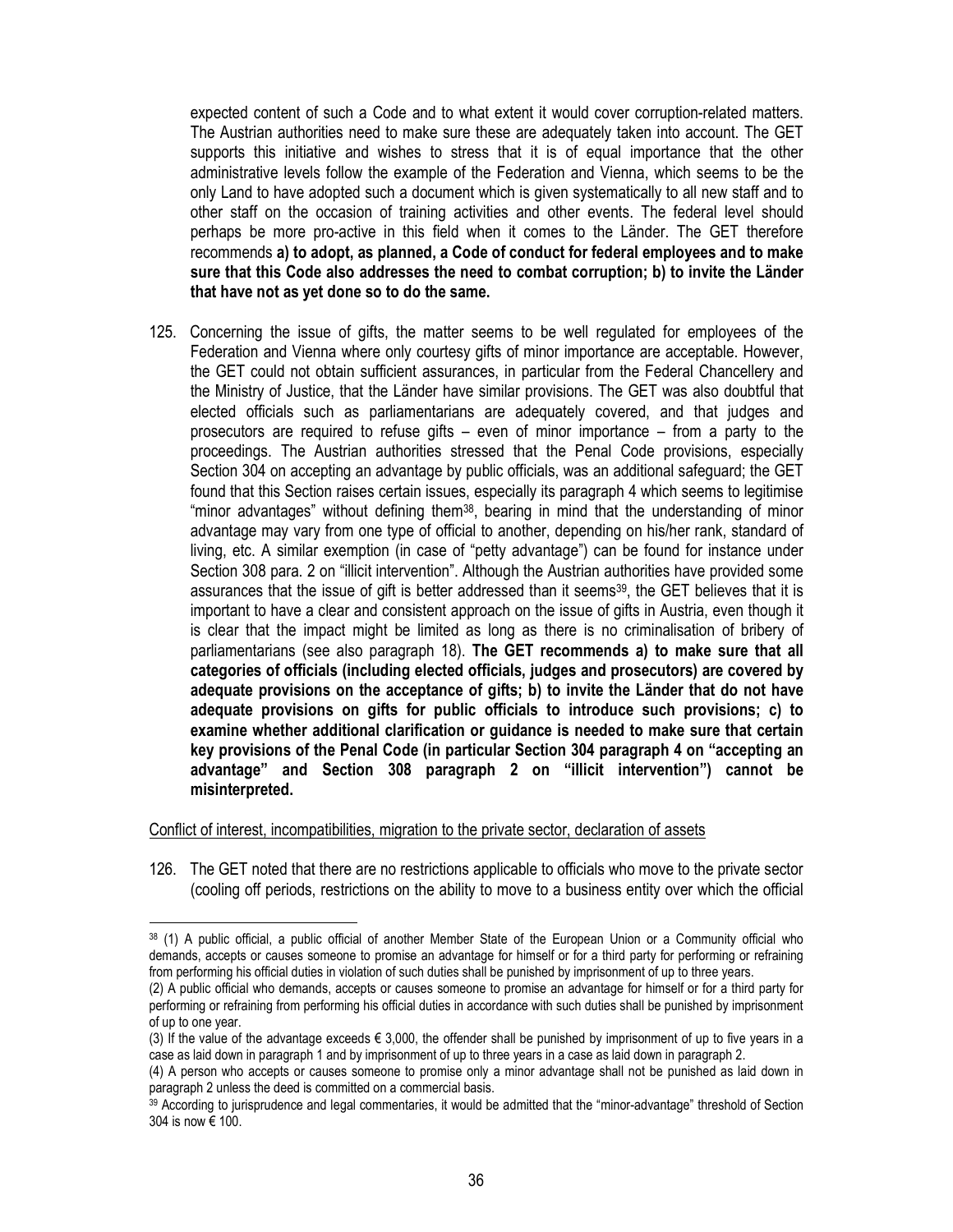expected content of such a Code and to what extent it would cover corruption-related matters. The Austrian authorities need to make sure these are adequately taken into account. The GET supports this initiative and wishes to stress that it is of equal importance that the other administrative levels follow the example of the Federation and Vienna, which seems to be the only Land to have adopted such a document which is given systematically to all new staff and to other staff on the occasion of training activities and other events. The federal level should perhaps be more pro-active in this field when it comes to the Länder. The GET therefore recommends **a) to adopt, as planned, a Code of conduct for federal employees and to make sure that this Code also addresses the need to combat corruption; b) to invite the Länder that have not as yet done so to do the same.**

125. Concerning the issue of gifts, the matter seems to be well regulated for employees of the Federation and Vienna where only courtesy gifts of minor importance are acceptable. However, the GET could not obtain sufficient assurances, in particular from the Federal Chancellery and the Ministry of Justice, that the Länder have similar provisions. The GET was also doubtful that elected officials such as parliamentarians are adequately covered, and that judges and prosecutors are required to refuse gifts – even of minor importance – from a party to the proceedings. The Austrian authorities stressed that the Penal Code provisions, especially Section 304 on accepting an advantage by public officials, was an additional safeguard; the GET found that this Section raises certain issues, especially its paragraph 4 which seems to legitimise "minor advantages" without defining them[38], bearing in mind that the understanding of minor advantage may vary from one type of official to another, depending on his/her rank, standard of living, etc. A similar exemption (in case of "petty advantage") can be found for instance under Section 308 para. 2 on "illicit intervention". Although the Austrian authorities have provided some assurances that the issue of gift is better addressed than it seems[39], the GET believes that it is important to have a clear and consistent approach on the issue of gifts in Austria, even though it is clear that the impact might be limited as long as there is no criminalisation of bribery of parliamentarians (see also paragraph 18). **The GET recommends a) to make sure that all categories of officials (including elected officials, judges and prosecutors) are covered by adequate provisions on the acceptance of gifts; b) to invite the Länder that do not have adequate provisions on gifts for public officials to introduce such provisions; c) to examine whether additional clarification or guidance is needed to make sure that certain key provisions of the Penal Code (in particular Section 304 paragraph 4 on "accepting an advantage" and Section 308 paragraph 2 on "illicit intervention") cannot be misinterpreted.**

Conflict of interest, incompatibilities, migration to the private sector, declaration of assets

126. The GET noted that there are no restrictions applicable to officials who move to the private sector (cooling off periods, restrictions on the ability to move to a business entity over which the official

---

[38] (1) A public official, a public official of another Member State of the European Union or a Community official who demands, accepts or causes someone to promise an advantage for himself or for a third party for performing or refraining from performing his official duties in violation of such duties shall be punished by imprisonment of up to three years.
(2) A public official who demands, accepts or causes someone to promise an advantage for himself or for a third party for performing or refraining from performing his official duties in accordance with such duties shall be punished by imprisonment of up to one year.
(3) If the value of the advantage exceeds € 3,000, the offender shall be punished by imprisonment of up to five years in a case as laid down in paragraph 1 and by imprisonment of up to three years in a case as laid down in paragraph 2.
(4) A person who accepts or causes someone to promise only a minor advantage shall not be punished as laid down in paragraph 2 unless the deed is committed on a commercial basis.

[39] According to jurisprudence and legal commentaries, it would be admitted that the "minor-advantage" threshold of Section 304 is now € 100.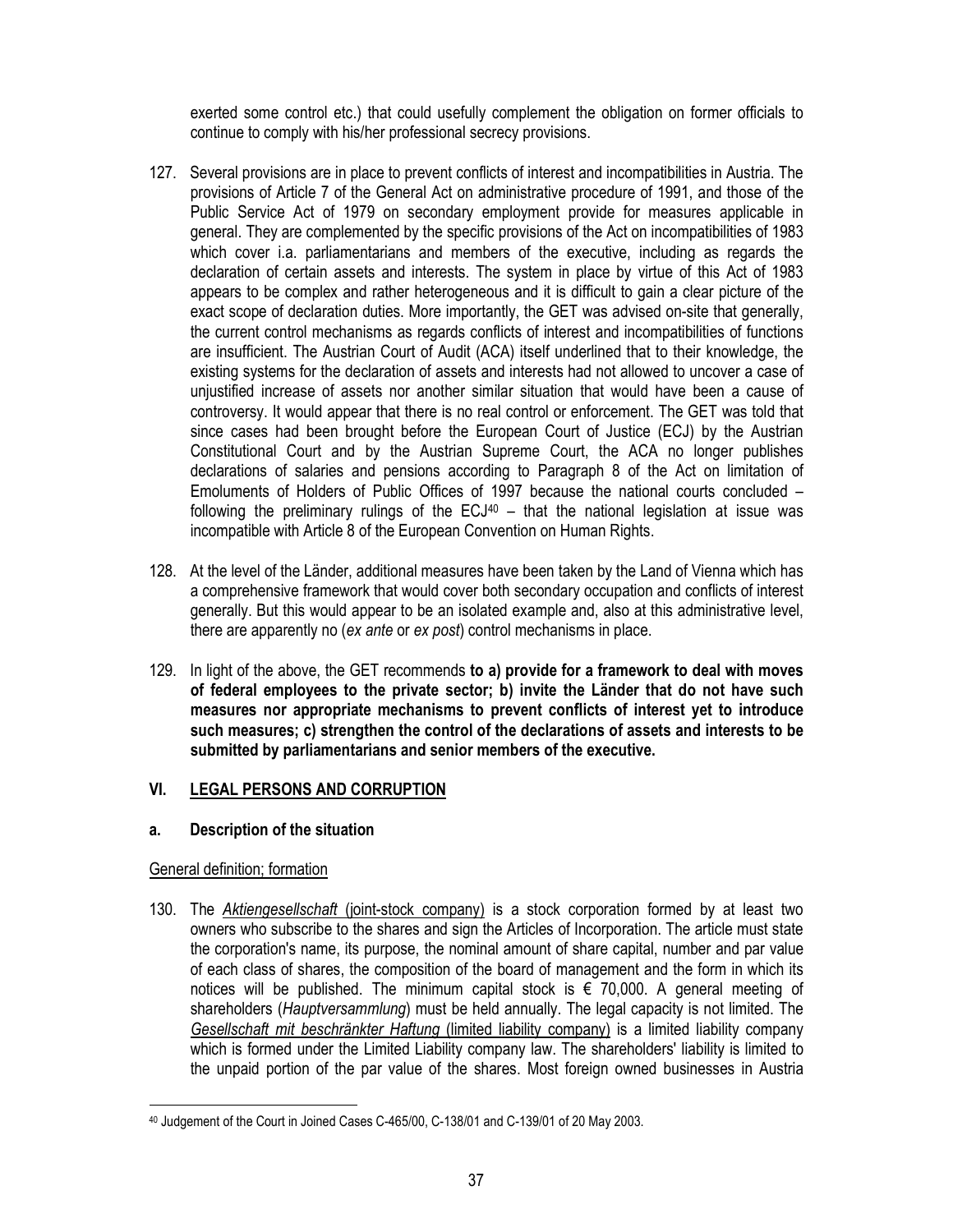exerted some control etc.) that could usefully complement the obligation on former officials to continue to comply with his/her professional secrecy provisions.

127. Several provisions are in place to prevent conflicts of interest and incompatibilities in Austria. The provisions of Article 7 of the General Act on administrative procedure of 1991, and those of the Public Service Act of 1979 on secondary employment provide for measures applicable in general. They are complemented by the specific provisions of the Act on incompatibilities of 1983 which cover i.a. parliamentarians and members of the executive, including as regards the declaration of certain assets and interests. The system in place by virtue of this Act of 1983 appears to be complex and rather heterogeneous and it is difficult to gain a clear picture of the exact scope of declaration duties. More importantly, the GET was advised on-site that generally, the current control mechanisms as regards conflicts of interest and incompatibilities of functions are insufficient. The Austrian Court of Audit (ACA) itself underlined that to their knowledge, the existing systems for the declaration of assets and interests had not allowed to uncover a case of unjustified increase of assets nor another similar situation that would have been a cause of controversy. It would appear that there is no real control or enforcement. The GET was told that since cases had been brought before the European Court of Justice (ECJ) by the Austrian Constitutional Court and by the Austrian Supreme Court, the ACA no longer publishes declarations of salaries and pensions according to Paragraph 8 of the Act on limitation of Emoluments of Holders of Public Offices of 1997 because the national courts concluded – following the preliminary rulings of the ECJ[40] – that the national legislation at issue was incompatible with Article 8 of the European Convention on Human Rights.

128. At the level of the Länder, additional measures have been taken by the Land of Vienna which has a comprehensive framework that would cover both secondary occupation and conflicts of interest generally. But this would appear to be an isolated example and, also at this administrative level, there are apparently no (*ex ante* or *ex post*) control mechanisms in place.

129. In light of the above, the GET recommends **to a) provide for a framework to deal with moves of federal employees to the private sector; b) invite the Länder that do not have such measures nor appropriate mechanisms to prevent conflicts of interest yet to introduce such measures; c) strengthen the control of the declarations of assets and interests to be submitted by parliamentarians and senior members of the executive.**

## VI. LEGAL PERSONS AND CORRUPTION

### a. Description of the situation

General definition; formation

130. The *Aktiengesellschaft* (joint-stock company) is a stock corporation formed by at least two owners who subscribe to the shares and sign the Articles of Incorporation. The article must state the corporation's name, its purpose, the nominal amount of share capital, number and par value of each class of shares, the composition of the board of management and the form in which its notices will be published. The minimum capital stock is € 70,000. A general meeting of shareholders (*Hauptversammlung*) must be held annually. The legal capacity is not limited. The *Gesellschaft mit beschränkter Haftung* (limited liability company) is a limited liability company which is formed under the Limited Liability company law. The shareholders' liability is limited to the unpaid portion of the par value of the shares. Most foreign owned businesses in Austria

[40] Judgement of the Court in Joined Cases C-465/00, C-138/01 and C-139/01 of 20 May 2003.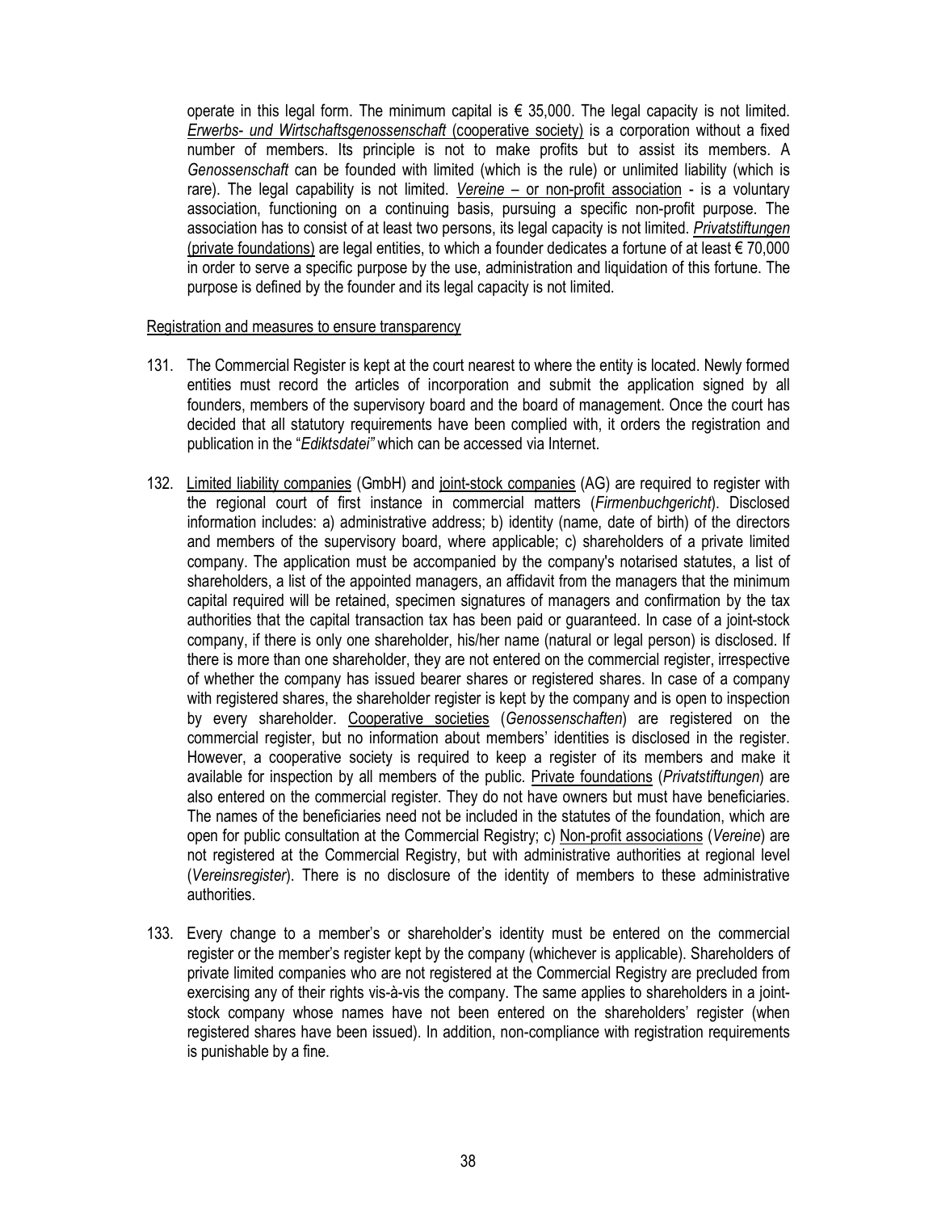operate in this legal form. The minimum capital is € 35,000. The legal capacity is not limited. *Erwerbs- und Wirtschaftsgenossenschaft* (cooperative society) is a corporation without a fixed number of members. Its principle is not to make profits but to assist its members. A *Genossenschaft* can be founded with limited (which is the rule) or unlimited liability (which is rare). The legal capability is not limited. *Vereine* – or non-profit association - is a voluntary association, functioning on a continuing basis, pursuing a specific non-profit purpose. The association has to consist of at least two persons, its legal capacity is not limited. *Privatstiftungen* (private foundations) are legal entities, to which a founder dedicates a fortune of at least € 70,000 in order to serve a specific purpose by the use, administration and liquidation of this fortune. The purpose is defined by the founder and its legal capacity is not limited.

Registration and measures to ensure transparency

131. The Commercial Register is kept at the court nearest to where the entity is located. Newly formed entities must record the articles of incorporation and submit the application signed by all founders, members of the supervisory board and the board of management. Once the court has decided that all statutory requirements have been complied with, it orders the registration and publication in the "*Ediktsdatei"* which can be accessed via Internet.

132. Limited liability companies (GmbH) and joint-stock companies (AG) are required to register with the regional court of first instance in commercial matters (*Firmenbuchgericht*). Disclosed information includes: a) administrative address; b) identity (name, date of birth) of the directors and members of the supervisory board, where applicable; c) shareholders of a private limited company. The application must be accompanied by the company's notarised statutes, a list of shareholders, a list of the appointed managers, an affidavit from the managers that the minimum capital required will be retained, specimen signatures of managers and confirmation by the tax authorities that the capital transaction tax has been paid or guaranteed. In case of a joint-stock company, if there is only one shareholder, his/her name (natural or legal person) is disclosed. If there is more than one shareholder, they are not entered on the commercial register, irrespective of whether the company has issued bearer shares or registered shares. In case of a company with registered shares, the shareholder register is kept by the company and is open to inspection by every shareholder. Cooperative societies (*Genossenschaften*) are registered on the commercial register, but no information about members' identities is disclosed in the register. However, a cooperative society is required to keep a register of its members and make it available for inspection by all members of the public. Private foundations (*Privatstiftungen*) are also entered on the commercial register. They do not have owners but must have beneficiaries. The names of the beneficiaries need not be included in the statutes of the foundation, which are open for public consultation at the Commercial Registry; c) Non-profit associations (*Vereine*) are not registered at the Commercial Registry, but with administrative authorities at regional level (*Vereinsregister*). There is no disclosure of the identity of members to these administrative authorities.

133. Every change to a member's or shareholder's identity must be entered on the commercial register or the member's register kept by the company (whichever is applicable). Shareholders of private limited companies who are not registered at the Commercial Registry are precluded from exercising any of their rights vis-à-vis the company. The same applies to shareholders in a joint-stock company whose names have not been entered on the shareholders' register (when registered shares have been issued). In addition, non-compliance with registration requirements is punishable by a fine.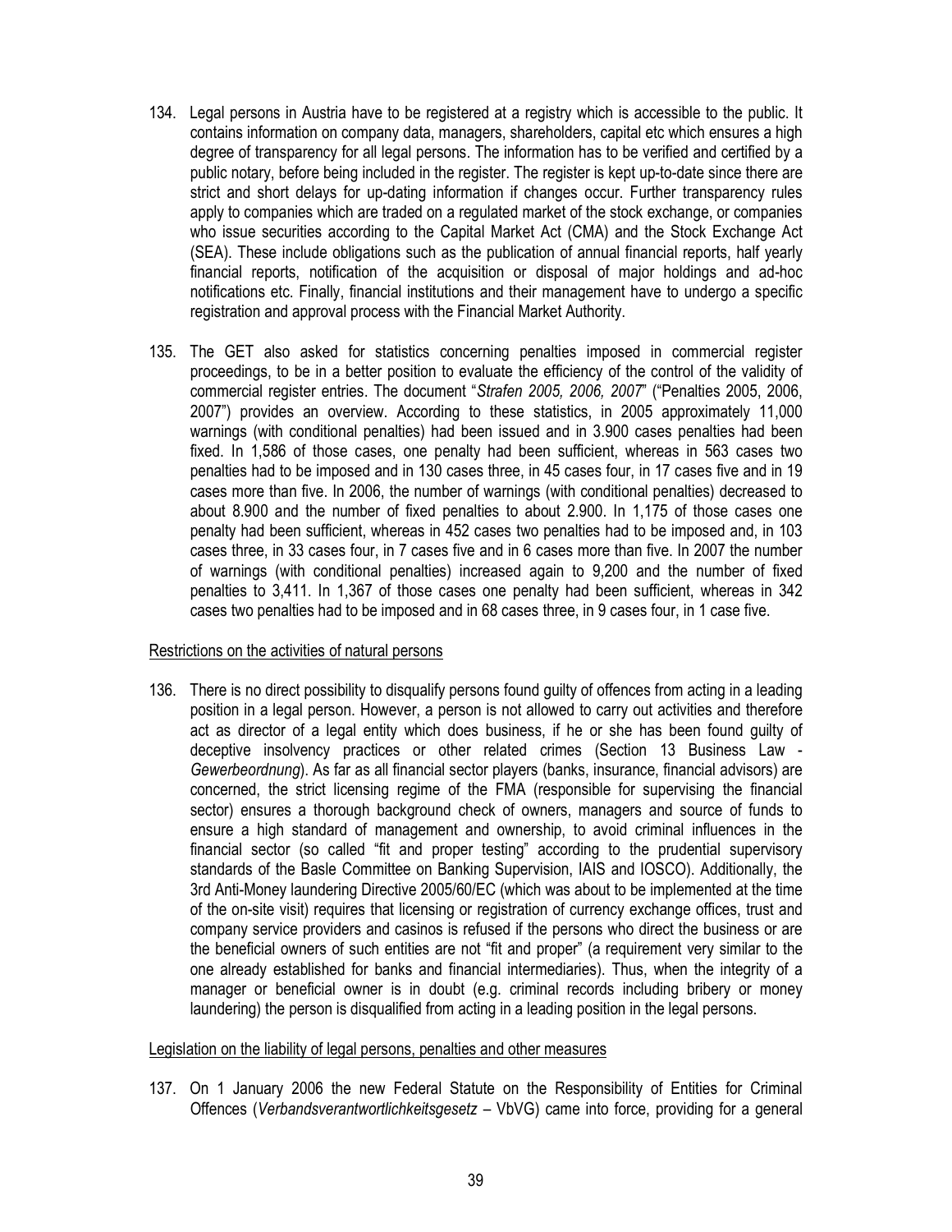134. Legal persons in Austria have to be registered at a registry which is accessible to the public. It contains information on company data, managers, shareholders, capital etc which ensures a high degree of transparency for all legal persons. The information has to be verified and certified by a public notary, before being included in the register. The register is kept up-to-date since there are strict and short delays for up-dating information if changes occur. Further transparency rules apply to companies which are traded on a regulated market of the stock exchange, or companies who issue securities according to the Capital Market Act (CMA) and the Stock Exchange Act (SEA). These include obligations such as the publication of annual financial reports, half yearly financial reports, notification of the acquisition or disposal of major holdings and ad-hoc notifications etc. Finally, financial institutions and their management have to undergo a specific registration and approval process with the Financial Market Authority.

135. The GET also asked for statistics concerning penalties imposed in commercial register proceedings, to be in a better position to evaluate the efficiency of the control of the validity of commercial register entries. The document "*Strafen 2005, 2006, 2007*" ("Penalties 2005, 2006, 2007") provides an overview. According to these statistics, in 2005 approximately 11,000 warnings (with conditional penalties) had been issued and in 3.900 cases penalties had been fixed. In 1,586 of those cases, one penalty had been sufficient, whereas in 563 cases two penalties had to be imposed and in 130 cases three, in 45 cases four, in 17 cases five and in 19 cases more than five. In 2006, the number of warnings (with conditional penalties) decreased to about 8.900 and the number of fixed penalties to about 2.900. In 1,175 of those cases one penalty had been sufficient, whereas in 452 cases two penalties had to be imposed and, in 103 cases three, in 33 cases four, in 7 cases five and in 6 cases more than five. In 2007 the number of warnings (with conditional penalties) increased again to 9,200 and the number of fixed penalties to 3,411. In 1,367 of those cases one penalty had been sufficient, whereas in 342 cases two penalties had to be imposed and in 68 cases three, in 9 cases four, in 1 case five.

Restrictions on the activities of natural persons

136. There is no direct possibility to disqualify persons found guilty of offences from acting in a leading position in a legal person. However, a person is not allowed to carry out activities and therefore act as director of a legal entity which does business, if he or she has been found guilty of deceptive insolvency practices or other related crimes (Section 13 Business Law - *Gewerbeordnung*). As far as all financial sector players (banks, insurance, financial advisors) are concerned, the strict licensing regime of the FMA (responsible for supervising the financial sector) ensures a thorough background check of owners, managers and source of funds to ensure a high standard of management and ownership, to avoid criminal influences in the financial sector (so called "fit and proper testing" according to the prudential supervisory standards of the Basle Committee on Banking Supervision, IAIS and IOSCO). Additionally, the 3rd Anti-Money laundering Directive 2005/60/EC (which was about to be implemented at the time of the on-site visit) requires that licensing or registration of currency exchange offices, trust and company service providers and casinos is refused if the persons who direct the business or are the beneficial owners of such entities are not "fit and proper" (a requirement very similar to the one already established for banks and financial intermediaries). Thus, when the integrity of a manager or beneficial owner is in doubt (e.g. criminal records including bribery or money laundering) the person is disqualified from acting in a leading position in the legal persons.

Legislation on the liability of legal persons, penalties and other measures

137. On 1 January 2006 the new Federal Statute on the Responsibility of Entities for Criminal Offences (*Verbandsverantwortlichkeitsgesetz* – VbVG) came into force, providing for a general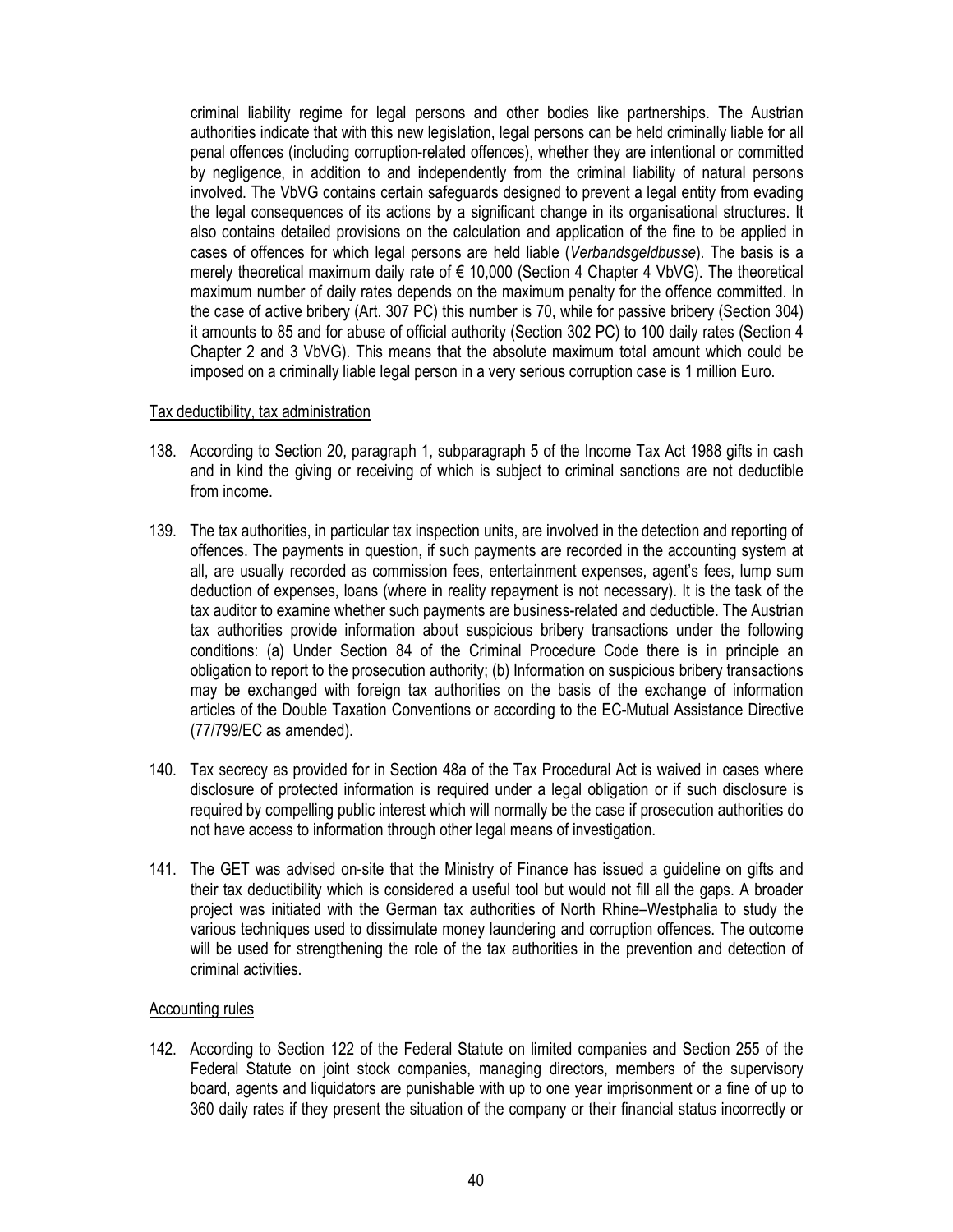criminal liability regime for legal persons and other bodies like partnerships. The Austrian authorities indicate that with this new legislation, legal persons can be held criminally liable for all penal offences (including corruption-related offences), whether they are intentional or committed by negligence, in addition to and independently from the criminal liability of natural persons involved. The VbVG contains certain safeguards designed to prevent a legal entity from evading the legal consequences of its actions by a significant change in its organisational structures. It also contains detailed provisions on the calculation and application of the fine to be applied in cases of offences for which legal persons are held liable (*Verbandsgeldbusse*). The basis is a merely theoretical maximum daily rate of € 10,000 (Section 4 Chapter 4 VbVG). The theoretical maximum number of daily rates depends on the maximum penalty for the offence committed. In the case of active bribery (Art. 307 PC) this number is 70, while for passive bribery (Section 304) it amounts to 85 and for abuse of official authority (Section 302 PC) to 100 daily rates (Section 4 Chapter 2 and 3 VbVG). This means that the absolute maximum total amount which could be imposed on a criminally liable legal person in a very serious corruption case is 1 million Euro.

<u>Tax deductibility, tax administration</u>

138. According to Section 20, paragraph 1, subparagraph 5 of the Income Tax Act 1988 gifts in cash and in kind the giving or receiving of which is subject to criminal sanctions are not deductible from income.

139. The tax authorities, in particular tax inspection units, are involved in the detection and reporting of offences. The payments in question, if such payments are recorded in the accounting system at all, are usually recorded as commission fees, entertainment expenses, agent's fees, lump sum deduction of expenses, loans (where in reality repayment is not necessary). It is the task of the tax auditor to examine whether such payments are business-related and deductible. The Austrian tax authorities provide information about suspicious bribery transactions under the following conditions: (a) Under Section 84 of the Criminal Procedure Code there is in principle an obligation to report to the prosecution authority; (b) Information on suspicious bribery transactions may be exchanged with foreign tax authorities on the basis of the exchange of information articles of the Double Taxation Conventions or according to the EC-Mutual Assistance Directive (77/799/EC as amended).

140. Tax secrecy as provided for in Section 48a of the Tax Procedural Act is waived in cases where disclosure of protected information is required under a legal obligation or if such disclosure is required by compelling public interest which will normally be the case if prosecution authorities do not have access to information through other legal means of investigation.

141. The GET was advised on-site that the Ministry of Finance has issued a guideline on gifts and their tax deductibility which is considered a useful tool but would not fill all the gaps. A broader project was initiated with the German tax authorities of North Rhine–Westphalia to study the various techniques used to dissimulate money laundering and corruption offences. The outcome will be used for strengthening the role of the tax authorities in the prevention and detection of criminal activities.

<u>Accounting rules</u>

142. According to Section 122 of the Federal Statute on limited companies and Section 255 of the Federal Statute on joint stock companies, managing directors, members of the supervisory board, agents and liquidators are punishable with up to one year imprisonment or a fine of up to 360 daily rates if they present the situation of the company or their financial status incorrectly or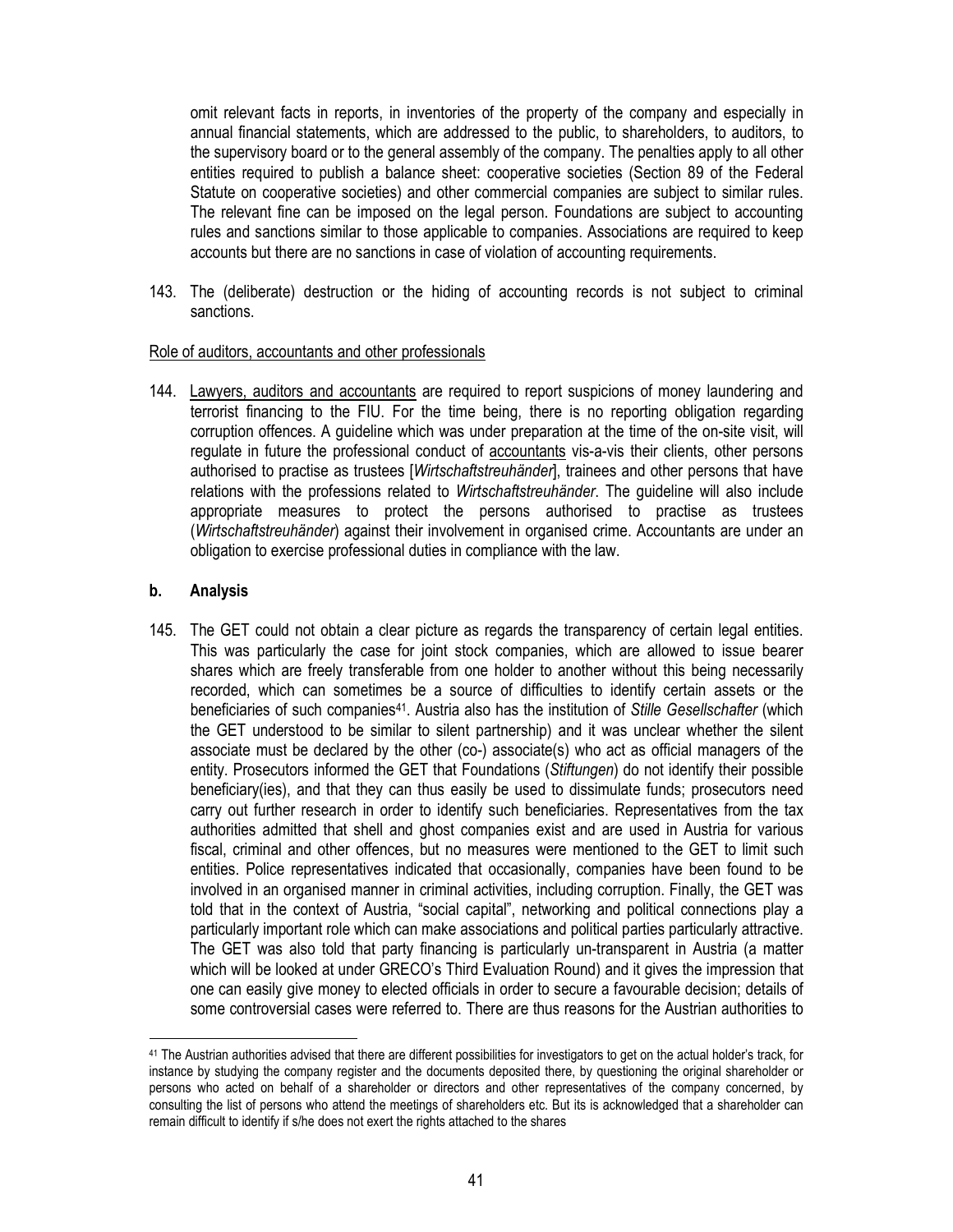omit relevant facts in reports, in inventories of the property of the company and especially in annual financial statements, which are addressed to the public, to shareholders, to auditors, to the supervisory board or to the general assembly of the company. The penalties apply to all other entities required to publish a balance sheet: cooperative societies (Section 89 of the Federal Statute on cooperative societies) and other commercial companies are subject to similar rules. The relevant fine can be imposed on the legal person. Foundations are subject to accounting rules and sanctions similar to those applicable to companies. Associations are required to keep accounts but there are no sanctions in case of violation of accounting requirements.

143. The (deliberate) destruction or the hiding of accounting records is not subject to criminal sanctions.

Role of auditors, accountants and other professionals

144. Lawyers, auditors and accountants are required to report suspicions of money laundering and terrorist financing to the FIU. For the time being, there is no reporting obligation regarding corruption offences. A guideline which was under preparation at the time of the on-site visit, will regulate in future the professional conduct of accountants vis-a-vis their clients, other persons authorised to practise as trustees [*Wirtschaftstreuhänder*], trainees and other persons that have relations with the professions related to *Wirtschaftstreuhänder*. The guideline will also include appropriate measures to protect the persons authorised to practise as trustees (*Wirtschaftstreuhänder*) against their involvement in organised crime. Accountants are under an obligation to exercise professional duties in compliance with the law.

## b. Analysis

145. The GET could not obtain a clear picture as regards the transparency of certain legal entities. This was particularly the case for joint stock companies, which are allowed to issue bearer shares which are freely transferable from one holder to another without this being necessarily recorded, which can sometimes be a source of difficulties to identify certain assets or the beneficiaries of such companies[41]. Austria also has the institution of *Stille Gesellschafter* (which the GET understood to be similar to silent partnership) and it was unclear whether the silent associate must be declared by the other (co-) associate(s) who act as official managers of the entity. Prosecutors informed the GET that Foundations (*Stiftungen*) do not identify their possible beneficiary(ies), and that they can thus easily be used to dissimulate funds; prosecutors need carry out further research in order to identify such beneficiaries. Representatives from the tax authorities admitted that shell and ghost companies exist and are used in Austria for various fiscal, criminal and other offences, but no measures were mentioned to the GET to limit such entities. Police representatives indicated that occasionally, companies have been found to be involved in an organised manner in criminal activities, including corruption. Finally, the GET was told that in the context of Austria, "social capital", networking and political connections play a particularly important role which can make associations and political parties particularly attractive. The GET was also told that party financing is particularly un-transparent in Austria (a matter which will be looked at under GRECO's Third Evaluation Round) and it gives the impression that one can easily give money to elected officials in order to secure a favourable decision; details of some controversial cases were referred to. There are thus reasons for the Austrian authorities to

[41] The Austrian authorities advised that there are different possibilities for investigators to get on the actual holder's track, for instance by studying the company register and the documents deposited there, by questioning the original shareholder or persons who acted on behalf of a shareholder or directors and other representatives of the company concerned, by consulting the list of persons who attend the meetings of shareholders etc. But its is acknowledged that a shareholder can remain difficult to identify if s/he does not exert the rights attached to the shares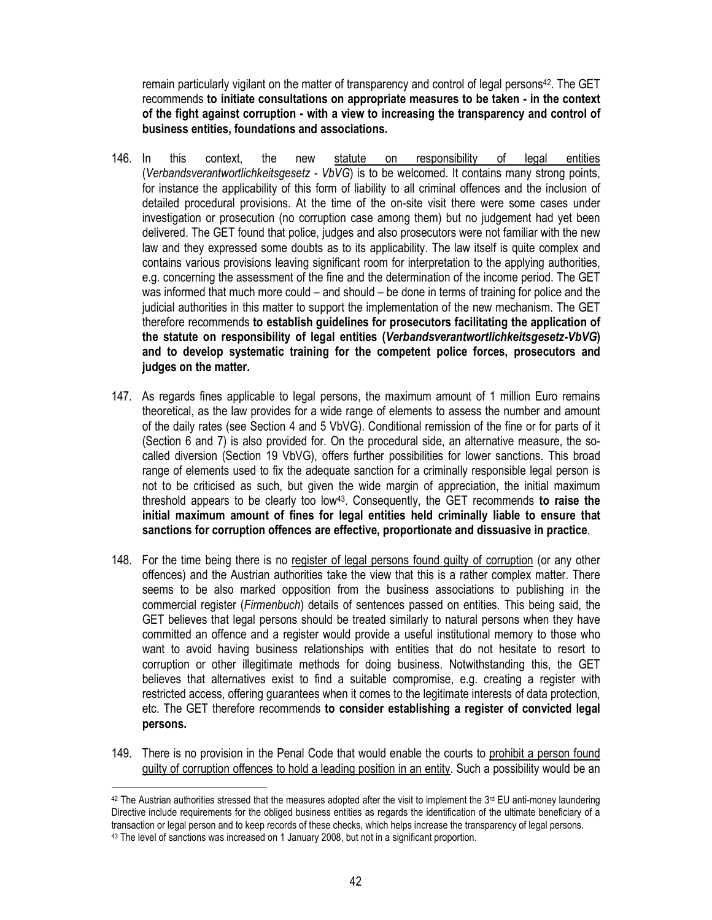remain particularly vigilant on the matter of transparency and control of legal persons[42]. The GET recommends **to initiate consultations on appropriate measures to be taken - in the context of the fight against corruption - with a view to increasing the transparency and control of business entities, foundations and associations.**

146. In this context, the new statute on responsibility of legal entities (*Verbandsverantwortlichkeitsgesetz - VbVG*) is to be welcomed. It contains many strong points, for instance the applicability of this form of liability to all criminal offences and the inclusion of detailed procedural provisions. At the time of the on-site visit there were some cases under investigation or prosecution (no corruption case among them) but no judgement had yet been delivered. The GET found that police, judges and also prosecutors were not familiar with the new law and they expressed some doubts as to its applicability. The law itself is quite complex and contains various provisions leaving significant room for interpretation to the applying authorities, e.g. concerning the assessment of the fine and the determination of the income period. The GET was informed that much more could – and should – be done in terms of training for police and the judicial authorities in this matter to support the implementation of the new mechanism. The GET therefore recommends **to establish guidelines for prosecutors facilitating the application of the statute on responsibility of legal entities (*Verbandsverantwortlichkeitsgesetz-VbVG*) and to develop systematic training for the competent police forces, prosecutors and judges on the matter.**

147. As regards fines applicable to legal persons, the maximum amount of 1 million Euro remains theoretical, as the law provides for a wide range of elements to assess the number and amount of the daily rates (see Section 4 and 5 VbVG). Conditional remission of the fine or for parts of it (Section 6 and 7) is also provided for. On the procedural side, an alternative measure, the so-called diversion (Section 19 VbVG), offers further possibilities for lower sanctions. This broad range of elements used to fix the adequate sanction for a criminally responsible legal person is not to be criticised as such, but given the wide margin of appreciation, the initial maximum threshold appears to be clearly too low[43]. Consequently, the GET recommends **to raise the initial maximum amount of fines for legal entities held criminally liable to ensure that sanctions for corruption offences are effective, proportionate and dissuasive in practice**.

148. For the time being there is no register of legal persons found guilty of corruption (or any other offences) and the Austrian authorities take the view that this is a rather complex matter. There seems to be also marked opposition from the business associations to publishing in the commercial register (*Firmenbuch*) details of sentences passed on entities. This being said, the GET believes that legal persons should be treated similarly to natural persons when they have committed an offence and a register would provide a useful institutional memory to those who want to avoid having business relationships with entities that do not hesitate to resort to corruption or other illegitimate methods for doing business. Notwithstanding this, the GET believes that alternatives exist to find a suitable compromise, e.g. creating a register with restricted access, offering guarantees when it comes to the legitimate interests of data protection, etc. The GET therefore recommends **to consider establishing a register of convicted legal persons.**

149. There is no provision in the Penal Code that would enable the courts to prohibit a person found guilty of corruption offences to hold a leading position in an entity. Such a possibility would be an

---

[42] The Austrian authorities stressed that the measures adopted after the visit to implement the 3rd EU anti-money laundering Directive include requirements for the obliged business entities as regards the identification of the ultimate beneficiary of a transaction or legal person and to keep records of these checks, which helps increase the transparency of legal persons.

[43] The level of sanctions was increased on 1 January 2008, but not in a significant proportion.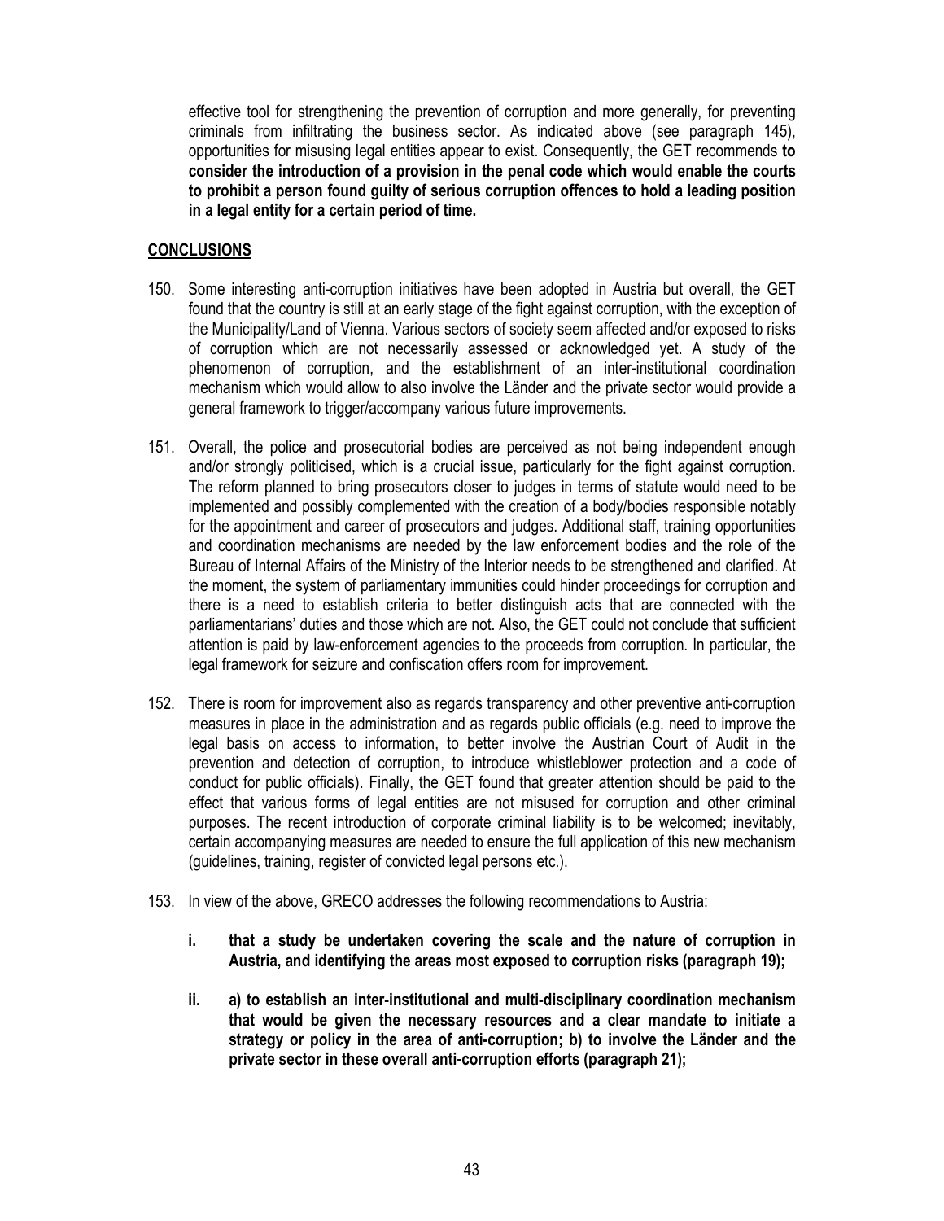effective tool for strengthening the prevention of corruption and more generally, for preventing criminals from infiltrating the business sector. As indicated above (see paragraph 145), opportunities for misusing legal entities appear to exist. Consequently, the GET recommends **to consider the introduction of a provision in the penal code which would enable the courts to prohibit a person found guilty of serious corruption offences to hold a leading position in a legal entity for a certain period of time.**

## CONCLUSIONS

150. Some interesting anti-corruption initiatives have been adopted in Austria but overall, the GET found that the country is still at an early stage of the fight against corruption, with the exception of the Municipality/Land of Vienna. Various sectors of society seem affected and/or exposed to risks of corruption which are not necessarily assessed or acknowledged yet. A study of the phenomenon of corruption, and the establishment of an inter-institutional coordination mechanism which would allow to also involve the Länder and the private sector would provide a general framework to trigger/accompany various future improvements.

151. Overall, the police and prosecutorial bodies are perceived as not being independent enough and/or strongly politicised, which is a crucial issue, particularly for the fight against corruption. The reform planned to bring prosecutors closer to judges in terms of statute would need to be implemented and possibly complemented with the creation of a body/bodies responsible notably for the appointment and career of prosecutors and judges. Additional staff, training opportunities and coordination mechanisms are needed by the law enforcement bodies and the role of the Bureau of Internal Affairs of the Ministry of the Interior needs to be strengthened and clarified. At the moment, the system of parliamentary immunities could hinder proceedings for corruption and there is a need to establish criteria to better distinguish acts that are connected with the parliamentarians' duties and those which are not. Also, the GET could not conclude that sufficient attention is paid by law-enforcement agencies to the proceeds from corruption. In particular, the legal framework for seizure and confiscation offers room for improvement.

152. There is room for improvement also as regards transparency and other preventive anti-corruption measures in place in the administration and as regards public officials (e.g. need to improve the legal basis on access to information, to better involve the Austrian Court of Audit in the prevention and detection of corruption, to introduce whistleblower protection and a code of conduct for public officials). Finally, the GET found that greater attention should be paid to the effect that various forms of legal entities are not misused for corruption and other criminal purposes. The recent introduction of corporate criminal liability is to be welcomed; inevitably, certain accompanying measures are needed to ensure the full application of this new mechanism (guidelines, training, register of convicted legal persons etc.).

153. In view of the above, GRECO addresses the following recommendations to Austria:

   **i. that a study be undertaken covering the scale and the nature of corruption in Austria, and identifying the areas most exposed to corruption risks (paragraph 19);**

   **ii. a) to establish an inter-institutional and multi-disciplinary coordination mechanism that would be given the necessary resources and a clear mandate to initiate a strategy or policy in the area of anti-corruption; b) to involve the Länder and the private sector in these overall anti-corruption efforts (paragraph 21);**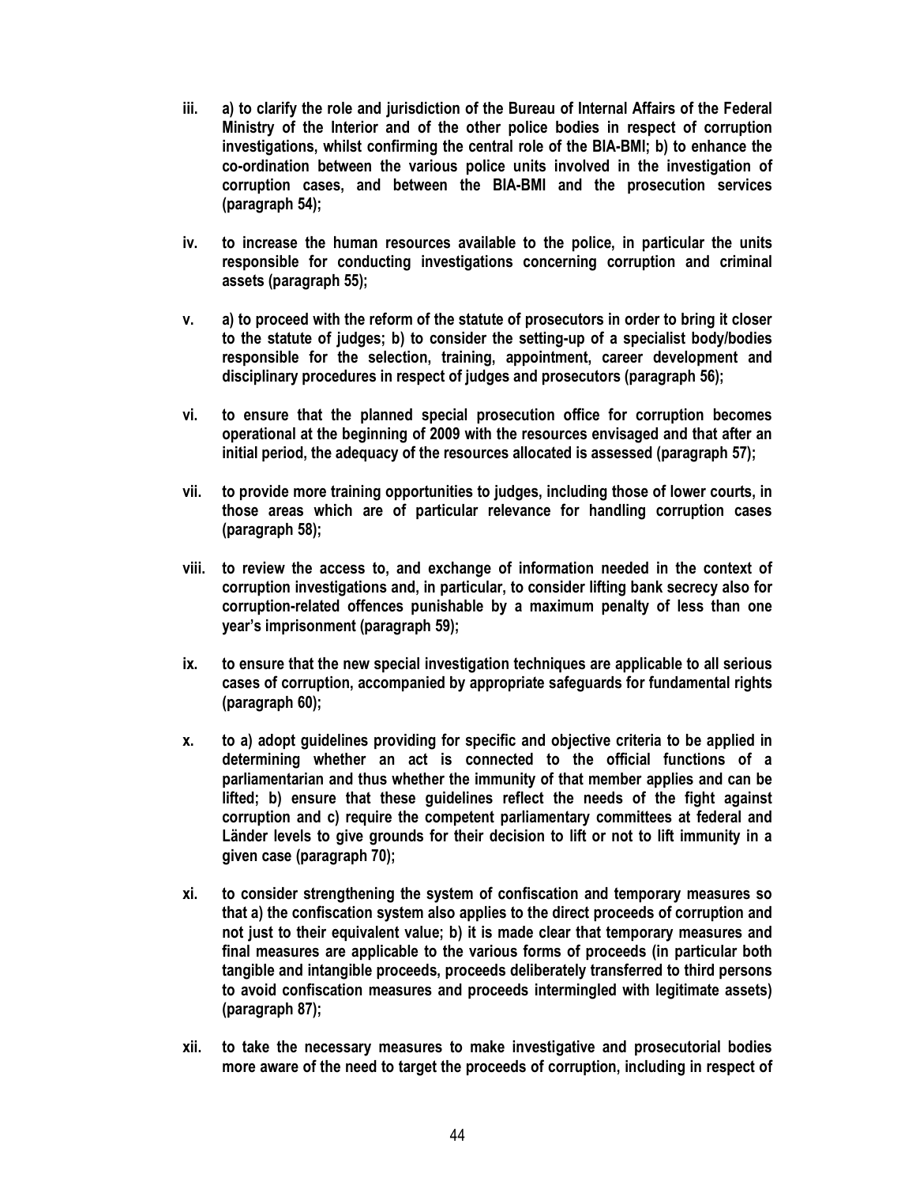iii. **a) to clarify the role and jurisdiction of the Bureau of Internal Affairs of the Federal Ministry of the Interior and of the other police bodies in respect of corruption investigations, whilst confirming the central role of the BIA-BMI; b) to enhance the co-ordination between the various police units involved in the investigation of corruption cases, and between the BIA-BMI and the prosecution services (paragraph 54);**

iv. **to increase the human resources available to the police, in particular the units responsible for conducting investigations concerning corruption and criminal assets (paragraph 55);**

v. **a) to proceed with the reform of the statute of prosecutors in order to bring it closer to the statute of judges; b) to consider the setting-up of a specialist body/bodies responsible for the selection, training, appointment, career development and disciplinary procedures in respect of judges and prosecutors (paragraph 56);**

vi. **to ensure that the planned special prosecution office for corruption becomes operational at the beginning of 2009 with the resources envisaged and that after an initial period, the adequacy of the resources allocated is assessed (paragraph 57);**

vii. **to provide more training opportunities to judges, including those of lower courts, in those areas which are of particular relevance for handling corruption cases (paragraph 58);**

viii. **to review the access to, and exchange of information needed in the context of corruption investigations and, in particular, to consider lifting bank secrecy also for corruption-related offences punishable by a maximum penalty of less than one year's imprisonment (paragraph 59);**

ix. **to ensure that the new special investigation techniques are applicable to all serious cases of corruption, accompanied by appropriate safeguards for fundamental rights (paragraph 60);**

x. **to a) adopt guidelines providing for specific and objective criteria to be applied in determining whether an act is connected to the official functions of a parliamentarian and thus whether the immunity of that member applies and can be lifted; b) ensure that these guidelines reflect the needs of the fight against corruption and c) require the competent parliamentary committees at federal and Länder levels to give grounds for their decision to lift or not to lift immunity in a given case (paragraph 70);**

xi. **to consider strengthening the system of confiscation and temporary measures so that a) the confiscation system also applies to the direct proceeds of corruption and not just to their equivalent value; b) it is made clear that temporary measures and final measures are applicable to the various forms of proceeds (in particular both tangible and intangible proceeds, proceeds deliberately transferred to third persons to avoid confiscation measures and proceeds intermingled with legitimate assets) (paragraph 87);**

xii. **to take the necessary measures to make investigative and prosecutorial bodies more aware of the need to target the proceeds of corruption, including in respect of**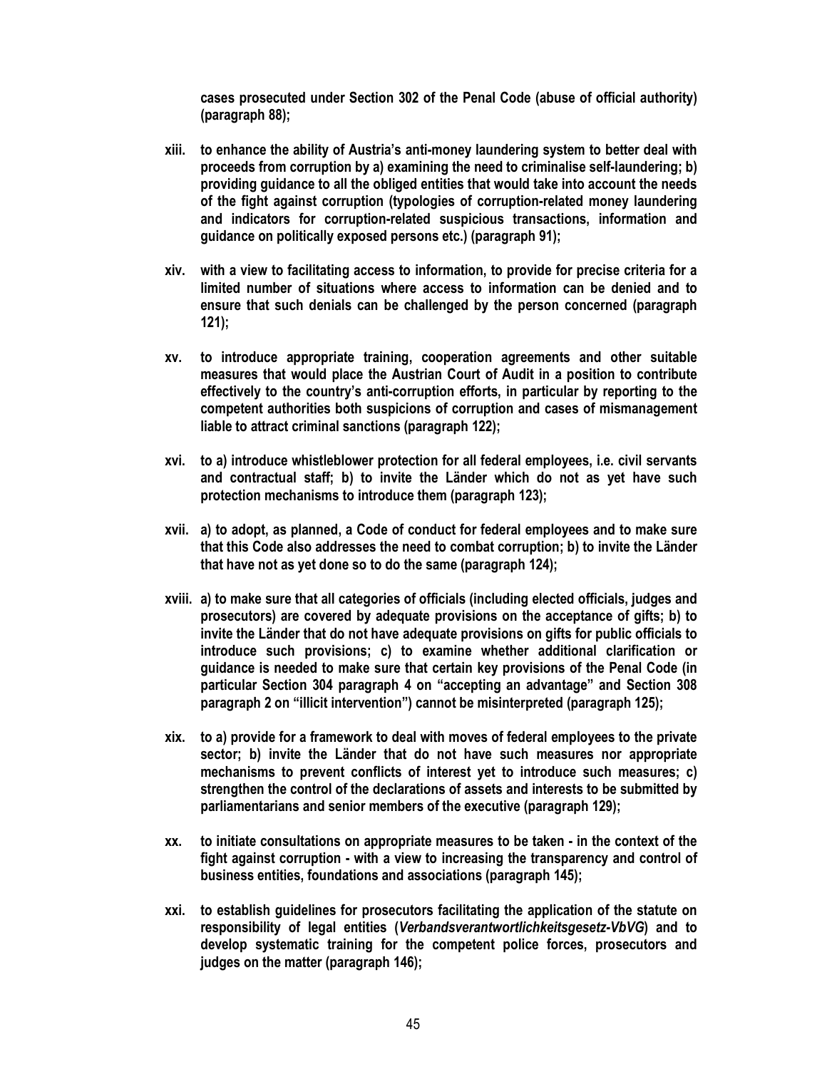**cases prosecuted under Section 302 of the Penal Code (abuse of official authority) (paragraph 88);**

**xiii. to enhance the ability of Austria's anti-money laundering system to better deal with proceeds from corruption by a) examining the need to criminalise self-laundering; b) providing guidance to all the obliged entities that would take into account the needs of the fight against corruption (typologies of corruption-related money laundering and indicators for corruption-related suspicious transactions, information and guidance on politically exposed persons etc.) (paragraph 91);**

**xiv. with a view to facilitating access to information, to provide for precise criteria for a limited number of situations where access to information can be denied and to ensure that such denials can be challenged by the person concerned (paragraph 121);**

**xv. to introduce appropriate training, cooperation agreements and other suitable measures that would place the Austrian Court of Audit in a position to contribute effectively to the country's anti-corruption efforts, in particular by reporting to the competent authorities both suspicions of corruption and cases of mismanagement liable to attract criminal sanctions (paragraph 122);**

**xvi. to a) introduce whistleblower protection for all federal employees, i.e. civil servants and contractual staff; b) to invite the Länder which do not as yet have such protection mechanisms to introduce them (paragraph 123);**

**xvii. a) to adopt, as planned, a Code of conduct for federal employees and to make sure that this Code also addresses the need to combat corruption; b) to invite the Länder that have not as yet done so to do the same (paragraph 124);**

**xviii. a) to make sure that all categories of officials (including elected officials, judges and prosecutors) are covered by adequate provisions on the acceptance of gifts; b) to invite the Länder that do not have adequate provisions on gifts for public officials to introduce such provisions; c) to examine whether additional clarification or guidance is needed to make sure that certain key provisions of the Penal Code (in particular Section 304 paragraph 4 on "accepting an advantage" and Section 308 paragraph 2 on "illicit intervention") cannot be misinterpreted (paragraph 125);**

**xix. to a) provide for a framework to deal with moves of federal employees to the private sector; b) invite the Länder that do not have such measures nor appropriate mechanisms to prevent conflicts of interest yet to introduce such measures; c) strengthen the control of the declarations of assets and interests to be submitted by parliamentarians and senior members of the executive (paragraph 129);**

**xx. to initiate consultations on appropriate measures to be taken - in the context of the fight against corruption - with a view to increasing the transparency and control of business entities, foundations and associations (paragraph 145);**

**xxi. to establish guidelines for prosecutors facilitating the application of the statute on responsibility of legal entities (*Verbandsverantwortlichkeitsgesetz-VbVG*) and to develop systematic training for the competent police forces, prosecutors and judges on the matter (paragraph 146);**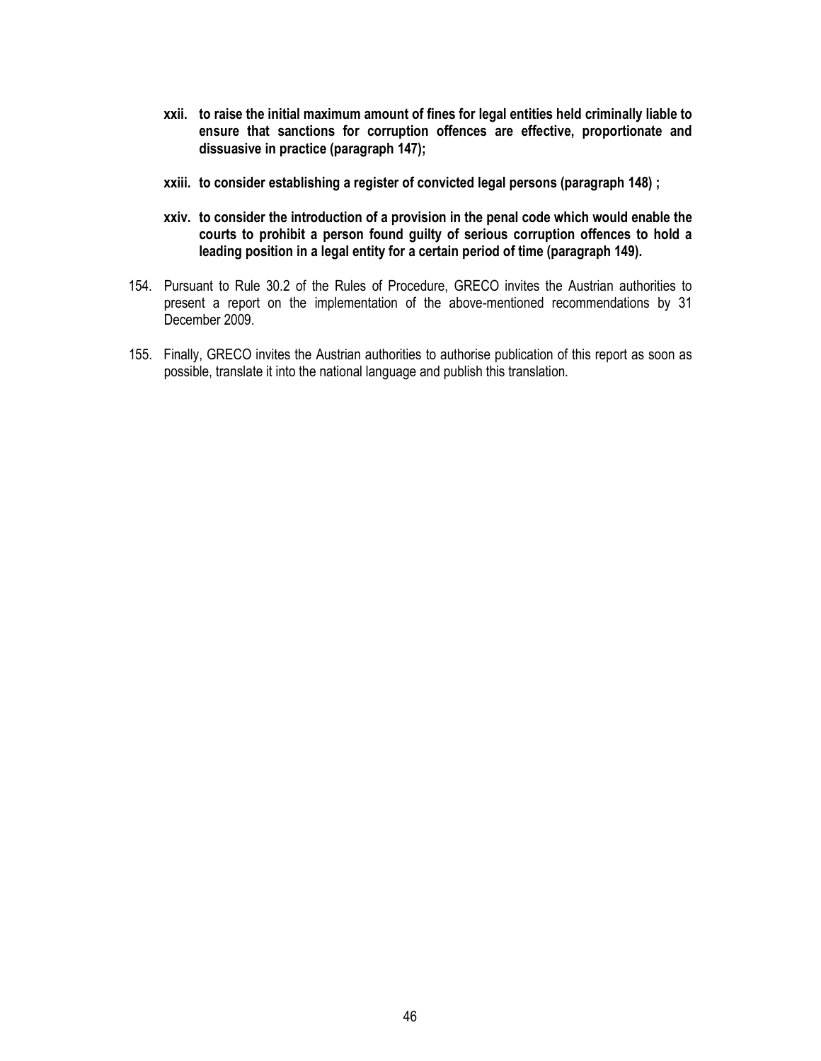xxii. **to raise the initial maximum amount of fines for legal entities held criminally liable to ensure that sanctions for corruption offences are effective, proportionate and dissuasive in practice (paragraph 147);**

xxiii. **to consider establishing a register of convicted legal persons (paragraph 148) ;**

xxiv. **to consider the introduction of a provision in the penal code which would enable the courts to prohibit a person found guilty of serious corruption offences to hold a leading position in a legal entity for a certain period of time (paragraph 149).**

154. Pursuant to Rule 30.2 of the Rules of Procedure, GRECO invites the Austrian authorities to present a report on the implementation of the above-mentioned recommendations by 31 December 2009.

155. Finally, GRECO invites the Austrian authorities to authorise publication of this report as soon as possible, translate it into the national language and publish this translation.